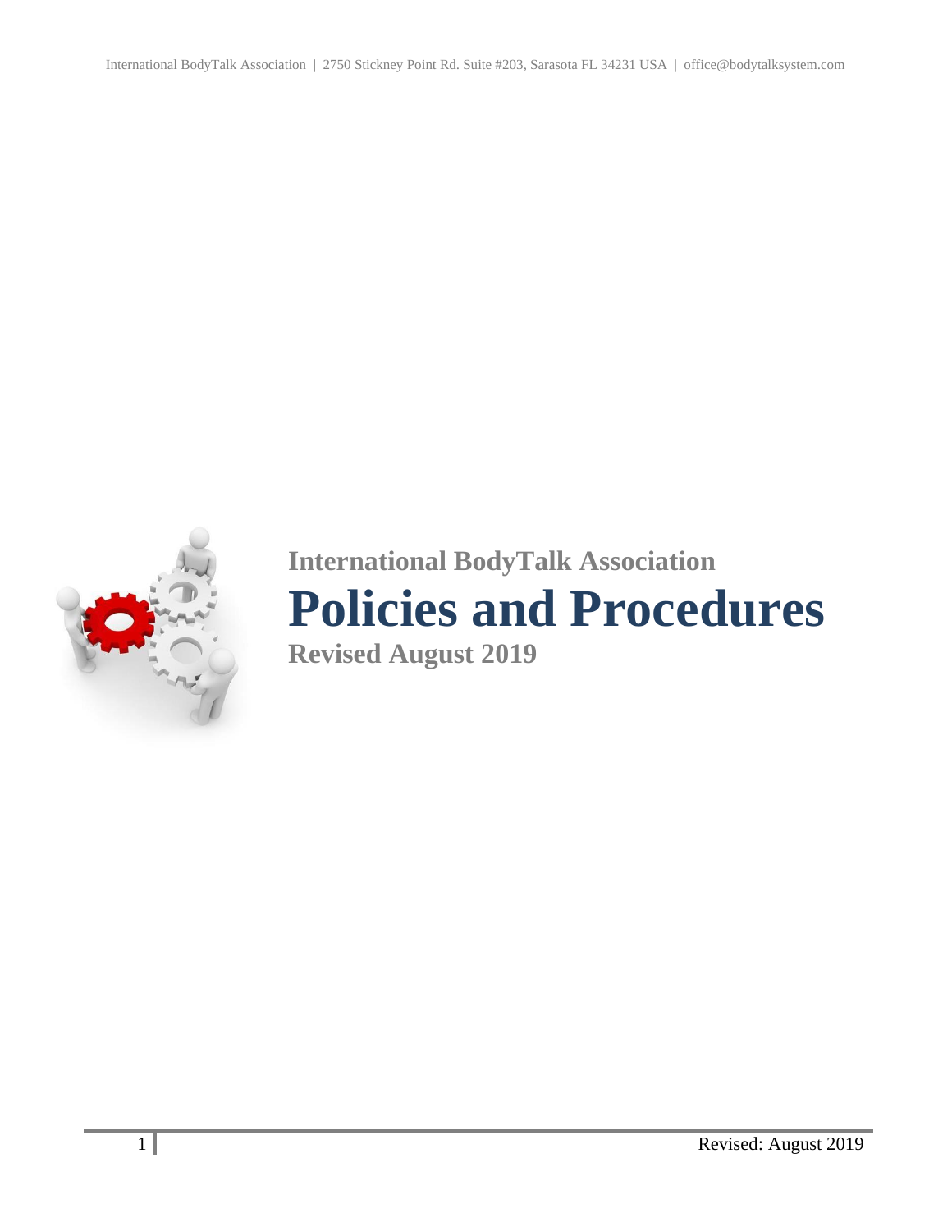International BodyTalk Association

# Policies and Procedures

Revised August 2019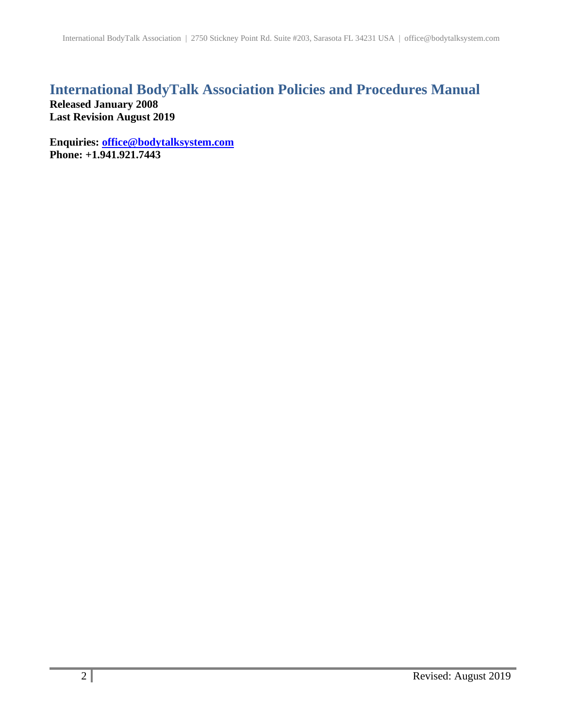# International BodyTalk Association Policies and Procedures Manual

**Released January 2008**
**Last Revision August 2019**

**Enquiries: office@bodytalksystem.com**
**Phone: +1.941.921.7443**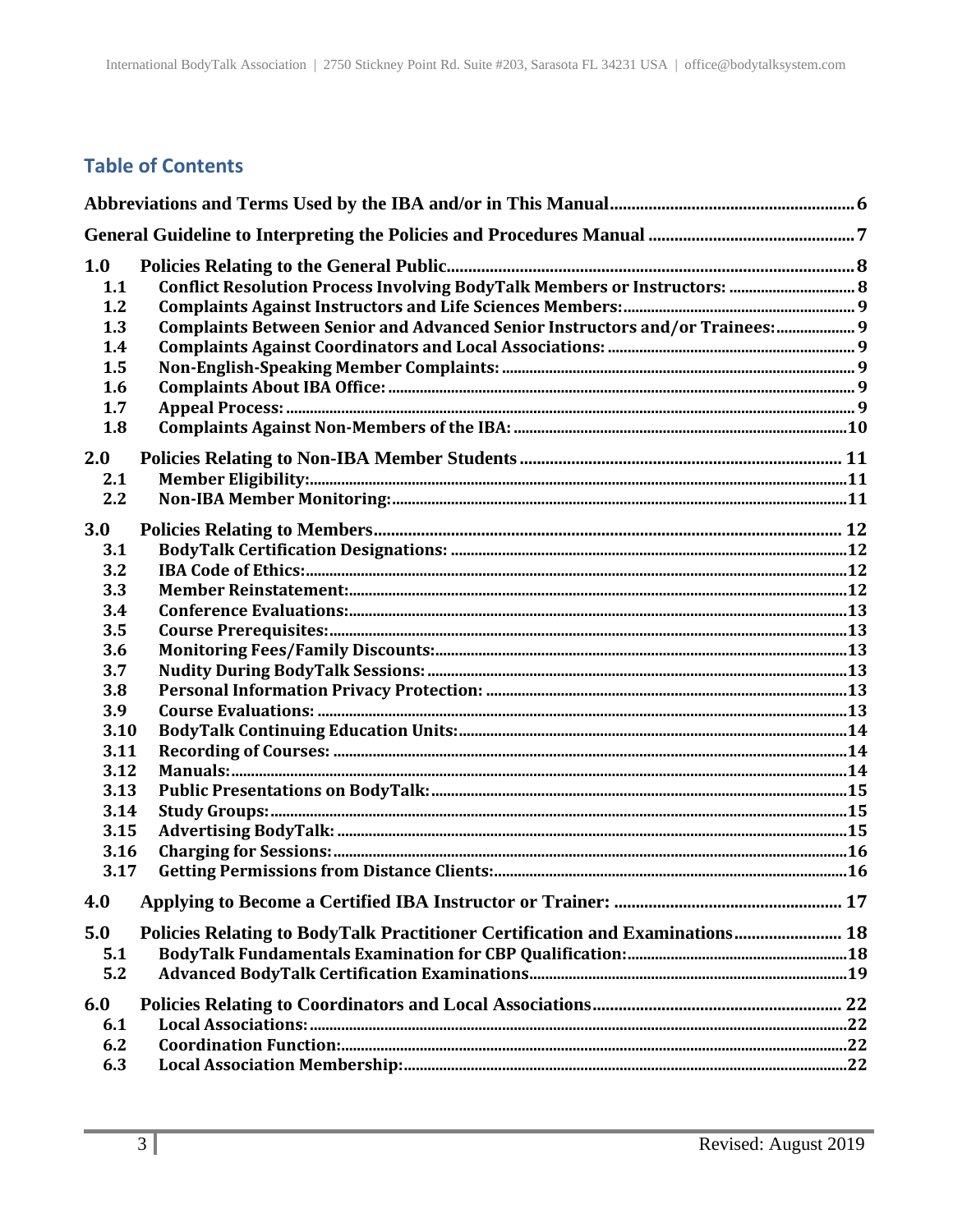## Table of Contents

**Abbreviations and Terms Used by the IBA and/or in This Manual** ........ 6

**General Guideline to Interpreting the Policies and Procedures Manual** ........ 7

**1.0 Policies Relating to the General Public** ........ 8
- 1.1 Conflict Resolution Process Involving BodyTalk Members or Instructors: ........ 8
- 1.2 Complaints Against Instructors and Life Sciences Members: ........ 9
- 1.3 Complaints Between Senior and Advanced Senior Instructors and/or Trainees: ........ 9
- 1.4 Complaints Against Coordinators and Local Associations: ........ 9
- 1.5 Non-English-Speaking Member Complaints: ........ 9
- 1.6 Complaints About IBA Office: ........ 9
- 1.7 Appeal Process: ........ 9
- 1.8 Complaints Against Non-Members of the IBA: ........ 10

**2.0 Policies Relating to Non-IBA Member Students** ........ 11
- 2.1 Member Eligibility: ........ 11
- 2.2 Non-IBA Member Monitoring: ........ 11

**3.0 Policies Relating to Members** ........ 12
- 3.1 BodyTalk Certification Designations: ........ 12
- 3.2 IBA Code of Ethics: ........ 12
- 3.3 Member Reinstatement: ........ 12
- 3.4 Conference Evaluations: ........ 13
- 3.5 Course Prerequisites: ........ 13
- 3.6 Monitoring Fees/Family Discounts: ........ 13
- 3.7 Nudity During BodyTalk Sessions: ........ 13
- 3.8 Personal Information Privacy Protection: ........ 13
- 3.9 Course Evaluations: ........ 13
- 3.10 BodyTalk Continuing Education Units: ........ 14
- 3.11 Recording of Courses: ........ 14
- 3.12 Manuals: ........ 14
- 3.13 Public Presentations on BodyTalk: ........ 15
- 3.14 Study Groups: ........ 15
- 3.15 Advertising BodyTalk: ........ 15
- 3.16 Charging for Sessions: ........ 16
- 3.17 Getting Permissions from Distance Clients: ........ 16

**4.0 Applying to Become a Certified IBA Instructor or Trainer:** ........ 17

**5.0 Policies Relating to BodyTalk Practitioner Certification and Examinations** ........ 18
- 5.1 BodyTalk Fundamentals Examination for CBP Qualification: ........ 18
- 5.2 Advanced BodyTalk Certification Examinations ........ 19

**6.0 Policies Relating to Coordinators and Local Associations** ........ 22
- 6.1 Local Associations: ........ 22
- 6.2 Coordination Function: ........ 22
- 6.3 Local Association Membership: ........ 22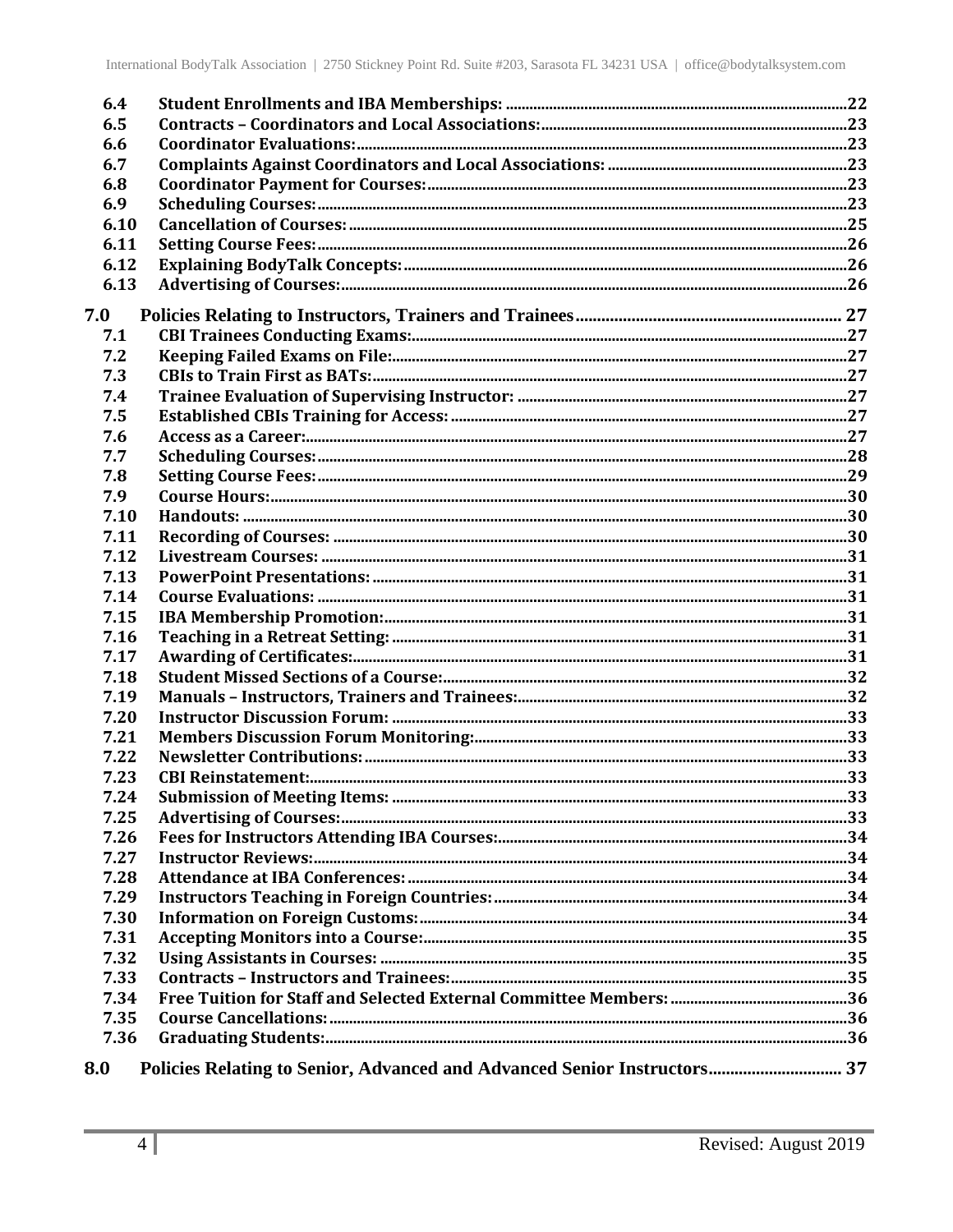| | | |
|---|---|---|
| 6.4 | Student Enrollments and IBA Memberships: | 22 |
| 6.5 | Contracts – Coordinators and Local Associations: | 23 |
| 6.6 | Coordinator Evaluations: | 23 |
| 6.7 | Complaints Against Coordinators and Local Associations: | 23 |
| 6.8 | Coordinator Payment for Courses: | 23 |
| 6.9 | Scheduling Courses: | 23 |
| 6.10 | Cancellation of Courses: | 25 |
| 6.11 | Setting Course Fees: | 26 |
| 6.12 | Explaining BodyTalk Concepts: | 26 |
| 6.13 | Advertising of Courses: | 26 |
| **7.0** | **Policies Relating to Instructors, Trainers and Trainees** | **27** |
| 7.1 | CBI Trainees Conducting Exams: | 27 |
| 7.2 | Keeping Failed Exams on File: | 27 |
| 7.3 | CBIs to Train First as BATs: | 27 |
| 7.4 | Trainee Evaluation of Supervising Instructor: | 27 |
| 7.5 | Established CBIs Training for Access: | 27 |
| 7.6 | Access as a Career: | 27 |
| 7.7 | Scheduling Courses: | 28 |
| 7.8 | Setting Course Fees: | 29 |
| 7.9 | Course Hours: | 30 |
| 7.10 | Handouts: | 30 |
| 7.11 | Recording of Courses: | 30 |
| 7.12 | Livestream Courses: | 31 |
| 7.13 | PowerPoint Presentations: | 31 |
| 7.14 | Course Evaluations: | 31 |
| 7.15 | IBA Membership Promotion: | 31 |
| 7.16 | Teaching in a Retreat Setting: | 31 |
| 7.17 | Awarding of Certificates: | 31 |
| 7.18 | Student Missed Sections of a Course: | 32 |
| 7.19 | Manuals – Instructors, Trainers and Trainees: | 32 |
| 7.20 | Instructor Discussion Forum: | 33 |
| 7.21 | Members Discussion Forum Monitoring: | 33 |
| 7.22 | Newsletter Contributions: | 33 |
| 7.23 | CBI Reinstatement: | 33 |
| 7.24 | Submission of Meeting Items: | 33 |
| 7.25 | Advertising of Courses: | 33 |
| 7.26 | Fees for Instructors Attending IBA Courses: | 34 |
| 7.27 | Instructor Reviews: | 34 |
| 7.28 | Attendance at IBA Conferences: | 34 |
| 7.29 | Instructors Teaching in Foreign Countries: | 34 |
| 7.30 | Information on Foreign Customs: | 34 |
| 7.31 | Accepting Monitors into a Course: | 35 |
| 7.32 | Using Assistants in Courses: | 35 |
| 7.33 | Contracts – Instructors and Trainees: | 35 |
| 7.34 | Free Tuition for Staff and Selected External Committee Members: | 36 |
| 7.35 | Course Cancellations: | 36 |
| 7.36 | Graduating Students: | 36 |
| **8.0** | **Policies Relating to Senior, Advanced and Advanced Senior Instructors** | **37** |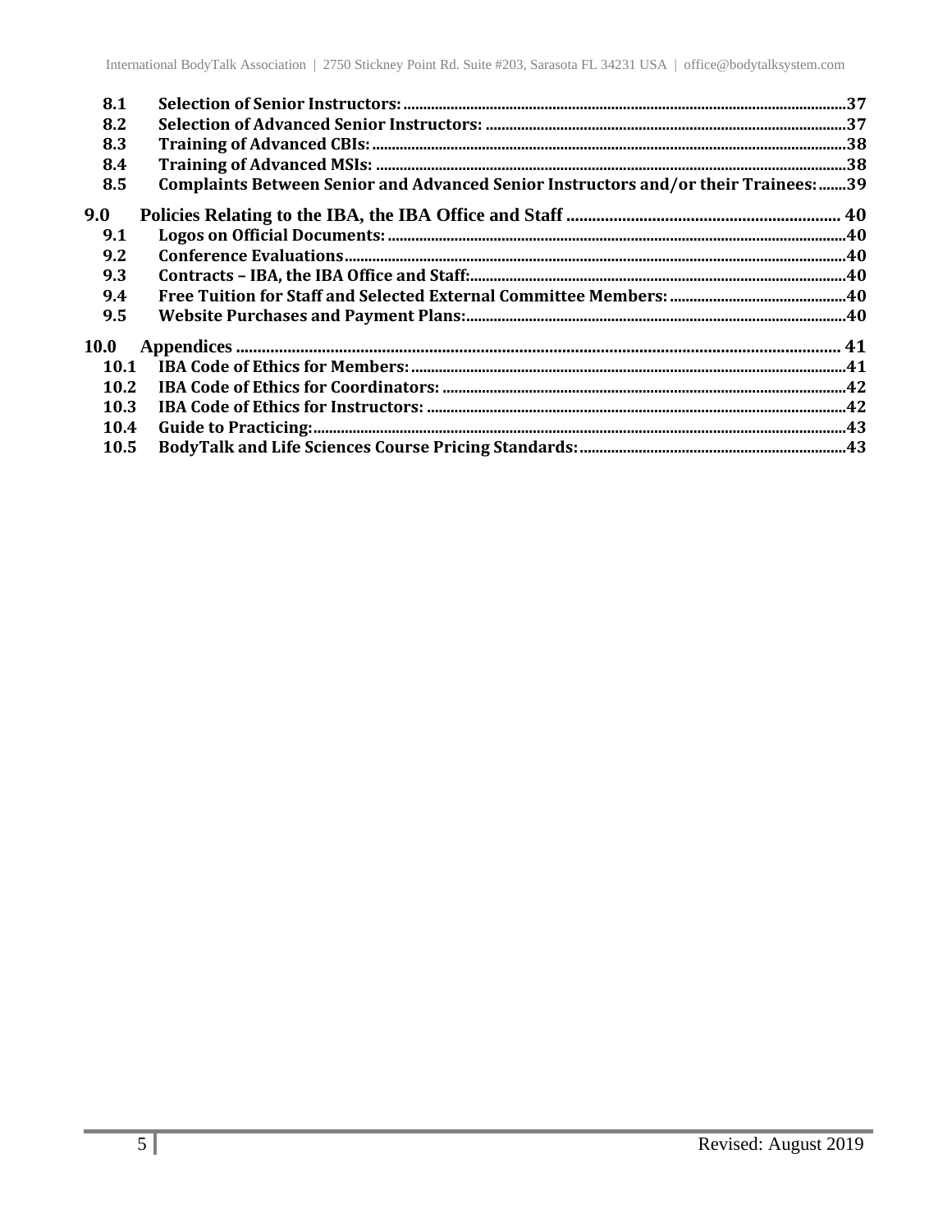**8.1 Selection of Senior Instructors:** 37
**8.2 Selection of Advanced Senior Instructors:** 37
**8.3 Training of Advanced CBIs:** 38
**8.4 Training of Advanced MSIs:** 38
**8.5 Complaints Between Senior and Advanced Senior Instructors and/or their Trainees:** 39

**9.0 Policies Relating to the IBA, the IBA Office and Staff** 40

**9.1 Logos on Official Documents:** 40
**9.2 Conference Evaluations** 40
**9.3 Contracts – IBA, the IBA Office and Staff:** 40
**9.4 Free Tuition for Staff and Selected External Committee Members:** 40
**9.5 Website Purchases and Payment Plans:** 40

**10.0 Appendices** 41

**10.1 IBA Code of Ethics for Members:** 41
**10.2 IBA Code of Ethics for Coordinators:** 42
**10.3 IBA Code of Ethics for Instructors:** 42
**10.4 Guide to Practicing:** 43
**10.5 BodyTalk and Life Sciences Course Pricing Standards:** 43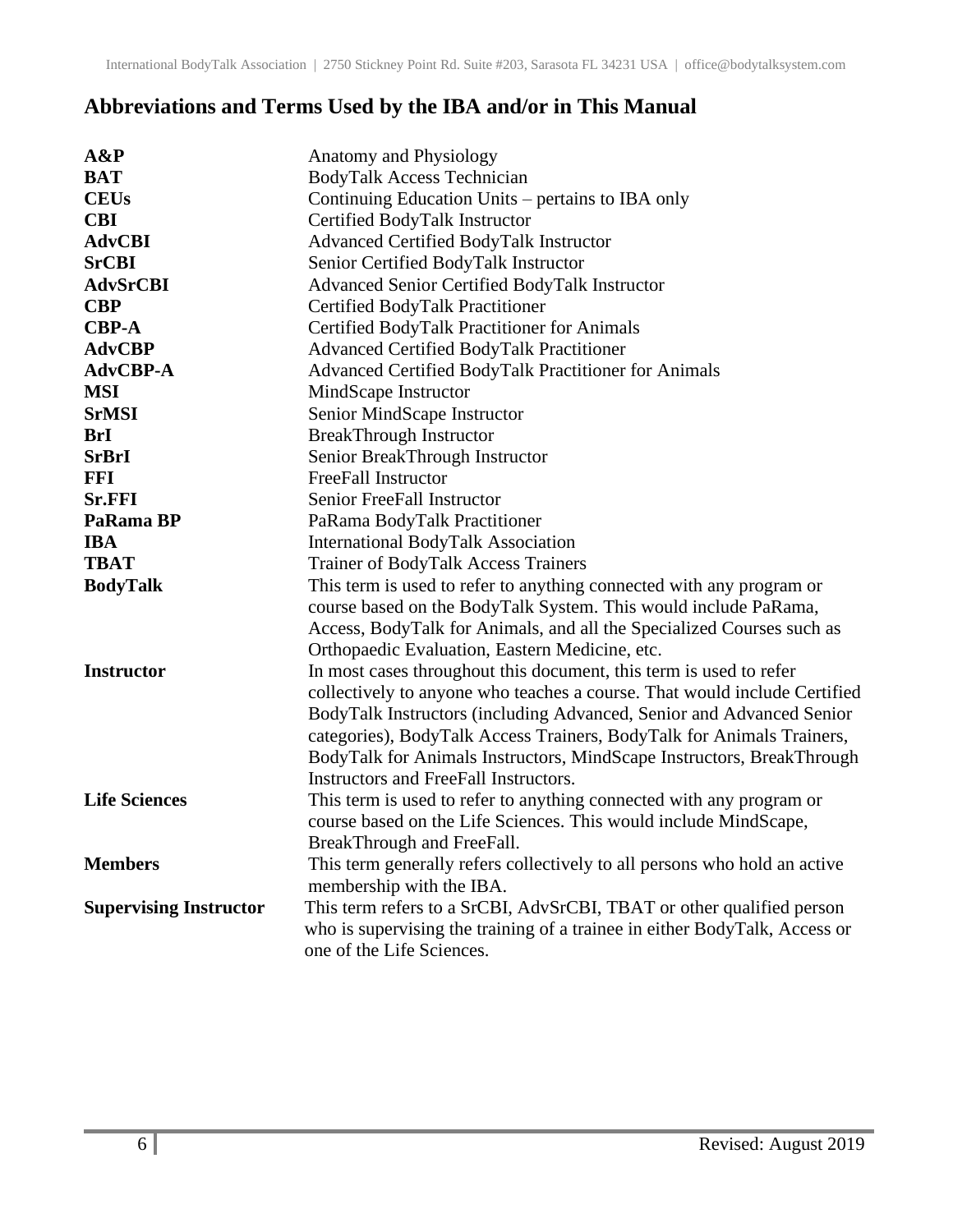## Abbreviations and Terms Used by the IBA and/or in This Manual

| | |
|---|---|
| **A&P** | Anatomy and Physiology |
| **BAT** | BodyTalk Access Technician |
| **CEUs** | Continuing Education Units – pertains to IBA only |
| **CBI** | Certified BodyTalk Instructor |
| **AdvCBI** | Advanced Certified BodyTalk Instructor |
| **SrCBI** | Senior Certified BodyTalk Instructor |
| **AdvSrCBI** | Advanced Senior Certified BodyTalk Instructor |
| **CBP** | Certified BodyTalk Practitioner |
| **CBP-A** | Certified BodyTalk Practitioner for Animals |
| **AdvCBP** | Advanced Certified BodyTalk Practitioner |
| **AdvCBP-A** | Advanced Certified BodyTalk Practitioner for Animals |
| **MSI** | MindScape Instructor |
| **SrMSI** | Senior MindScape Instructor |
| **BrI** | BreakThrough Instructor |
| **SrBrI** | Senior BreakThrough Instructor |
| **FFI** | FreeFall Instructor |
| **Sr.FFI** | Senior FreeFall Instructor |
| **PaRama BP** | PaRama BodyTalk Practitioner |
| **IBA** | International BodyTalk Association |
| **TBAT** | Trainer of BodyTalk Access Trainers |
| **BodyTalk** | This term is used to refer to anything connected with any program or course based on the BodyTalk System. This would include PaRama, Access, BodyTalk for Animals, and all the Specialized Courses such as Orthopaedic Evaluation, Eastern Medicine, etc. |
| **Instructor** | In most cases throughout this document, this term is used to refer collectively to anyone who teaches a course. That would include Certified BodyTalk Instructors (including Advanced, Senior and Advanced Senior categories), BodyTalk Access Trainers, BodyTalk for Animals Trainers, BodyTalk for Animals Instructors, MindScape Instructors, BreakThrough Instructors and FreeFall Instructors. |
| **Life Sciences** | This term is used to refer to anything connected with any program or course based on the Life Sciences. This would include MindScape, BreakThrough and FreeFall. |
| **Members** | This term generally refers collectively to all persons who hold an active membership with the IBA. |
| **Supervising Instructor** | This term refers to a SrCBI, AdvSrCBI, TBAT or other qualified person who is supervising the training of a trainee in either BodyTalk, Access or one of the Life Sciences. |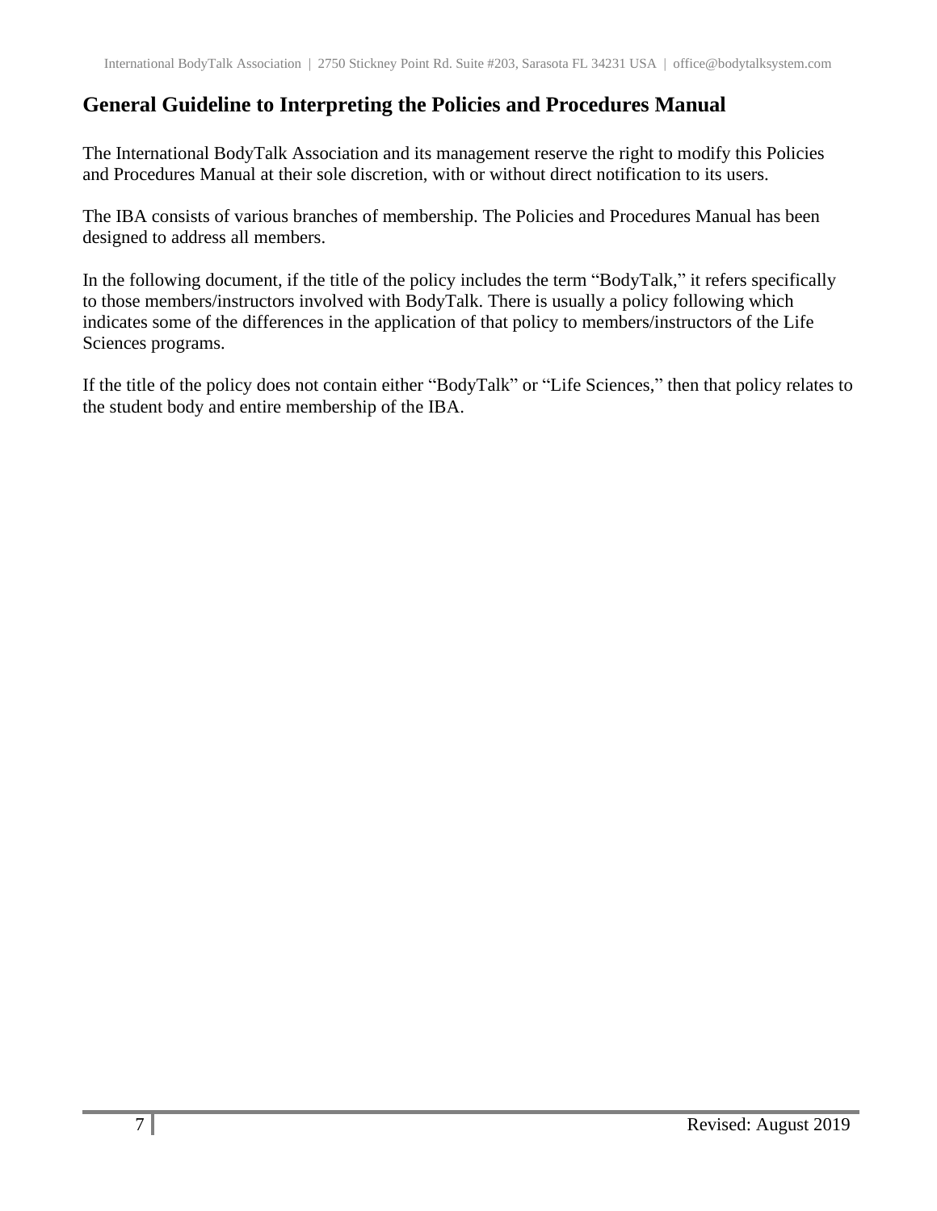## General Guideline to Interpreting the Policies and Procedures Manual

The International BodyTalk Association and its management reserve the right to modify this Policies and Procedures Manual at their sole discretion, with or without direct notification to its users.

The IBA consists of various branches of membership. The Policies and Procedures Manual has been designed to address all members.

In the following document, if the title of the policy includes the term "BodyTalk," it refers specifically to those members/instructors involved with BodyTalk. There is usually a policy following which indicates some of the differences in the application of that policy to members/instructors of the Life Sciences programs.

If the title of the policy does not contain either "BodyTalk" or "Life Sciences," then that policy relates to the student body and entire membership of the IBA.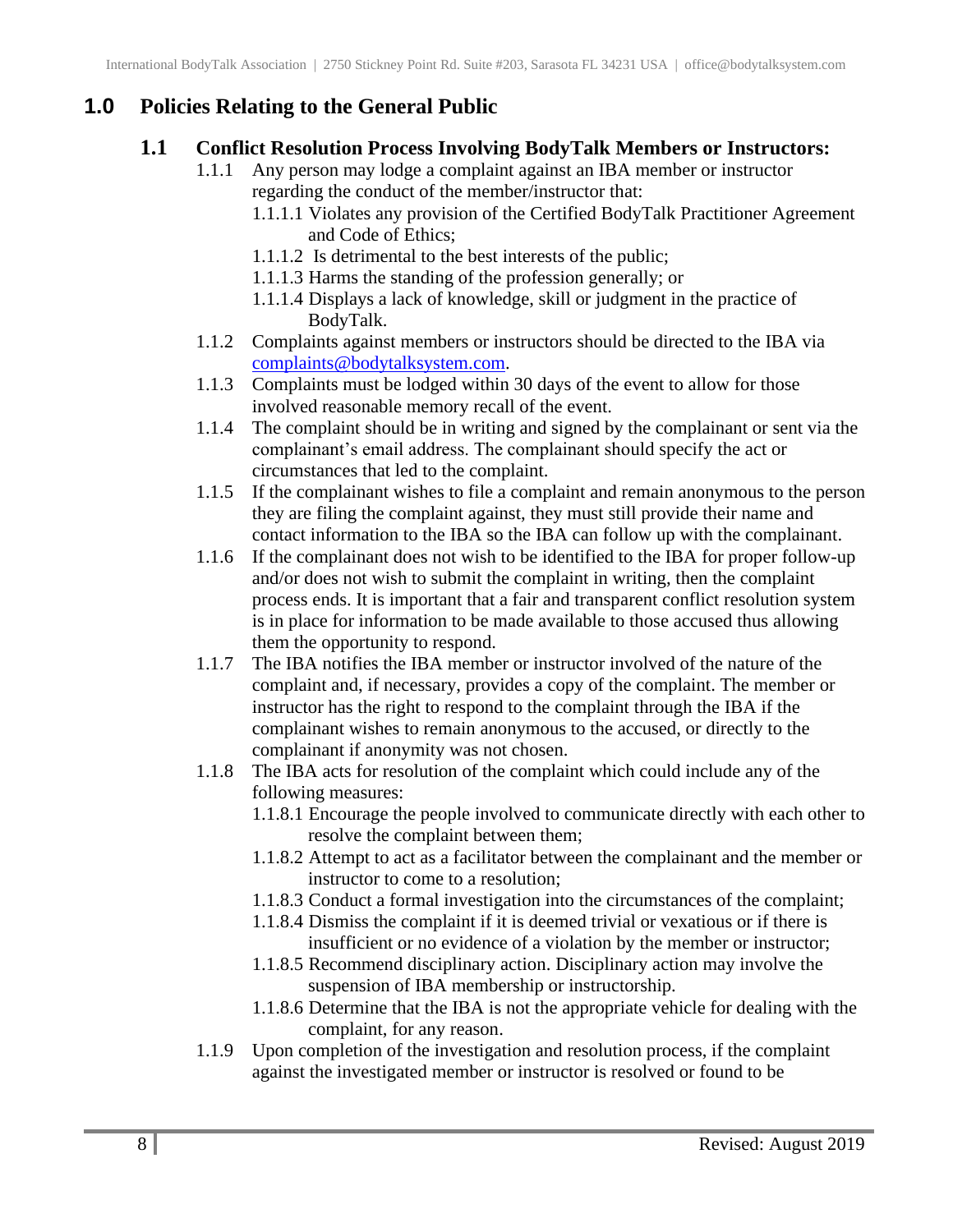# 1.0 Policies Relating to the General Public

## 1.1 Conflict Resolution Process Involving BodyTalk Members or Instructors:

1.1.1 Any person may lodge a complaint against an IBA member or instructor regarding the conduct of the member/instructor that:

- 1.1.1.1 Violates any provision of the Certified BodyTalk Practitioner Agreement and Code of Ethics;
- 1.1.1.2 Is detrimental to the best interests of the public;
- 1.1.1.3 Harms the standing of the profession generally; or
- 1.1.1.4 Displays a lack of knowledge, skill or judgment in the practice of BodyTalk.

1.1.2 Complaints against members or instructors should be directed to the IBA via complaints@bodytalksystem.com.

1.1.3 Complaints must be lodged within 30 days of the event to allow for those involved reasonable memory recall of the event.

1.1.4 The complaint should be in writing and signed by the complainant or sent via the complainant's email address. The complainant should specify the act or circumstances that led to the complaint.

1.1.5 If the complainant wishes to file a complaint and remain anonymous to the person they are filing the complaint against, they must still provide their name and contact information to the IBA so the IBA can follow up with the complainant.

1.1.6 If the complainant does not wish to be identified to the IBA for proper follow-up and/or does not wish to submit the complaint in writing, then the complaint process ends. It is important that a fair and transparent conflict resolution system is in place for information to be made available to those accused thus allowing them the opportunity to respond.

1.1.7 The IBA notifies the IBA member or instructor involved of the nature of the complaint and, if necessary, provides a copy of the complaint. The member or instructor has the right to respond to the complaint through the IBA if the complainant wishes to remain anonymous to the accused, or directly to the complainant if anonymity was not chosen.

1.1.8 The IBA acts for resolution of the complaint which could include any of the following measures:

- 1.1.8.1 Encourage the people involved to communicate directly with each other to resolve the complaint between them;
- 1.1.8.2 Attempt to act as a facilitator between the complainant and the member or instructor to come to a resolution;
- 1.1.8.3 Conduct a formal investigation into the circumstances of the complaint;
- 1.1.8.4 Dismiss the complaint if it is deemed trivial or vexatious or if there is insufficient or no evidence of a violation by the member or instructor;
- 1.1.8.5 Recommend disciplinary action. Disciplinary action may involve the suspension of IBA membership or instructorship.
- 1.1.8.6 Determine that the IBA is not the appropriate vehicle for dealing with the complaint, for any reason.

1.1.9 Upon completion of the investigation and resolution process, if the complaint against the investigated member or instructor is resolved or found to be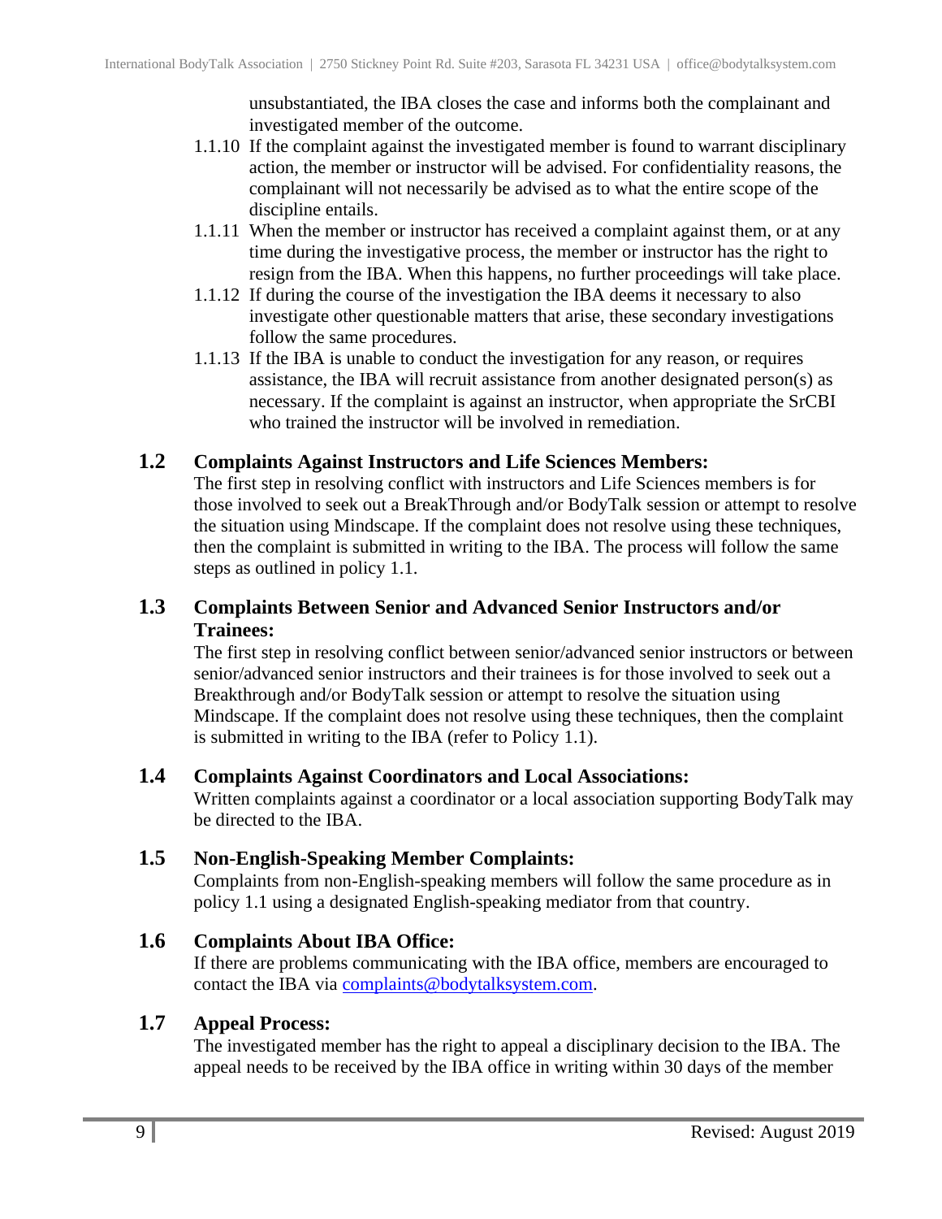unsubstantiated, the IBA closes the case and informs both the complainant and investigated member of the outcome.

1.1.10 If the complaint against the investigated member is found to warrant disciplinary action, the member or instructor will be advised. For confidentiality reasons, the complainant will not necessarily be advised as to what the entire scope of the discipline entails.

1.1.11 When the member or instructor has received a complaint against them, or at any time during the investigative process, the member or instructor has the right to resign from the IBA. When this happens, no further proceedings will take place.

1.1.12 If during the course of the investigation the IBA deems it necessary to also investigate other questionable matters that arise, these secondary investigations follow the same procedures.

1.1.13 If the IBA is unable to conduct the investigation for any reason, or requires assistance, the IBA will recruit assistance from another designated person(s) as necessary. If the complaint is against an instructor, when appropriate the SrCBI who trained the instructor will be involved in remediation.

## 1.2 Complaints Against Instructors and Life Sciences Members:

The first step in resolving conflict with instructors and Life Sciences members is for those involved to seek out a BreakThrough and/or BodyTalk session or attempt to resolve the situation using Mindscape. If the complaint does not resolve using these techniques, then the complaint is submitted in writing to the IBA. The process will follow the same steps as outlined in policy 1.1.

## 1.3 Complaints Between Senior and Advanced Senior Instructors and/or Trainees:

The first step in resolving conflict between senior/advanced senior instructors or between senior/advanced senior instructors and their trainees is for those involved to seek out a Breakthrough and/or BodyTalk session or attempt to resolve the situation using Mindscape. If the complaint does not resolve using these techniques, then the complaint is submitted in writing to the IBA (refer to Policy 1.1).

## 1.4 Complaints Against Coordinators and Local Associations:

Written complaints against a coordinator or a local association supporting BodyTalk may be directed to the IBA.

## 1.5 Non-English-Speaking Member Complaints:

Complaints from non-English-speaking members will follow the same procedure as in policy 1.1 using a designated English-speaking mediator from that country.

## 1.6 Complaints About IBA Office:

If there are problems communicating with the IBA office, members are encouraged to contact the IBA via complaints@bodytalksystem.com.

## 1.7 Appeal Process:

The investigated member has the right to appeal a disciplinary decision to the IBA. The appeal needs to be received by the IBA office in writing within 30 days of the member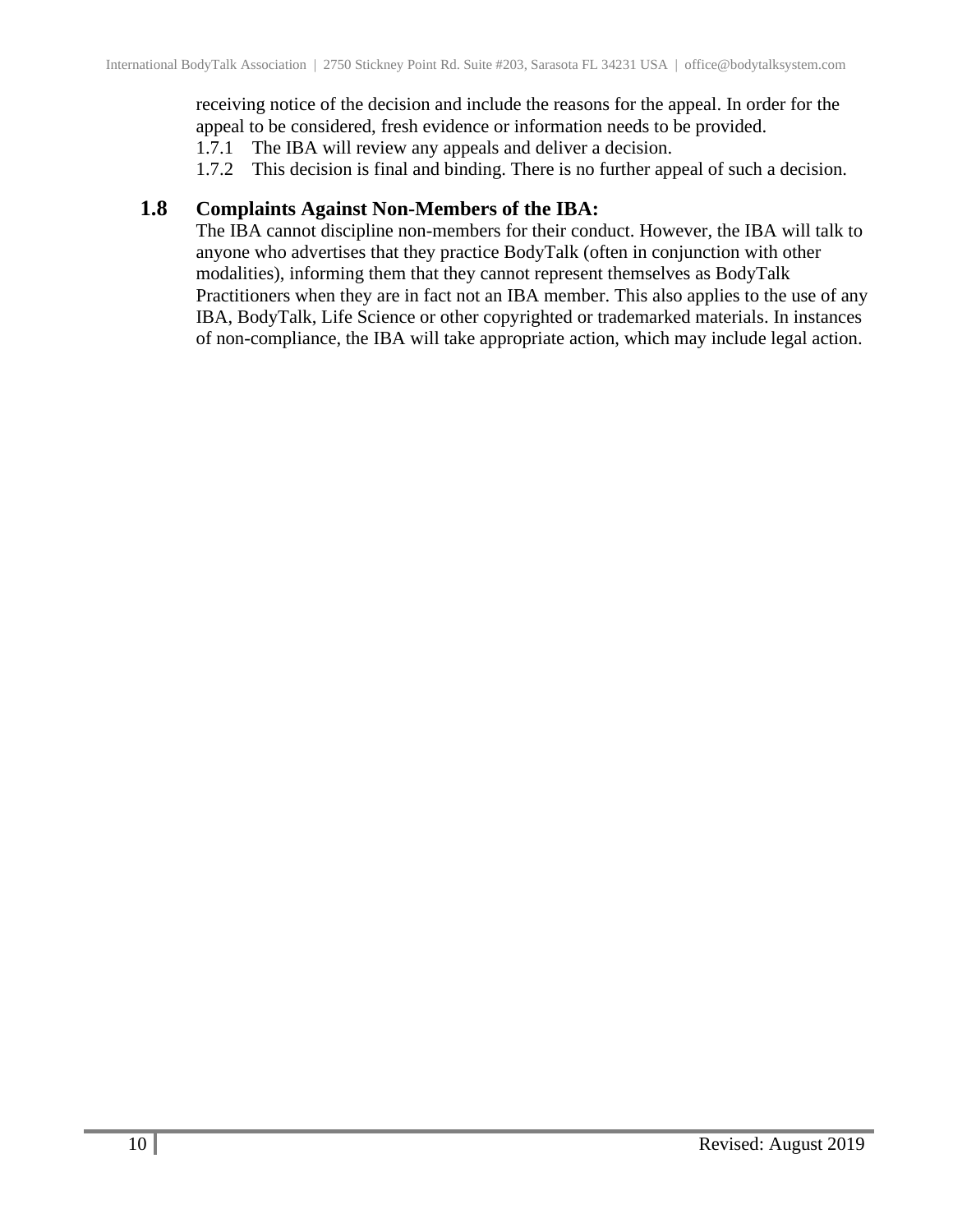receiving notice of the decision and include the reasons for the appeal. In order for the appeal to be considered, fresh evidence or information needs to be provided.

1.7.1 The IBA will review any appeals and deliver a decision.

1.7.2 This decision is final and binding. There is no further appeal of such a decision.

## 1.8 Complaints Against Non-Members of the IBA:

The IBA cannot discipline non-members for their conduct. However, the IBA will talk to anyone who advertises that they practice BodyTalk (often in conjunction with other modalities), informing them that they cannot represent themselves as BodyTalk Practitioners when they are in fact not an IBA member. This also applies to the use of any IBA, BodyTalk, Life Science or other copyrighted or trademarked materials. In instances of non-compliance, the IBA will take appropriate action, which may include legal action.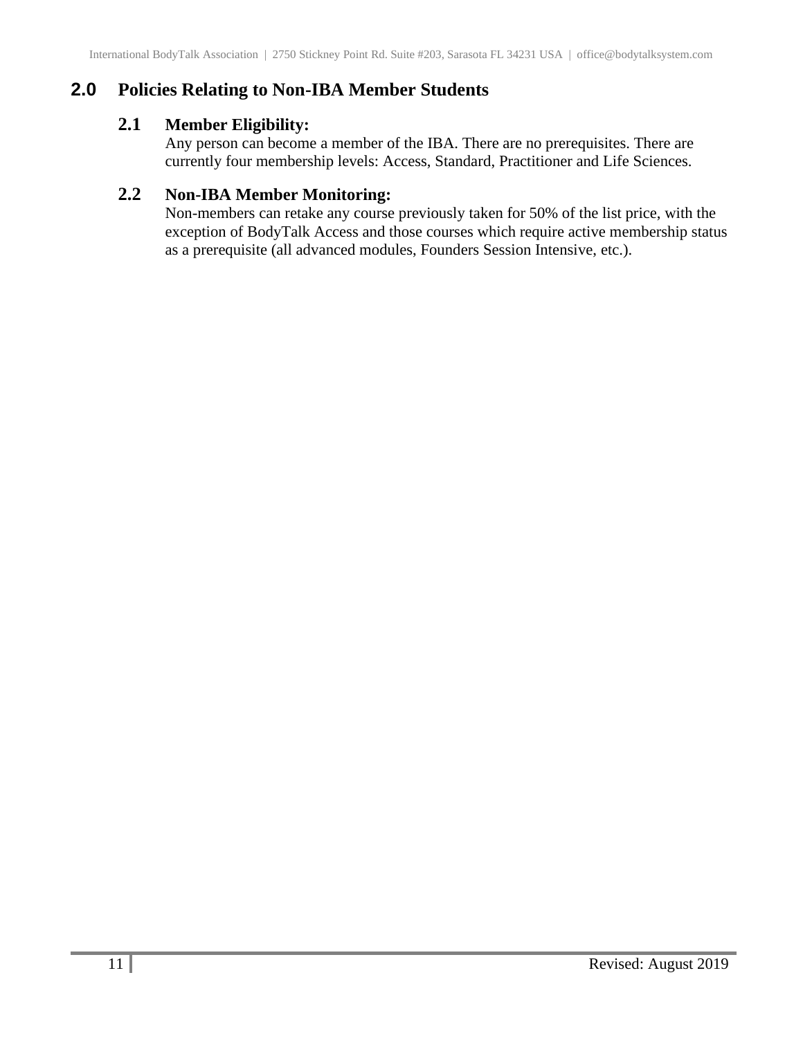## 2.0 Policies Relating to Non-IBA Member Students

### 2.1 Member Eligibility:

Any person can become a member of the IBA. There are no prerequisites. There are currently four membership levels: Access, Standard, Practitioner and Life Sciences.

### 2.2 Non-IBA Member Monitoring:

Non-members can retake any course previously taken for 50% of the list price, with the exception of BodyTalk Access and those courses which require active membership status as a prerequisite (all advanced modules, Founders Session Intensive, etc.).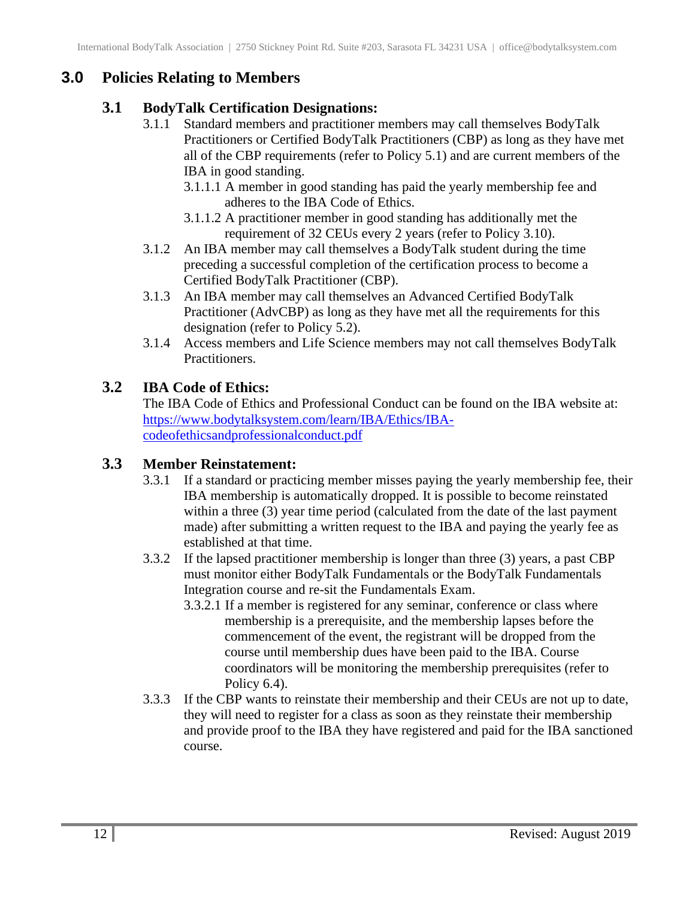## 3.0 Policies Relating to Members

### 3.1 BodyTalk Certification Designations:

3.1.1 Standard members and practitioner members may call themselves BodyTalk Practitioners or Certified BodyTalk Practitioners (CBP) as long as they have met all of the CBP requirements (refer to Policy 5.1) and are current members of the IBA in good standing.

3.1.1.1 A member in good standing has paid the yearly membership fee and adheres to the IBA Code of Ethics.

3.1.1.2 A practitioner member in good standing has additionally met the requirement of 32 CEUs every 2 years (refer to Policy 3.10).

3.1.2 An IBA member may call themselves a BodyTalk student during the time preceding a successful completion of the certification process to become a Certified BodyTalk Practitioner (CBP).

3.1.3 An IBA member may call themselves an Advanced Certified BodyTalk Practitioner (AdvCBP) as long as they have met all the requirements for this designation (refer to Policy 5.2).

3.1.4 Access members and Life Science members may not call themselves BodyTalk Practitioners.

### 3.2 IBA Code of Ethics:

The IBA Code of Ethics and Professional Conduct can be found on the IBA website at: [https://www.bodytalksystem.com/learn/IBA/Ethics/IBA-codeofethicsandprofessionalconduct.pdf](https://www.bodytalksystem.com/learn/IBA/Ethics/IBA-codeofethicsandprofessionalconduct.pdf)

### 3.3 Member Reinstatement:

3.3.1 If a standard or practicing member misses paying the yearly membership fee, their IBA membership is automatically dropped. It is possible to become reinstated within a three (3) year time period (calculated from the date of the last payment made) after submitting a written request to the IBA and paying the yearly fee as established at that time.

3.3.2 If the lapsed practitioner membership is longer than three (3) years, a past CBP must monitor either BodyTalk Fundamentals or the BodyTalk Fundamentals Integration course and re-sit the Fundamentals Exam.

3.3.2.1 If a member is registered for any seminar, conference or class where membership is a prerequisite, and the membership lapses before the commencement of the event, the registrant will be dropped from the course until membership dues have been paid to the IBA. Course coordinators will be monitoring the membership prerequisites (refer to Policy 6.4).

3.3.3 If the CBP wants to reinstate their membership and their CEUs are not up to date, they will need to register for a class as soon as they reinstate their membership and provide proof to the IBA they have registered and paid for the IBA sanctioned course.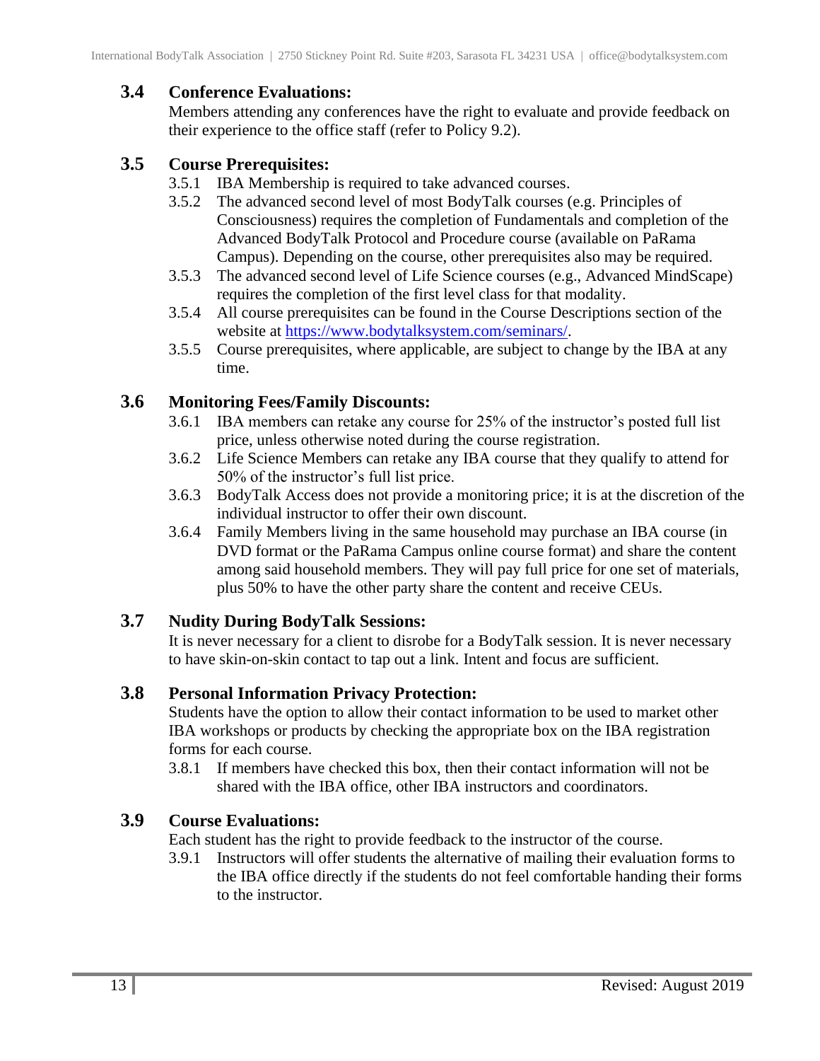## 3.4 Conference Evaluations:

Members attending any conferences have the right to evaluate and provide feedback on their experience to the office staff (refer to Policy 9.2).

## 3.5 Course Prerequisites:

3.5.1 IBA Membership is required to take advanced courses.

3.5.2 The advanced second level of most BodyTalk courses (e.g. Principles of Consciousness) requires the completion of Fundamentals and completion of the Advanced BodyTalk Protocol and Procedure course (available on PaRama Campus). Depending on the course, other prerequisites also may be required.

3.5.3 The advanced second level of Life Science courses (e.g., Advanced MindScape) requires the completion of the first level class for that modality.

3.5.4 All course prerequisites can be found in the Course Descriptions section of the website at [https://www.bodytalksystem.com/seminars/](https://www.bodytalksystem.com/seminars/).

3.5.5 Course prerequisites, where applicable, are subject to change by the IBA at any time.

## 3.6 Monitoring Fees/Family Discounts:

3.6.1 IBA members can retake any course for 25% of the instructor's posted full list price, unless otherwise noted during the course registration.

3.6.2 Life Science Members can retake any IBA course that they qualify to attend for 50% of the instructor's full list price.

3.6.3 BodyTalk Access does not provide a monitoring price; it is at the discretion of the individual instructor to offer their own discount.

3.6.4 Family Members living in the same household may purchase an IBA course (in DVD format or the PaRama Campus online course format) and share the content among said household members. They will pay full price for one set of materials, plus 50% to have the other party share the content and receive CEUs.

## 3.7 Nudity During BodyTalk Sessions:

It is never necessary for a client to disrobe for a BodyTalk session. It is never necessary to have skin-on-skin contact to tap out a link. Intent and focus are sufficient.

## 3.8 Personal Information Privacy Protection:

Students have the option to allow their contact information to be used to market other IBA workshops or products by checking the appropriate box on the IBA registration forms for each course.

3.8.1 If members have checked this box, then their contact information will not be shared with the IBA office, other IBA instructors and coordinators.

## 3.9 Course Evaluations:

Each student has the right to provide feedback to the instructor of the course.

3.9.1 Instructors will offer students the alternative of mailing their evaluation forms to the IBA office directly if the students do not feel comfortable handing their forms to the instructor.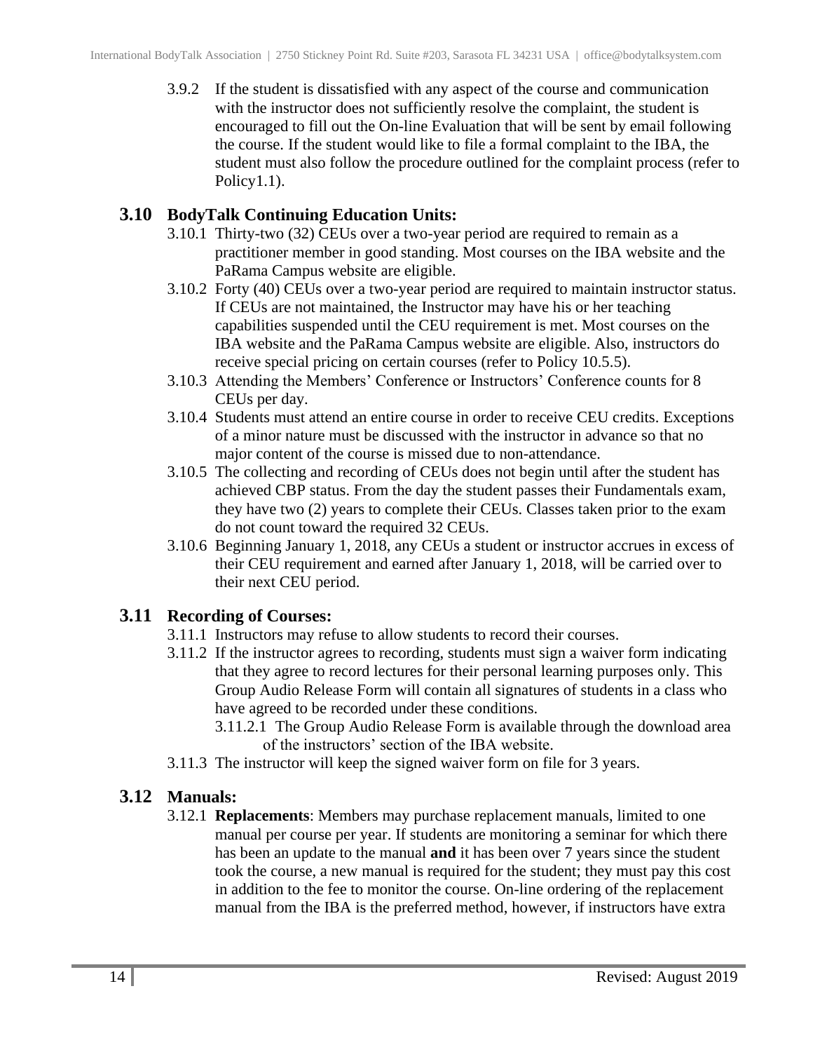3.9.2 If the student is dissatisfied with any aspect of the course and communication with the instructor does not sufficiently resolve the complaint, the student is encouraged to fill out the On-line Evaluation that will be sent by email following the course. If the student would like to file a formal complaint to the IBA, the student must also follow the procedure outlined for the complaint process (refer to Policy1.1).

## 3.10 BodyTalk Continuing Education Units:

3.10.1 Thirty-two (32) CEUs over a two-year period are required to remain as a practitioner member in good standing. Most courses on the IBA website and the PaRama Campus website are eligible.

3.10.2 Forty (40) CEUs over a two-year period are required to maintain instructor status. If CEUs are not maintained, the Instructor may have his or her teaching capabilities suspended until the CEU requirement is met. Most courses on the IBA website and the PaRama Campus website are eligible. Also, instructors do receive special pricing on certain courses (refer to Policy 10.5.5).

3.10.3 Attending the Members' Conference or Instructors' Conference counts for 8 CEUs per day.

3.10.4 Students must attend an entire course in order to receive CEU credits. Exceptions of a minor nature must be discussed with the instructor in advance so that no major content of the course is missed due to non-attendance.

3.10.5 The collecting and recording of CEUs does not begin until after the student has achieved CBP status. From the day the student passes their Fundamentals exam, they have two (2) years to complete their CEUs. Classes taken prior to the exam do not count toward the required 32 CEUs.

3.10.6 Beginning January 1, 2018, any CEUs a student or instructor accrues in excess of their CEU requirement and earned after January 1, 2018, will be carried over to their next CEU period.

## 3.11 Recording of Courses:

3.11.1 Instructors may refuse to allow students to record their courses.

3.11.2 If the instructor agrees to recording, students must sign a waiver form indicating that they agree to record lectures for their personal learning purposes only. This Group Audio Release Form will contain all signatures of students in a class who have agreed to be recorded under these conditions.

3.11.2.1 The Group Audio Release Form is available through the download area of the instructors' section of the IBA website.

3.11.3 The instructor will keep the signed waiver form on file for 3 years.

## 3.12 Manuals:

3.12.1 **Replacements**: Members may purchase replacement manuals, limited to one manual per course per year. If students are monitoring a seminar for which there has been an update to the manual **and** it has been over 7 years since the student took the course, a new manual is required for the student; they must pay this cost in addition to the fee to monitor the course. On-line ordering of the replacement manual from the IBA is the preferred method, however, if instructors have extra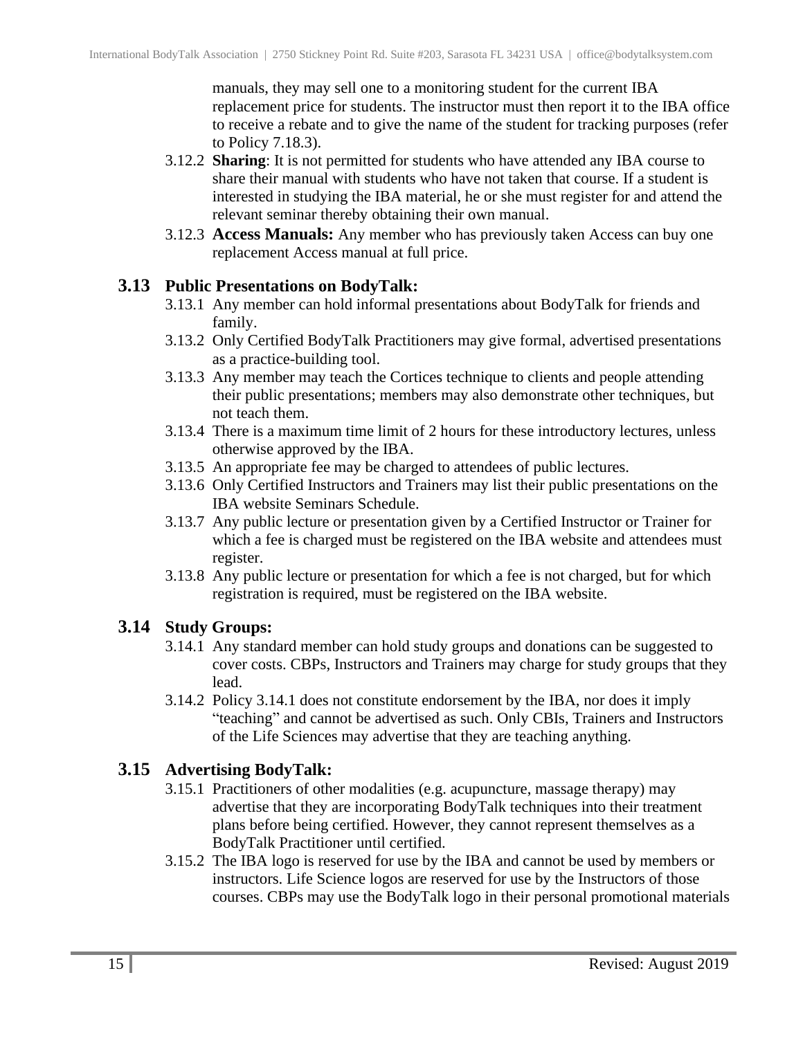manuals, they may sell one to a monitoring student for the current IBA replacement price for students. The instructor must then report it to the IBA office to receive a rebate and to give the name of the student for tracking purposes (refer to Policy 7.18.3).

3.12.2 **Sharing**: It is not permitted for students who have attended any IBA course to share their manual with students who have not taken that course. If a student is interested in studying the IBA material, he or she must register for and attend the relevant seminar thereby obtaining their own manual.

3.12.3 **Access Manuals:** Any member who has previously taken Access can buy one replacement Access manual at full price.

### 3.13 Public Presentations on BodyTalk:

3.13.1 Any member can hold informal presentations about BodyTalk for friends and family.

3.13.2 Only Certified BodyTalk Practitioners may give formal, advertised presentations as a practice-building tool.

3.13.3 Any member may teach the Cortices technique to clients and people attending their public presentations; members may also demonstrate other techniques, but not teach them.

3.13.4 There is a maximum time limit of 2 hours for these introductory lectures, unless otherwise approved by the IBA.

3.13.5 An appropriate fee may be charged to attendees of public lectures.

3.13.6 Only Certified Instructors and Trainers may list their public presentations on the IBA website Seminars Schedule.

3.13.7 Any public lecture or presentation given by a Certified Instructor or Trainer for which a fee is charged must be registered on the IBA website and attendees must register.

3.13.8 Any public lecture or presentation for which a fee is not charged, but for which registration is required, must be registered on the IBA website.

### 3.14 Study Groups:

3.14.1 Any standard member can hold study groups and donations can be suggested to cover costs. CBPs, Instructors and Trainers may charge for study groups that they lead.

3.14.2 Policy 3.14.1 does not constitute endorsement by the IBA, nor does it imply "teaching" and cannot be advertised as such. Only CBIs, Trainers and Instructors of the Life Sciences may advertise that they are teaching anything.

### 3.15 Advertising BodyTalk:

3.15.1 Practitioners of other modalities (e.g. acupuncture, massage therapy) may advertise that they are incorporating BodyTalk techniques into their treatment plans before being certified. However, they cannot represent themselves as a BodyTalk Practitioner until certified.

3.15.2 The IBA logo is reserved for use by the IBA and cannot be used by members or instructors. Life Science logos are reserved for use by the Instructors of those courses. CBPs may use the BodyTalk logo in their personal promotional materials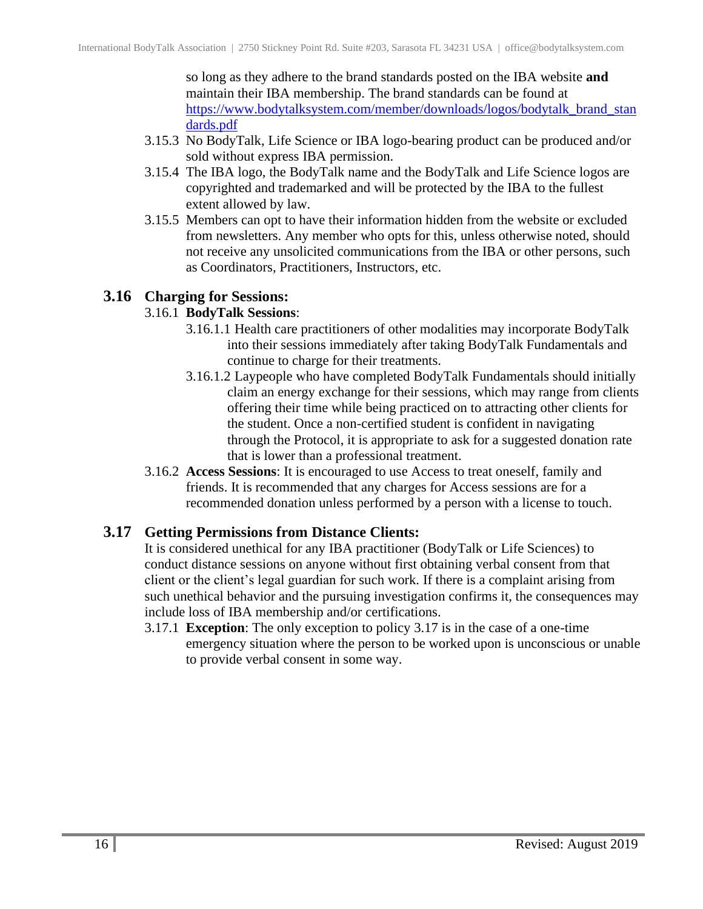so long as they adhere to the brand standards posted on the IBA website **and** maintain their IBA membership. The brand standards can be found at [https://www.bodytalksystem.com/member/downloads/logos/bodytalk_brand_standards.pdf](https://www.bodytalksystem.com/member/downloads/logos/bodytalk_brand_standards.pdf)

3.15.3 No BodyTalk, Life Science or IBA logo-bearing product can be produced and/or sold without express IBA permission.

3.15.4 The IBA logo, the BodyTalk name and the BodyTalk and Life Science logos are copyrighted and trademarked and will be protected by the IBA to the fullest extent allowed by law.

3.15.5 Members can opt to have their information hidden from the website or excluded from newsletters. Any member who opts for this, unless otherwise noted, should not receive any unsolicited communications from the IBA or other persons, such as Coordinators, Practitioners, Instructors, etc.

## 3.16 Charging for Sessions:

3.16.1 **BodyTalk Sessions**:

3.16.1.1 Health care practitioners of other modalities may incorporate BodyTalk into their sessions immediately after taking BodyTalk Fundamentals and continue to charge for their treatments.

3.16.1.2 Laypeople who have completed BodyTalk Fundamentals should initially claim an energy exchange for their sessions, which may range from clients offering their time while being practiced on to attracting other clients for the student. Once a non-certified student is confident in navigating through the Protocol, it is appropriate to ask for a suggested donation rate that is lower than a professional treatment.

3.16.2 **Access Sessions**: It is encouraged to use Access to treat oneself, family and friends. It is recommended that any charges for Access sessions are for a recommended donation unless performed by a person with a license to touch.

## 3.17 Getting Permissions from Distance Clients:

It is considered unethical for any IBA practitioner (BodyTalk or Life Sciences) to conduct distance sessions on anyone without first obtaining verbal consent from that client or the client's legal guardian for such work. If there is a complaint arising from such unethical behavior and the pursuing investigation confirms it, the consequences may include loss of IBA membership and/or certifications.

3.17.1 **Exception**: The only exception to policy 3.17 is in the case of a one-time emergency situation where the person to be worked upon is unconscious or unable to provide verbal consent in some way.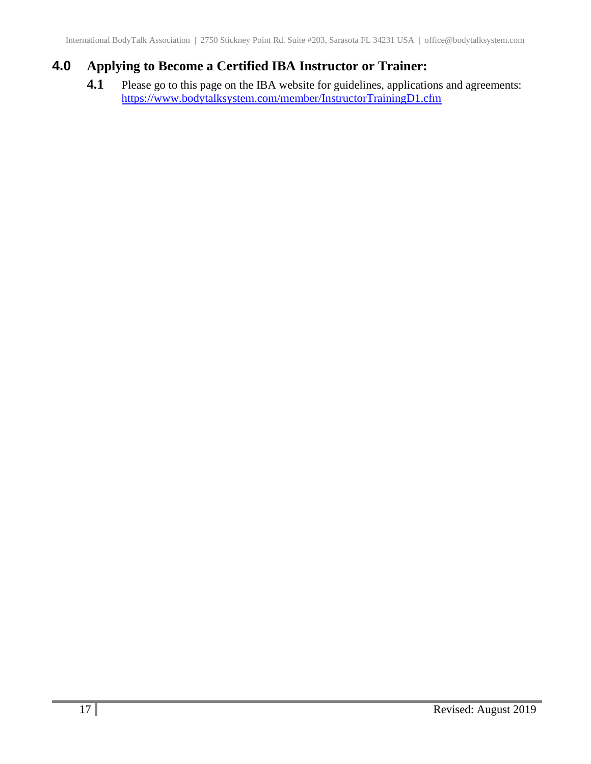## 4.0 Applying to Become a Certified IBA Instructor or Trainer:

**4.1** Please go to this page on the IBA website for guidelines, applications and agreements: https://www.bodytalksystem.com/member/InstructorTrainingD1.cfm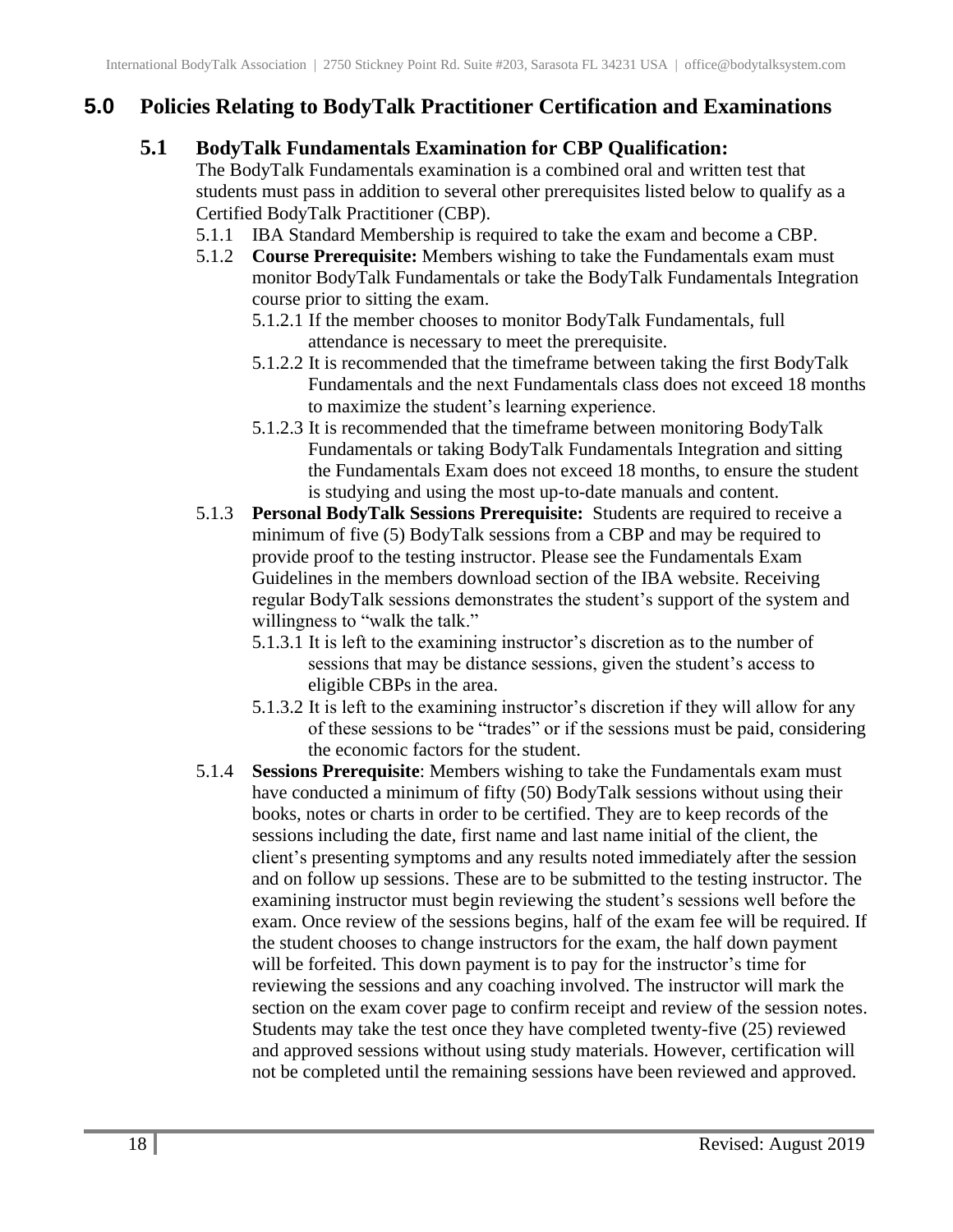# 5.0 Policies Relating to BodyTalk Practitioner Certification and Examinations

## 5.1 BodyTalk Fundamentals Examination for CBP Qualification:

The BodyTalk Fundamentals examination is a combined oral and written test that students must pass in addition to several other prerequisites listed below to qualify as a Certified BodyTalk Practitioner (CBP).

5.1.1 IBA Standard Membership is required to take the exam and become a CBP.

5.1.2 **Course Prerequisite:** Members wishing to take the Fundamentals exam must monitor BodyTalk Fundamentals or take the BodyTalk Fundamentals Integration course prior to sitting the exam.

5.1.2.1 If the member chooses to monitor BodyTalk Fundamentals, full attendance is necessary to meet the prerequisite.

5.1.2.2 It is recommended that the timeframe between taking the first BodyTalk Fundamentals and the next Fundamentals class does not exceed 18 months to maximize the student's learning experience.

5.1.2.3 It is recommended that the timeframe between monitoring BodyTalk Fundamentals or taking BodyTalk Fundamentals Integration and sitting the Fundamentals Exam does not exceed 18 months, to ensure the student is studying and using the most up-to-date manuals and content.

5.1.3 **Personal BodyTalk Sessions Prerequisite:** Students are required to receive a minimum of five (5) BodyTalk sessions from a CBP and may be required to provide proof to the testing instructor. Please see the Fundamentals Exam Guidelines in the members download section of the IBA website. Receiving regular BodyTalk sessions demonstrates the student's support of the system and willingness to "walk the talk."

5.1.3.1 It is left to the examining instructor's discretion as to the number of sessions that may be distance sessions, given the student's access to eligible CBPs in the area.

5.1.3.2 It is left to the examining instructor's discretion if they will allow for any of these sessions to be "trades" or if the sessions must be paid, considering the economic factors for the student.

5.1.4 **Sessions Prerequisite**: Members wishing to take the Fundamentals exam must have conducted a minimum of fifty (50) BodyTalk sessions without using their books, notes or charts in order to be certified. They are to keep records of the sessions including the date, first name and last name initial of the client, the client's presenting symptoms and any results noted immediately after the session and on follow up sessions. These are to be submitted to the testing instructor. The examining instructor must begin reviewing the student's sessions well before the exam. Once review of the sessions begins, half of the exam fee will be required. If the student chooses to change instructors for the exam, the half down payment will be forfeited. This down payment is to pay for the instructor's time for reviewing the sessions and any coaching involved. The instructor will mark the section on the exam cover page to confirm receipt and review of the session notes. Students may take the test once they have completed twenty-five (25) reviewed and approved sessions without using study materials. However, certification will not be completed until the remaining sessions have been reviewed and approved.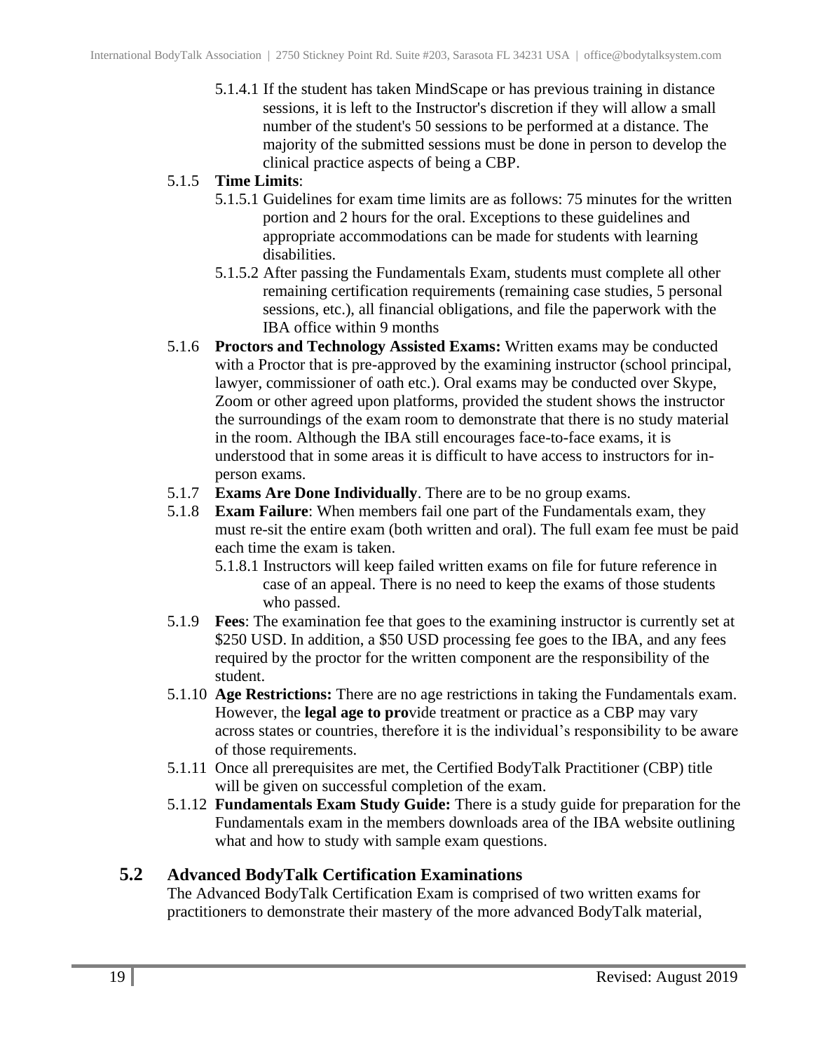5.1.4.1 If the student has taken MindScape or has previous training in distance sessions, it is left to the Instructor's discretion if they will allow a small number of the student's 50 sessions to be performed at a distance. The majority of the submitted sessions must be done in person to develop the clinical practice aspects of being a CBP.

5.1.5 **Time Limits**:

5.1.5.1 Guidelines for exam time limits are as follows: 75 minutes for the written portion and 2 hours for the oral. Exceptions to these guidelines and appropriate accommodations can be made for students with learning disabilities.

5.1.5.2 After passing the Fundamentals Exam, students must complete all other remaining certification requirements (remaining case studies, 5 personal sessions, etc.), all financial obligations, and file the paperwork with the IBA office within 9 months

5.1.6 **Proctors and Technology Assisted Exams:** Written exams may be conducted with a Proctor that is pre-approved by the examining instructor (school principal, lawyer, commissioner of oath etc.). Oral exams may be conducted over Skype, Zoom or other agreed upon platforms, provided the student shows the instructor the surroundings of the exam room to demonstrate that there is no study material in the room. Although the IBA still encourages face-to-face exams, it is understood that in some areas it is difficult to have access to instructors for in-person exams.

5.1.7 **Exams Are Done Individually**. There are to be no group exams.

5.1.8 **Exam Failure**: When members fail one part of the Fundamentals exam, they must re-sit the entire exam (both written and oral). The full exam fee must be paid each time the exam is taken.

5.1.8.1 Instructors will keep failed written exams on file for future reference in case of an appeal. There is no need to keep the exams of those students who passed.

5.1.9 **Fees**: The examination fee that goes to the examining instructor is currently set at $250 USD. In addition, a $50 USD processing fee goes to the IBA, and any fees required by the proctor for the written component are the responsibility of the student.

5.1.10 **Age Restrictions:** There are no age restrictions in taking the Fundamentals exam. However, the **legal age to pro**vide treatment or practice as a CBP may vary across states or countries, therefore it is the individual's responsibility to be aware of those requirements.

5.1.11 Once all prerequisites are met, the Certified BodyTalk Practitioner (CBP) title will be given on successful completion of the exam.

5.1.12 **Fundamentals Exam Study Guide:** There is a study guide for preparation for the Fundamentals exam in the members downloads area of the IBA website outlining what and how to study with sample exam questions.

## 5.2 Advanced BodyTalk Certification Examinations

The Advanced BodyTalk Certification Exam is comprised of two written exams for practitioners to demonstrate their mastery of the more advanced BodyTalk material,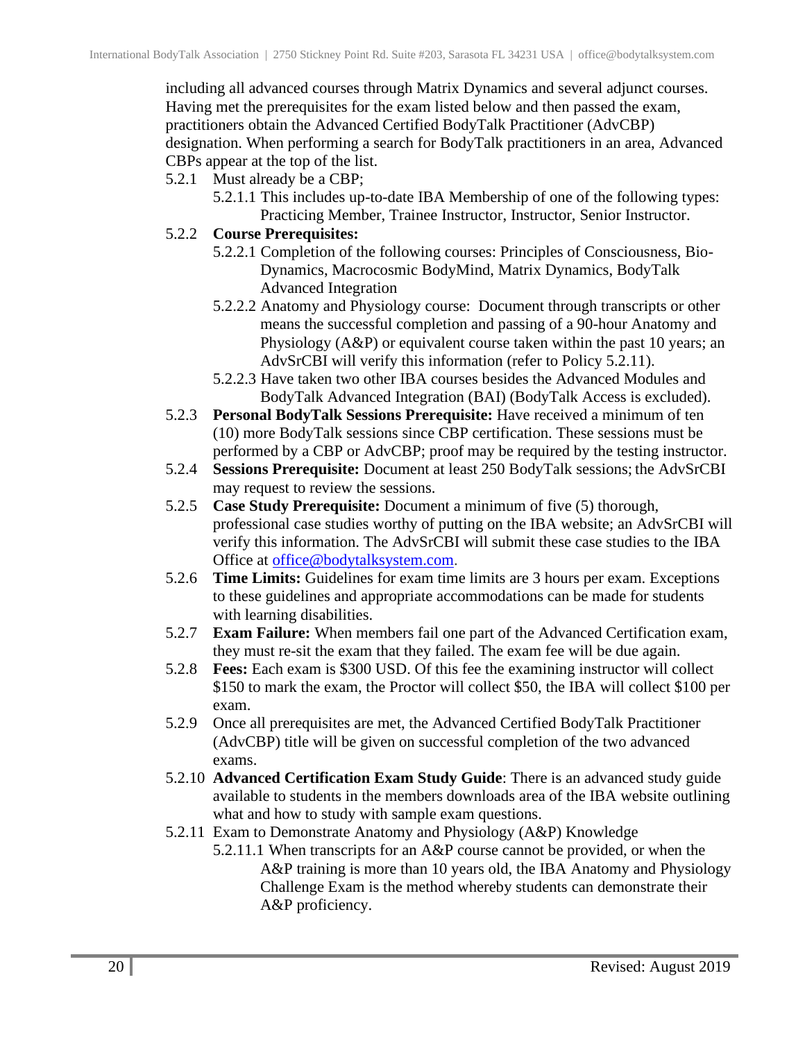including all advanced courses through Matrix Dynamics and several adjunct courses. Having met the prerequisites for the exam listed below and then passed the exam, practitioners obtain the Advanced Certified BodyTalk Practitioner (AdvCBP) designation. When performing a search for BodyTalk practitioners in an area, Advanced CBPs appear at the top of the list.

- 5.2.1 Must already be a CBP;
  - 5.2.1.1 This includes up-to-date IBA Membership of one of the following types: Practicing Member, Trainee Instructor, Instructor, Senior Instructor.
- 5.2.2 **Course Prerequisites:**
  - 5.2.2.1 Completion of the following courses: Principles of Consciousness, Bio-Dynamics, Macrocosmic BodyMind, Matrix Dynamics, BodyTalk Advanced Integration
  - 5.2.2.2 Anatomy and Physiology course: Document through transcripts or other means the successful completion and passing of a 90-hour Anatomy and Physiology (A&P) or equivalent course taken within the past 10 years; an AdvSrCBI will verify this information (refer to Policy 5.2.11).
  - 5.2.2.3 Have taken two other IBA courses besides the Advanced Modules and BodyTalk Advanced Integration (BAI) (BodyTalk Access is excluded).
- 5.2.3 **Personal BodyTalk Sessions Prerequisite:** Have received a minimum of ten (10) more BodyTalk sessions since CBP certification. These sessions must be performed by a CBP or AdvCBP; proof may be required by the testing instructor.
- 5.2.4 **Sessions Prerequisite:** Document at least 250 BodyTalk sessions; the AdvSrCBI may request to review the sessions.
- 5.2.5 **Case Study Prerequisite:** Document a minimum of five (5) thorough, professional case studies worthy of putting on the IBA website; an AdvSrCBI will verify this information. The AdvSrCBI will submit these case studies to the IBA Office at office@bodytalksystem.com.
- 5.2.6 **Time Limits:** Guidelines for exam time limits are 3 hours per exam. Exceptions to these guidelines and appropriate accommodations can be made for students with learning disabilities.
- 5.2.7 **Exam Failure:** When members fail one part of the Advanced Certification exam, they must re-sit the exam that they failed. The exam fee will be due again.
- 5.2.8 **Fees:** Each exam is $300 USD. Of this fee the examining instructor will collect $150 to mark the exam, the Proctor will collect $50, the IBA will collect $100 per exam.
- 5.2.9 Once all prerequisites are met, the Advanced Certified BodyTalk Practitioner (AdvCBP) title will be given on successful completion of the two advanced exams.
- 5.2.10 **Advanced Certification Exam Study Guide**: There is an advanced study guide available to students in the members downloads area of the IBA website outlining what and how to study with sample exam questions.
- 5.2.11 Exam to Demonstrate Anatomy and Physiology (A&P) Knowledge
  - 5.2.11.1 When transcripts for an A&P course cannot be provided, or when the A&P training is more than 10 years old, the IBA Anatomy and Physiology Challenge Exam is the method whereby students can demonstrate their A&P proficiency.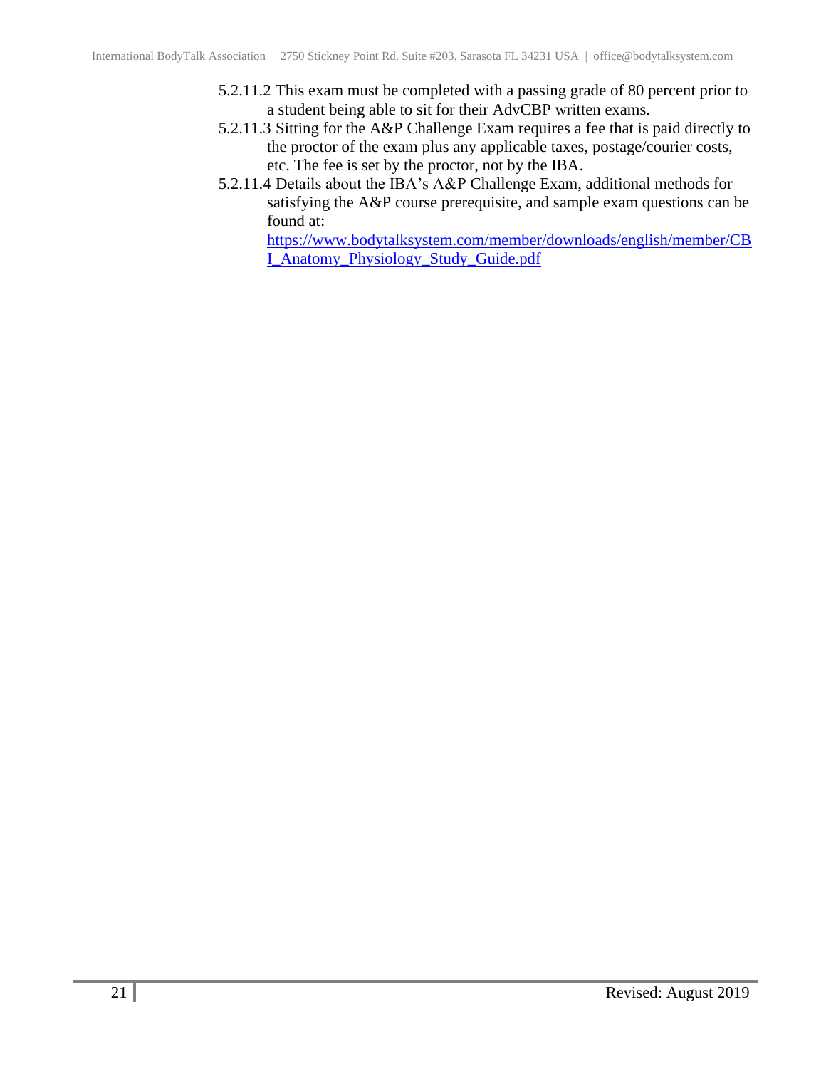5.2.11.2 This exam must be completed with a passing grade of 80 percent prior to a student being able to sit for their AdvCBP written exams.

5.2.11.3 Sitting for the A&P Challenge Exam requires a fee that is paid directly to the proctor of the exam plus any applicable taxes, postage/courier costs, etc. The fee is set by the proctor, not by the IBA.

5.2.11.4 Details about the IBA's A&P Challenge Exam, additional methods for satisfying the A&P course prerequisite, and sample exam questions can be found at: https://www.bodytalksystem.com/member/downloads/english/member/CBI_Anatomy_Physiology_Study_Guide.pdf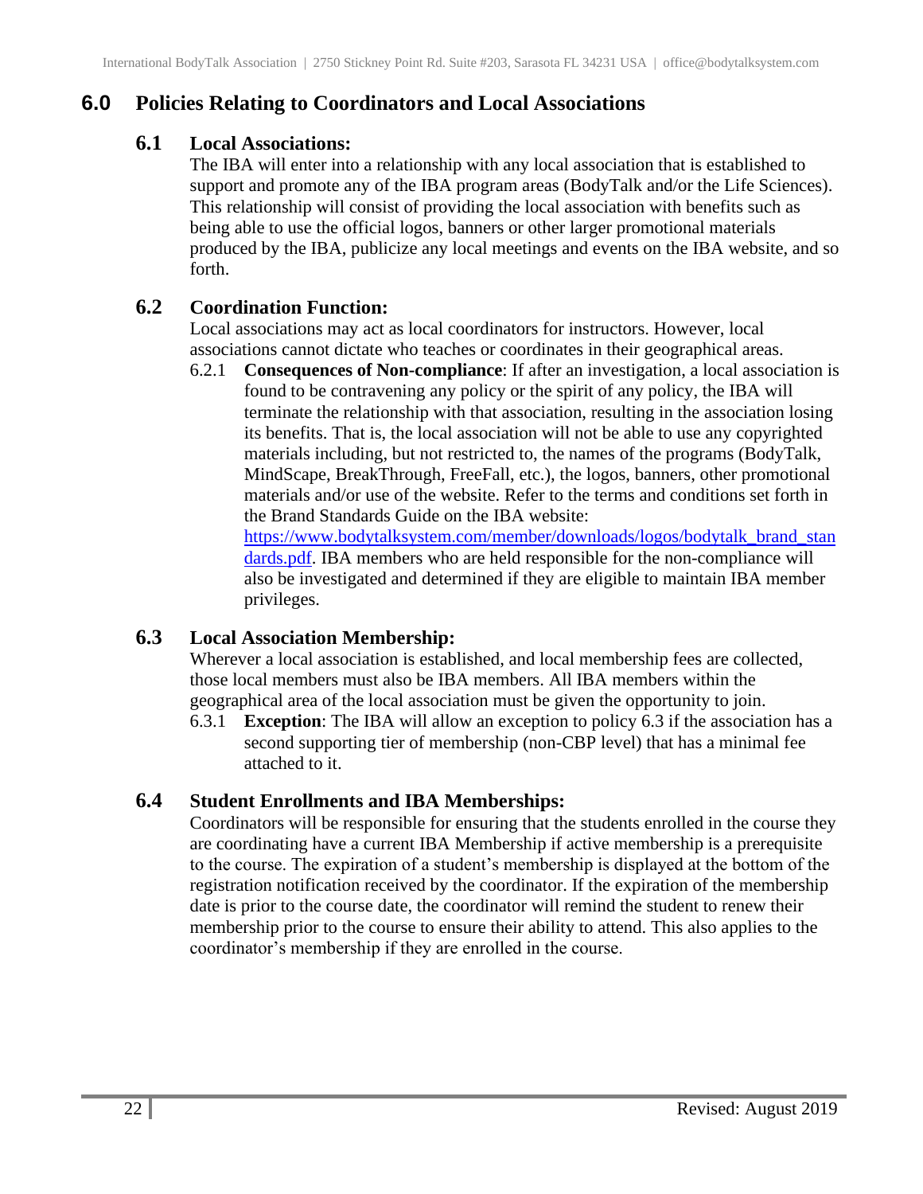## 6.0 Policies Relating to Coordinators and Local Associations

### 6.1 Local Associations:

The IBA will enter into a relationship with any local association that is established to support and promote any of the IBA program areas (BodyTalk and/or the Life Sciences). This relationship will consist of providing the local association with benefits such as being able to use the official logos, banners or other larger promotional materials produced by the IBA, publicize any local meetings and events on the IBA website, and so forth.

### 6.2 Coordination Function:

Local associations may act as local coordinators for instructors. However, local associations cannot dictate who teaches or coordinates in their geographical areas.

6.2.1 **Consequences of Non-compliance**: If after an investigation, a local association is found to be contravening any policy or the spirit of any policy, the IBA will terminate the relationship with that association, resulting in the association losing its benefits. That is, the local association will not be able to use any copyrighted materials including, but not restricted to, the names of the programs (BodyTalk, MindScape, BreakThrough, FreeFall, etc.), the logos, banners, other promotional materials and/or use of the website. Refer to the terms and conditions set forth in the Brand Standards Guide on the IBA website: [https://www.bodytalksystem.com/member/downloads/logos/bodytalk_brand_standards.pdf](https://www.bodytalksystem.com/member/downloads/logos/bodytalk_brand_standards.pdf). IBA members who are held responsible for the non-compliance will also be investigated and determined if they are eligible to maintain IBA member privileges.

### 6.3 Local Association Membership:

Wherever a local association is established, and local membership fees are collected, those local members must also be IBA members. All IBA members within the geographical area of the local association must be given the opportunity to join.

6.3.1 **Exception**: The IBA will allow an exception to policy 6.3 if the association has a second supporting tier of membership (non-CBP level) that has a minimal fee attached to it.

### 6.4 Student Enrollments and IBA Memberships:

Coordinators will be responsible for ensuring that the students enrolled in the course they are coordinating have a current IBA Membership if active membership is a prerequisite to the course. The expiration of a student's membership is displayed at the bottom of the registration notification received by the coordinator. If the expiration of the membership date is prior to the course date, the coordinator will remind the student to renew their membership prior to the course to ensure their ability to attend. This also applies to the coordinator's membership if they are enrolled in the course.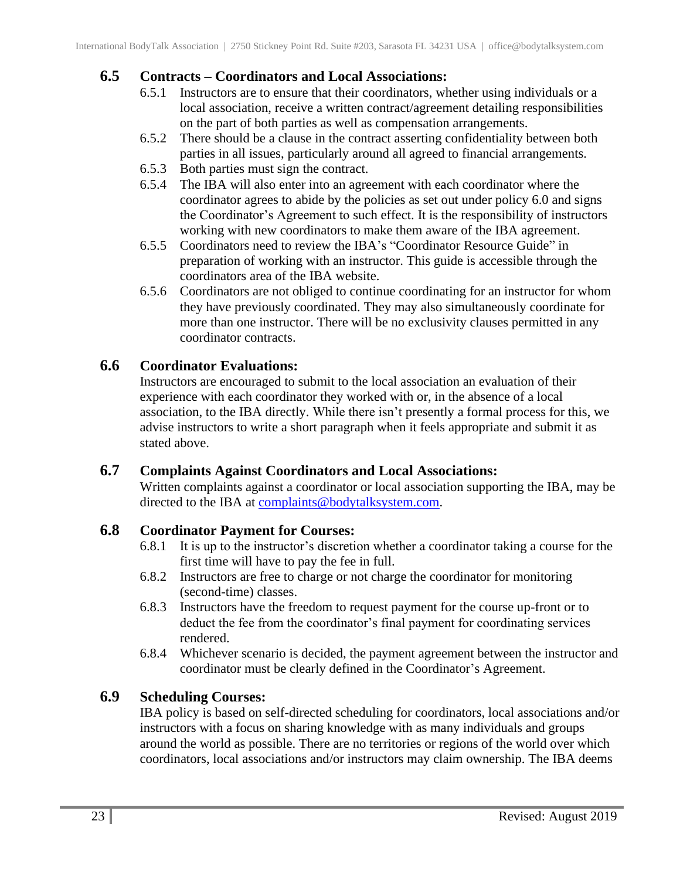## 6.5 Contracts – Coordinators and Local Associations:

6.5.1 Instructors are to ensure that their coordinators, whether using individuals or a local association, receive a written contract/agreement detailing responsibilities on the part of both parties as well as compensation arrangements.

6.5.2 There should be a clause in the contract asserting confidentiality between both parties in all issues, particularly around all agreed to financial arrangements.

6.5.3 Both parties must sign the contract.

6.5.4 The IBA will also enter into an agreement with each coordinator where the coordinator agrees to abide by the policies as set out under policy 6.0 and signs the Coordinator's Agreement to such effect. It is the responsibility of instructors working with new coordinators to make them aware of the IBA agreement.

6.5.5 Coordinators need to review the IBA's "Coordinator Resource Guide" in preparation of working with an instructor. This guide is accessible through the coordinators area of the IBA website.

6.5.6 Coordinators are not obliged to continue coordinating for an instructor for whom they have previously coordinated. They may also simultaneously coordinate for more than one instructor. There will be no exclusivity clauses permitted in any coordinator contracts.

## 6.6 Coordinator Evaluations:

Instructors are encouraged to submit to the local association an evaluation of their experience with each coordinator they worked with or, in the absence of a local association, to the IBA directly. While there isn't presently a formal process for this, we advise instructors to write a short paragraph when it feels appropriate and submit it as stated above.

## 6.7 Complaints Against Coordinators and Local Associations:

Written complaints against a coordinator or local association supporting the IBA, may be directed to the IBA at complaints@bodytalksystem.com.

## 6.8 Coordinator Payment for Courses:

6.8.1 It is up to the instructor's discretion whether a coordinator taking a course for the first time will have to pay the fee in full.

6.8.2 Instructors are free to charge or not charge the coordinator for monitoring (second-time) classes.

6.8.3 Instructors have the freedom to request payment for the course up-front or to deduct the fee from the coordinator's final payment for coordinating services rendered.

6.8.4 Whichever scenario is decided, the payment agreement between the instructor and coordinator must be clearly defined in the Coordinator's Agreement.

## 6.9 Scheduling Courses:

IBA policy is based on self-directed scheduling for coordinators, local associations and/or instructors with a focus on sharing knowledge with as many individuals and groups around the world as possible. There are no territories or regions of the world over which coordinators, local associations and/or instructors may claim ownership. The IBA deems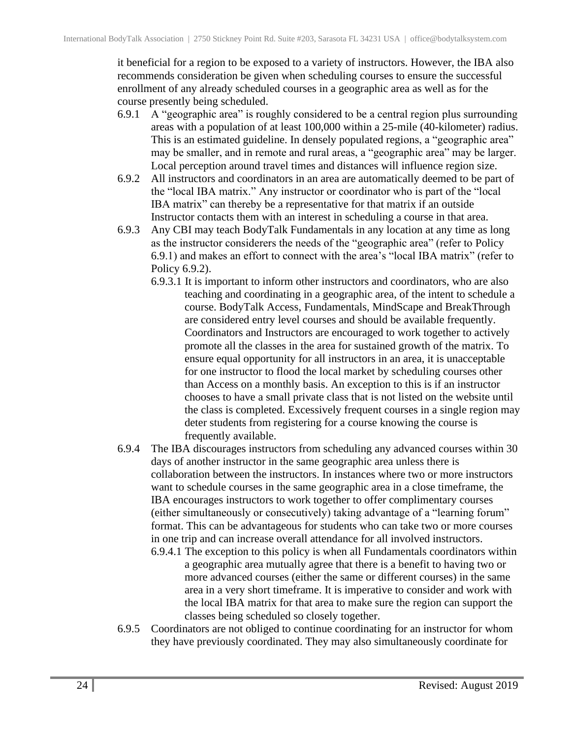it beneficial for a region to be exposed to a variety of instructors. However, the IBA also recommends consideration be given when scheduling courses to ensure the successful enrollment of any already scheduled courses in a geographic area as well as for the course presently being scheduled.

6.9.1 A "geographic area" is roughly considered to be a central region plus surrounding areas with a population of at least 100,000 within a 25-mile (40-kilometer) radius. This is an estimated guideline. In densely populated regions, a "geographic area" may be smaller, and in remote and rural areas, a "geographic area" may be larger. Local perception around travel times and distances will influence region size.

6.9.2 All instructors and coordinators in an area are automatically deemed to be part of the "local IBA matrix." Any instructor or coordinator who is part of the "local IBA matrix" can thereby be a representative for that matrix if an outside Instructor contacts them with an interest in scheduling a course in that area.

6.9.3 Any CBI may teach BodyTalk Fundamentals in any location at any time as long as the instructor considerers the needs of the "geographic area" (refer to Policy 6.9.1) and makes an effort to connect with the area's "local IBA matrix" (refer to Policy 6.9.2).

6.9.3.1 It is important to inform other instructors and coordinators, who are also teaching and coordinating in a geographic area, of the intent to schedule a course. BodyTalk Access, Fundamentals, MindScape and BreakThrough are considered entry level courses and should be available frequently. Coordinators and Instructors are encouraged to work together to actively promote all the classes in the area for sustained growth of the matrix. To ensure equal opportunity for all instructors in an area, it is unacceptable for one instructor to flood the local market by scheduling courses other than Access on a monthly basis. An exception to this is if an instructor chooses to have a small private class that is not listed on the website until the class is completed. Excessively frequent courses in a single region may deter students from registering for a course knowing the course is frequently available.

6.9.4 The IBA discourages instructors from scheduling any advanced courses within 30 days of another instructor in the same geographic area unless there is collaboration between the instructors. In instances where two or more instructors want to schedule courses in the same geographic area in a close timeframe, the IBA encourages instructors to work together to offer complimentary courses (either simultaneously or consecutively) taking advantage of a "learning forum" format. This can be advantageous for students who can take two or more courses in one trip and can increase overall attendance for all involved instructors.

6.9.4.1 The exception to this policy is when all Fundamentals coordinators within a geographic area mutually agree that there is a benefit to having two or more advanced courses (either the same or different courses) in the same area in a very short timeframe. It is imperative to consider and work with the local IBA matrix for that area to make sure the region can support the classes being scheduled so closely together.

6.9.5 Coordinators are not obliged to continue coordinating for an instructor for whom they have previously coordinated. They may also simultaneously coordinate for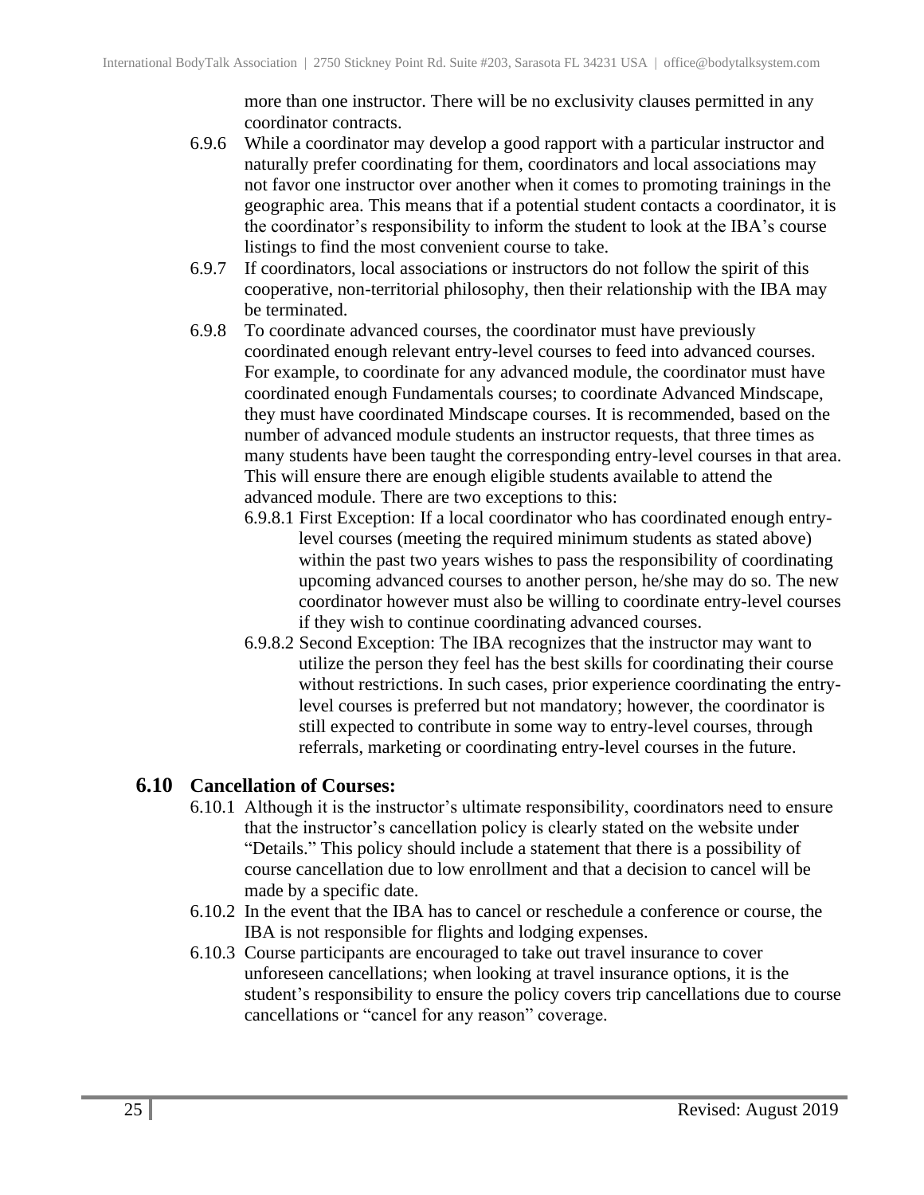more than one instructor. There will be no exclusivity clauses permitted in any coordinator contracts.

6.9.6 While a coordinator may develop a good rapport with a particular instructor and naturally prefer coordinating for them, coordinators and local associations may not favor one instructor over another when it comes to promoting trainings in the geographic area. This means that if a potential student contacts a coordinator, it is the coordinator's responsibility to inform the student to look at the IBA's course listings to find the most convenient course to take.

6.9.7 If coordinators, local associations or instructors do not follow the spirit of this cooperative, non-territorial philosophy, then their relationship with the IBA may be terminated.

6.9.8 To coordinate advanced courses, the coordinator must have previously coordinated enough relevant entry-level courses to feed into advanced courses. For example, to coordinate for any advanced module, the coordinator must have coordinated enough Fundamentals courses; to coordinate Advanced Mindscape, they must have coordinated Mindscape courses. It is recommended, based on the number of advanced module students an instructor requests, that three times as many students have been taught the corresponding entry-level courses in that area. This will ensure there are enough eligible students available to attend the advanced module. There are two exceptions to this:

6.9.8.1 First Exception: If a local coordinator who has coordinated enough entry-level courses (meeting the required minimum students as stated above) within the past two years wishes to pass the responsibility of coordinating upcoming advanced courses to another person, he/she may do so. The new coordinator however must also be willing to coordinate entry-level courses if they wish to continue coordinating advanced courses.

6.9.8.2 Second Exception: The IBA recognizes that the instructor may want to utilize the person they feel has the best skills for coordinating their course without restrictions. In such cases, prior experience coordinating the entry-level courses is preferred but not mandatory; however, the coordinator is still expected to contribute in some way to entry-level courses, through referrals, marketing or coordinating entry-level courses in the future.

## 6.10 Cancellation of Courses:

6.10.1 Although it is the instructor's ultimate responsibility, coordinators need to ensure that the instructor's cancellation policy is clearly stated on the website under "Details." This policy should include a statement that there is a possibility of course cancellation due to low enrollment and that a decision to cancel will be made by a specific date.

6.10.2 In the event that the IBA has to cancel or reschedule a conference or course, the IBA is not responsible for flights and lodging expenses.

6.10.3 Course participants are encouraged to take out travel insurance to cover unforeseen cancellations; when looking at travel insurance options, it is the student's responsibility to ensure the policy covers trip cancellations due to course cancellations or "cancel for any reason" coverage.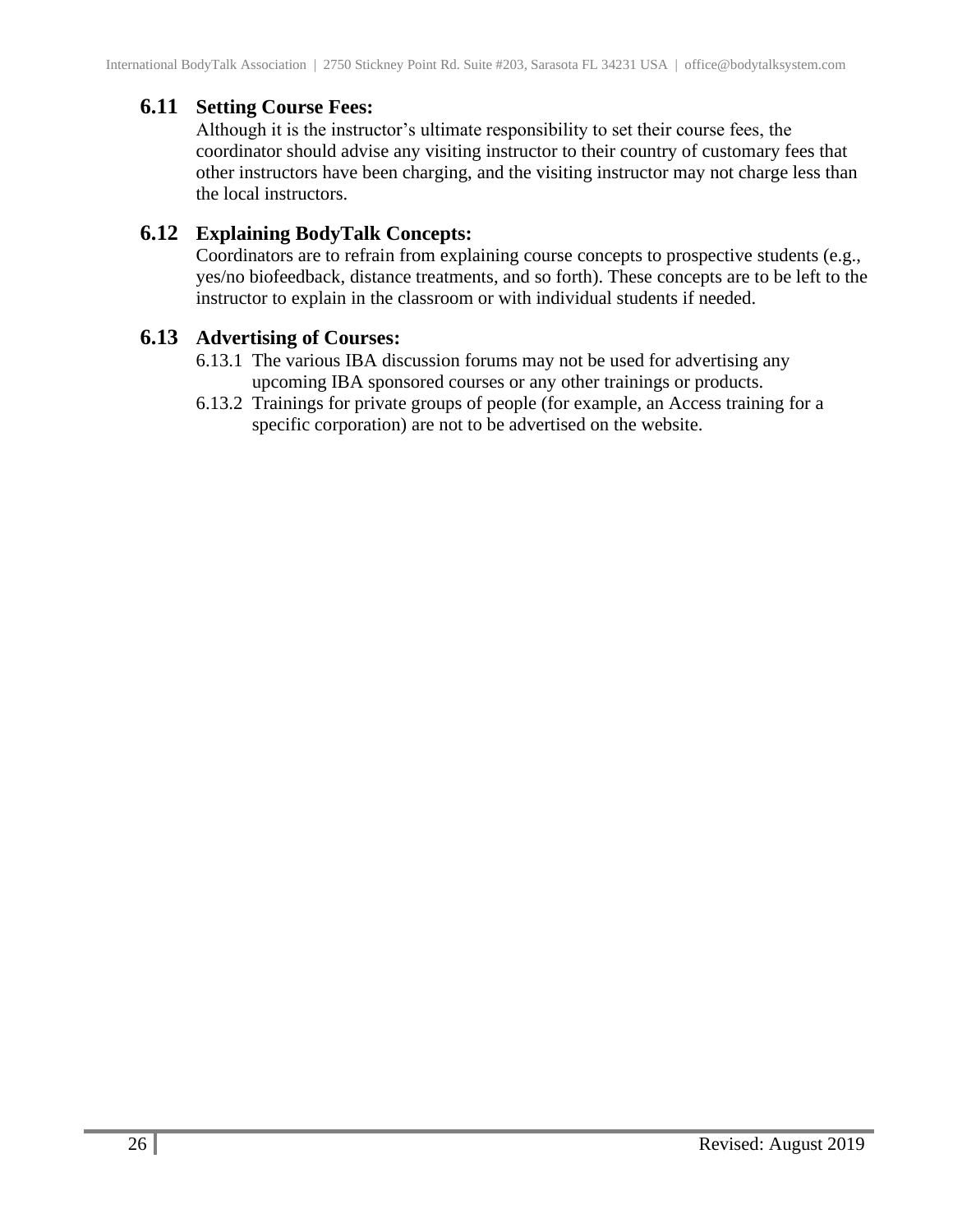### 6.11 Setting Course Fees:

Although it is the instructor's ultimate responsibility to set their course fees, the coordinator should advise any visiting instructor to their country of customary fees that other instructors have been charging, and the visiting instructor may not charge less than the local instructors.

### 6.12 Explaining BodyTalk Concepts:

Coordinators are to refrain from explaining course concepts to prospective students (e.g., yes/no biofeedback, distance treatments, and so forth). These concepts are to be left to the instructor to explain in the classroom or with individual students if needed.

### 6.13 Advertising of Courses:

6.13.1 The various IBA discussion forums may not be used for advertising any upcoming IBA sponsored courses or any other trainings or products.

6.13.2 Trainings for private groups of people (for example, an Access training for a specific corporation) are not to be advertised on the website.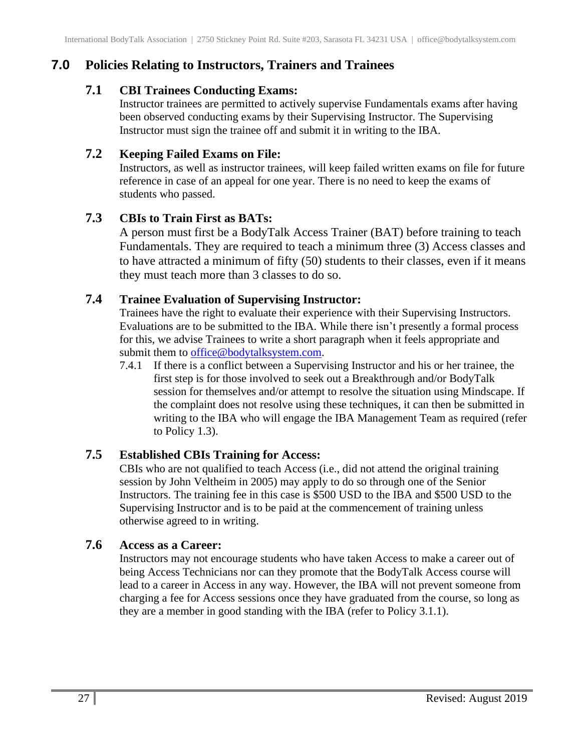## 7.0 Policies Relating to Instructors, Trainers and Trainees

### 7.1 CBI Trainees Conducting Exams:

Instructor trainees are permitted to actively supervise Fundamentals exams after having been observed conducting exams by their Supervising Instructor. The Supervising Instructor must sign the trainee off and submit it in writing to the IBA.

### 7.2 Keeping Failed Exams on File:

Instructors, as well as instructor trainees, will keep failed written exams on file for future reference in case of an appeal for one year. There is no need to keep the exams of students who passed.

### 7.3 CBIs to Train First as BATs:

A person must first be a BodyTalk Access Trainer (BAT) before training to teach Fundamentals. They are required to teach a minimum three (3) Access classes and to have attracted a minimum of fifty (50) students to their classes, even if it means they must teach more than 3 classes to do so.

### 7.4 Trainee Evaluation of Supervising Instructor:

Trainees have the right to evaluate their experience with their Supervising Instructors. Evaluations are to be submitted to the IBA. While there isn't presently a formal process for this, we advise Trainees to write a short paragraph when it feels appropriate and submit them to office@bodytalksystem.com.

7.4.1 If there is a conflict between a Supervising Instructor and his or her trainee, the first step is for those involved to seek out a Breakthrough and/or BodyTalk session for themselves and/or attempt to resolve the situation using Mindscape. If the complaint does not resolve using these techniques, it can then be submitted in writing to the IBA who will engage the IBA Management Team as required (refer to Policy 1.3).

### 7.5 Established CBIs Training for Access:

CBIs who are not qualified to teach Access (i.e., did not attend the original training session by John Veltheim in 2005) may apply to do so through one of the Senior Instructors. The training fee in this case is $500 USD to the IBA and $500 USD to the Supervising Instructor and is to be paid at the commencement of training unless otherwise agreed to in writing.

### 7.6 Access as a Career:

Instructors may not encourage students who have taken Access to make a career out of being Access Technicians nor can they promote that the BodyTalk Access course will lead to a career in Access in any way. However, the IBA will not prevent someone from charging a fee for Access sessions once they have graduated from the course, so long as they are a member in good standing with the IBA (refer to Policy 3.1.1).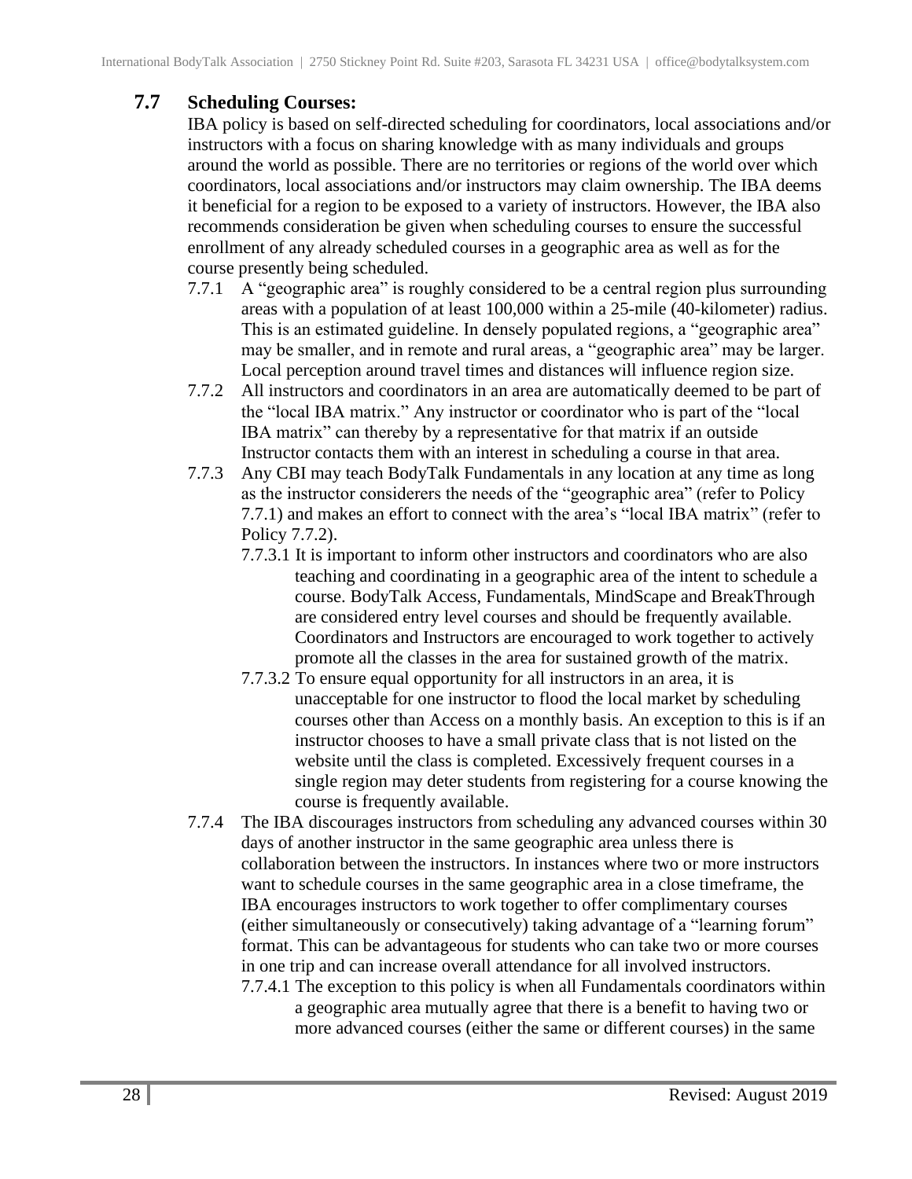## 7.7 Scheduling Courses:

IBA policy is based on self-directed scheduling for coordinators, local associations and/or instructors with a focus on sharing knowledge with as many individuals and groups around the world as possible. There are no territories or regions of the world over which coordinators, local associations and/or instructors may claim ownership. The IBA deems it beneficial for a region to be exposed to a variety of instructors. However, the IBA also recommends consideration be given when scheduling courses to ensure the successful enrollment of any already scheduled courses in a geographic area as well as for the course presently being scheduled.

7.7.1 A "geographic area" is roughly considered to be a central region plus surrounding areas with a population of at least 100,000 within a 25-mile (40-kilometer) radius. This is an estimated guideline. In densely populated regions, a "geographic area" may be smaller, and in remote and rural areas, a "geographic area" may be larger. Local perception around travel times and distances will influence region size.

7.7.2 All instructors and coordinators in an area are automatically deemed to be part of the "local IBA matrix." Any instructor or coordinator who is part of the "local IBA matrix" can thereby by a representative for that matrix if an outside Instructor contacts them with an interest in scheduling a course in that area.

7.7.3 Any CBI may teach BodyTalk Fundamentals in any location at any time as long as the instructor considerers the needs of the "geographic area" (refer to Policy 7.7.1) and makes an effort to connect with the area's "local IBA matrix" (refer to Policy 7.7.2).

7.7.3.1 It is important to inform other instructors and coordinators who are also teaching and coordinating in a geographic area of the intent to schedule a course. BodyTalk Access, Fundamentals, MindScape and BreakThrough are considered entry level courses and should be frequently available. Coordinators and Instructors are encouraged to work together to actively promote all the classes in the area for sustained growth of the matrix.

7.7.3.2 To ensure equal opportunity for all instructors in an area, it is unacceptable for one instructor to flood the local market by scheduling courses other than Access on a monthly basis. An exception to this is if an instructor chooses to have a small private class that is not listed on the website until the class is completed. Excessively frequent courses in a single region may deter students from registering for a course knowing the course is frequently available.

7.7.4 The IBA discourages instructors from scheduling any advanced courses within 30 days of another instructor in the same geographic area unless there is collaboration between the instructors. In instances where two or more instructors want to schedule courses in the same geographic area in a close timeframe, the IBA encourages instructors to work together to offer complimentary courses (either simultaneously or consecutively) taking advantage of a "learning forum" format. This can be advantageous for students who can take two or more courses in one trip and can increase overall attendance for all involved instructors.

7.7.4.1 The exception to this policy is when all Fundamentals coordinators within a geographic area mutually agree that there is a benefit to having two or more advanced courses (either the same or different courses) in the same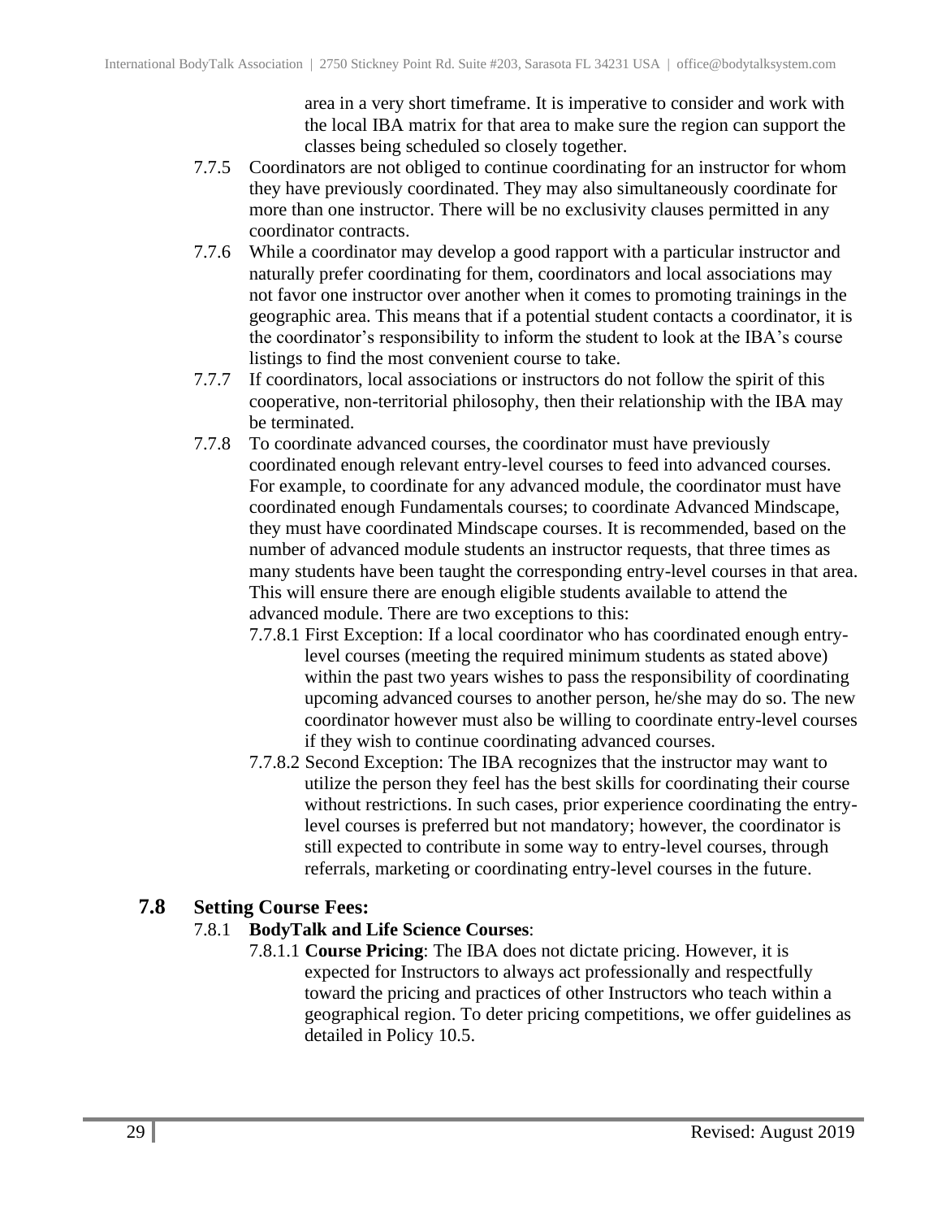area in a very short timeframe. It is imperative to consider and work with the local IBA matrix for that area to make sure the region can support the classes being scheduled so closely together.

7.7.5 Coordinators are not obliged to continue coordinating for an instructor for whom they have previously coordinated. They may also simultaneously coordinate for more than one instructor. There will be no exclusivity clauses permitted in any coordinator contracts.

7.7.6 While a coordinator may develop a good rapport with a particular instructor and naturally prefer coordinating for them, coordinators and local associations may not favor one instructor over another when it comes to promoting trainings in the geographic area. This means that if a potential student contacts a coordinator, it is the coordinator's responsibility to inform the student to look at the IBA's course listings to find the most convenient course to take.

7.7.7 If coordinators, local associations or instructors do not follow the spirit of this cooperative, non-territorial philosophy, then their relationship with the IBA may be terminated.

7.7.8 To coordinate advanced courses, the coordinator must have previously coordinated enough relevant entry-level courses to feed into advanced courses. For example, to coordinate for any advanced module, the coordinator must have coordinated enough Fundamentals courses; to coordinate Advanced Mindscape, they must have coordinated Mindscape courses. It is recommended, based on the number of advanced module students an instructor requests, that three times as many students have been taught the corresponding entry-level courses in that area. This will ensure there are enough eligible students available to attend the advanced module. There are two exceptions to this:

7.7.8.1 First Exception: If a local coordinator who has coordinated enough entry-level courses (meeting the required minimum students as stated above) within the past two years wishes to pass the responsibility of coordinating upcoming advanced courses to another person, he/she may do so. The new coordinator however must also be willing to coordinate entry-level courses if they wish to continue coordinating advanced courses.

7.7.8.2 Second Exception: The IBA recognizes that the instructor may want to utilize the person they feel has the best skills for coordinating their course without restrictions. In such cases, prior experience coordinating the entry-level courses is preferred but not mandatory; however, the coordinator is still expected to contribute in some way to entry-level courses, through referrals, marketing or coordinating entry-level courses in the future.

## 7.8 Setting Course Fees:

7.8.1 **BodyTalk and Life Science Courses**:

7.8.1.1 **Course Pricing**: The IBA does not dictate pricing. However, it is expected for Instructors to always act professionally and respectfully toward the pricing and practices of other Instructors who teach within a geographical region. To deter pricing competitions, we offer guidelines as detailed in Policy 10.5.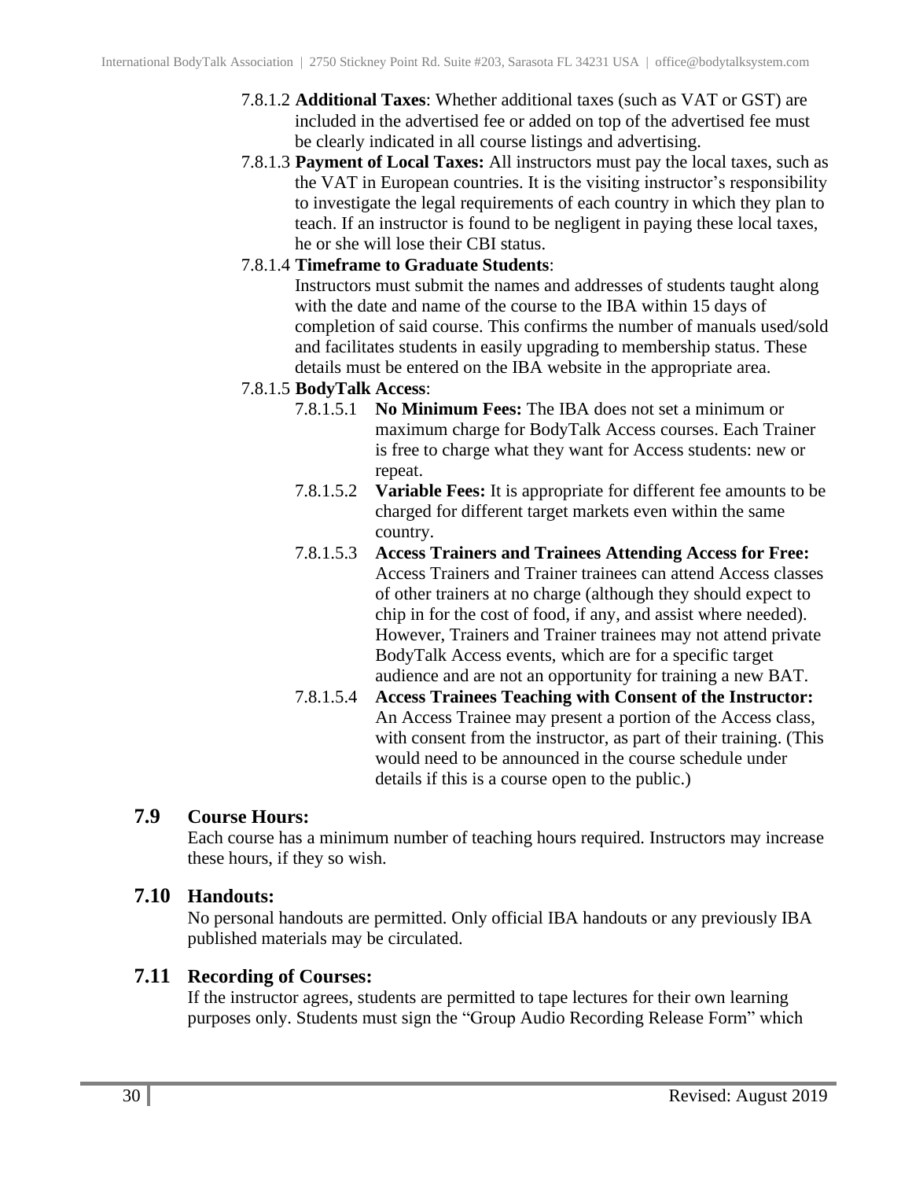7.8.1.2 **Additional Taxes**: Whether additional taxes (such as VAT or GST) are included in the advertised fee or added on top of the advertised fee must be clearly indicated in all course listings and advertising.

7.8.1.3 **Payment of Local Taxes:** All instructors must pay the local taxes, such as the VAT in European countries. It is the visiting instructor's responsibility to investigate the legal requirements of each country in which they plan to teach. If an instructor is found to be negligent in paying these local taxes, he or she will lose their CBI status.

7.8.1.4 **Timeframe to Graduate Students**:
Instructors must submit the names and addresses of students taught along with the date and name of the course to the IBA within 15 days of completion of said course. This confirms the number of manuals used/sold and facilitates students in easily upgrading to membership status. These details must be entered on the IBA website in the appropriate area.

7.8.1.5 **BodyTalk Access**:

7.8.1.5.1 **No Minimum Fees:** The IBA does not set a minimum or maximum charge for BodyTalk Access courses. Each Trainer is free to charge what they want for Access students: new or repeat.

7.8.1.5.2 **Variable Fees:** It is appropriate for different fee amounts to be charged for different target markets even within the same country.

7.8.1.5.3 **Access Trainers and Trainees Attending Access for Free:** Access Trainers and Trainer trainees can attend Access classes of other trainers at no charge (although they should expect to chip in for the cost of food, if any, and assist where needed). However, Trainers and Trainer trainees may not attend private BodyTalk Access events, which are for a specific target audience and are not an opportunity for training a new BAT.

7.8.1.5.4 **Access Trainees Teaching with Consent of the Instructor:** An Access Trainee may present a portion of the Access class, with consent from the instructor, as part of their training. (This would need to be announced in the course schedule under details if this is a course open to the public.)

## 7.9 Course Hours:

Each course has a minimum number of teaching hours required. Instructors may increase these hours, if they so wish.

## 7.10 Handouts:

No personal handouts are permitted. Only official IBA handouts or any previously IBA published materials may be circulated.

## 7.11 Recording of Courses:

If the instructor agrees, students are permitted to tape lectures for their own learning purposes only. Students must sign the "Group Audio Recording Release Form" which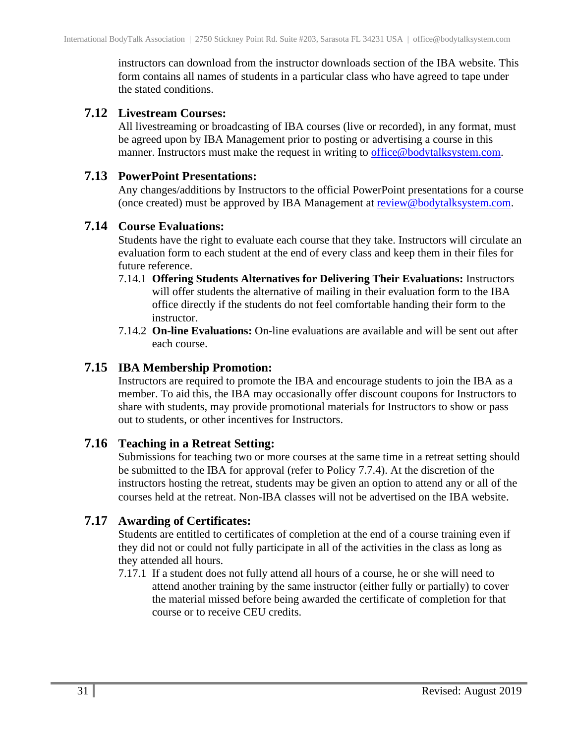instructors can download from the instructor downloads section of the IBA website. This form contains all names of students in a particular class who have agreed to tape under the stated conditions.

### 7.12 Livestream Courses:

All livestreaming or broadcasting of IBA courses (live or recorded), in any format, must be agreed upon by IBA Management prior to posting or advertising a course in this manner. Instructors must make the request in writing to office@bodytalksystem.com.

### 7.13 PowerPoint Presentations:

Any changes/additions by Instructors to the official PowerPoint presentations for a course (once created) must be approved by IBA Management at review@bodytalksystem.com.

### 7.14 Course Evaluations:

Students have the right to evaluate each course that they take. Instructors will circulate an evaluation form to each student at the end of every class and keep them in their files for future reference.

7.14.1 **Offering Students Alternatives for Delivering Their Evaluations:** Instructors will offer students the alternative of mailing in their evaluation form to the IBA office directly if the students do not feel comfortable handing their form to the instructor.

7.14.2 **On-line Evaluations:** On-line evaluations are available and will be sent out after each course.

### 7.15 IBA Membership Promotion:

Instructors are required to promote the IBA and encourage students to join the IBA as a member. To aid this, the IBA may occasionally offer discount coupons for Instructors to share with students, may provide promotional materials for Instructors to show or pass out to students, or other incentives for Instructors.

### 7.16 Teaching in a Retreat Setting:

Submissions for teaching two or more courses at the same time in a retreat setting should be submitted to the IBA for approval (refer to Policy 7.7.4). At the discretion of the instructors hosting the retreat, students may be given an option to attend any or all of the courses held at the retreat. Non-IBA classes will not be advertised on the IBA website.

### 7.17 Awarding of Certificates:

Students are entitled to certificates of completion at the end of a course training even if they did not or could not fully participate in all of the activities in the class as long as they attended all hours.

7.17.1 If a student does not fully attend all hours of a course, he or she will need to attend another training by the same instructor (either fully or partially) to cover the material missed before being awarded the certificate of completion for that course or to receive CEU credits.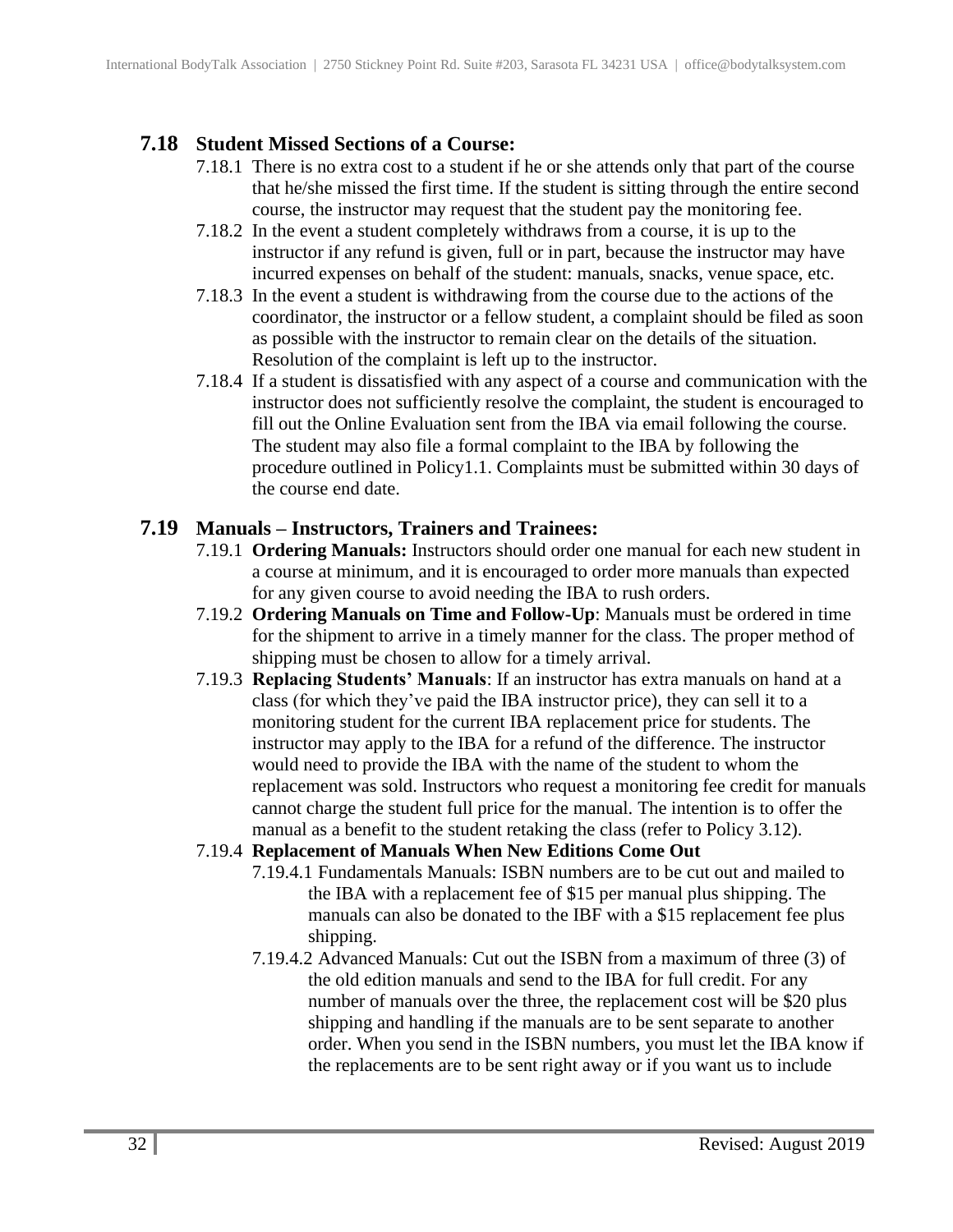## 7.18 Student Missed Sections of a Course:

7.18.1 There is no extra cost to a student if he or she attends only that part of the course that he/she missed the first time. If the student is sitting through the entire second course, the instructor may request that the student pay the monitoring fee.

7.18.2 In the event a student completely withdraws from a course, it is up to the instructor if any refund is given, full or in part, because the instructor may have incurred expenses on behalf of the student: manuals, snacks, venue space, etc.

7.18.3 In the event a student is withdrawing from the course due to the actions of the coordinator, the instructor or a fellow student, a complaint should be filed as soon as possible with the instructor to remain clear on the details of the situation. Resolution of the complaint is left up to the instructor.

7.18.4 If a student is dissatisfied with any aspect of a course and communication with the instructor does not sufficiently resolve the complaint, the student is encouraged to fill out the Online Evaluation sent from the IBA via email following the course. The student may also file a formal complaint to the IBA by following the procedure outlined in Policy1.1. Complaints must be submitted within 30 days of the course end date.

## 7.19 Manuals – Instructors, Trainers and Trainees:

7.19.1 **Ordering Manuals:** Instructors should order one manual for each new student in a course at minimum, and it is encouraged to order more manuals than expected for any given course to avoid needing the IBA to rush orders.

7.19.2 **Ordering Manuals on Time and Follow-Up**: Manuals must be ordered in time for the shipment to arrive in a timely manner for the class. The proper method of shipping must be chosen to allow for a timely arrival.

7.19.3 **Replacing Students' Manuals**: If an instructor has extra manuals on hand at a class (for which they've paid the IBA instructor price), they can sell it to a monitoring student for the current IBA replacement price for students. The instructor may apply to the IBA for a refund of the difference. The instructor would need to provide the IBA with the name of the student to whom the replacement was sold. Instructors who request a monitoring fee credit for manuals cannot charge the student full price for the manual. The intention is to offer the manual as a benefit to the student retaking the class (refer to Policy 3.12).

7.19.4 **Replacement of Manuals When New Editions Come Out**

7.19.4.1 Fundamentals Manuals: ISBN numbers are to be cut out and mailed to the IBA with a replacement fee of $15 per manual plus shipping. The manuals can also be donated to the IBF with a $15 replacement fee plus shipping.

7.19.4.2 Advanced Manuals: Cut out the ISBN from a maximum of three (3) of the old edition manuals and send to the IBA for full credit. For any number of manuals over the three, the replacement cost will be $20 plus shipping and handling if the manuals are to be sent separate to another order. When you send in the ISBN numbers, you must let the IBA know if the replacements are to be sent right away or if you want us to include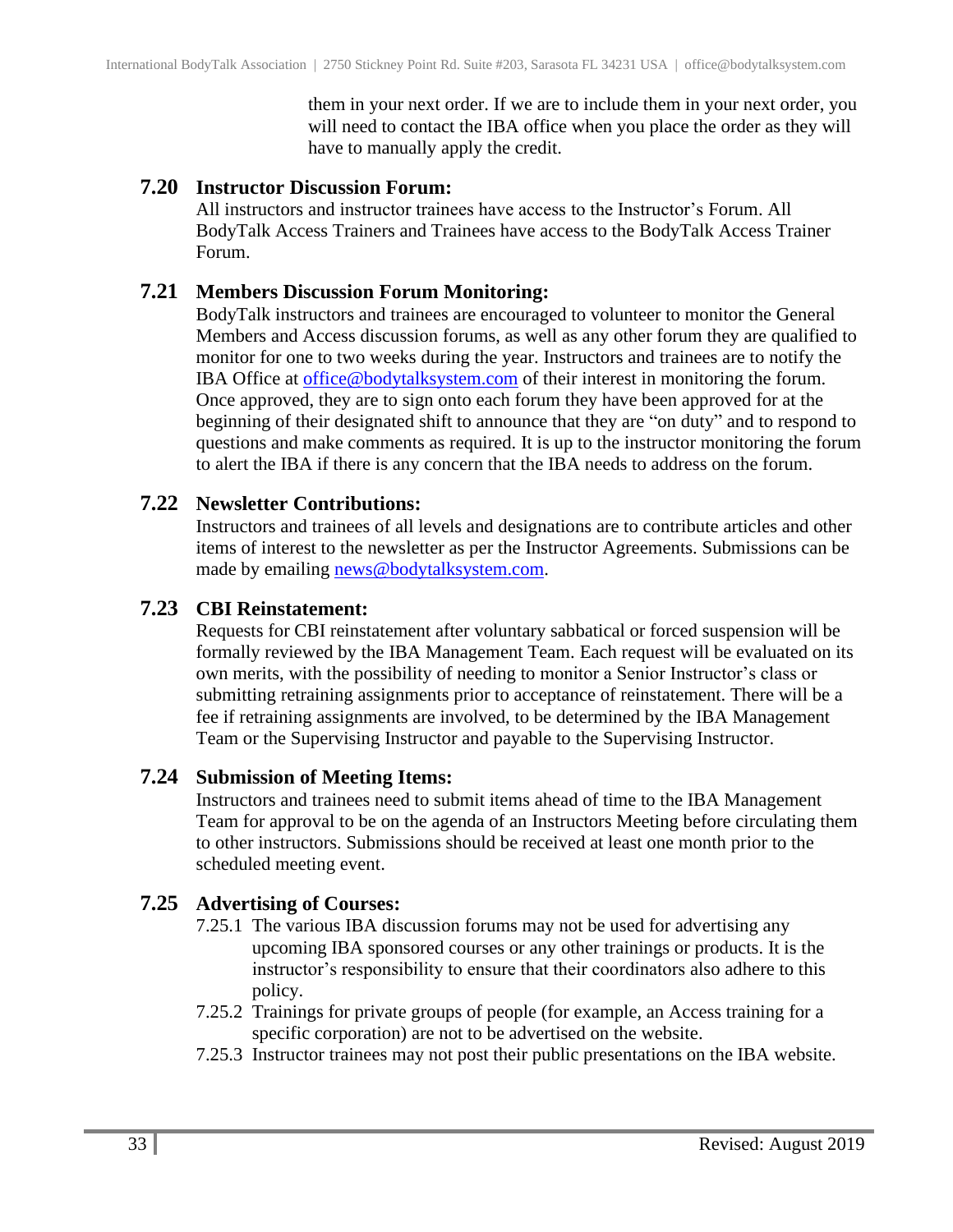them in your next order. If we are to include them in your next order, you will need to contact the IBA office when you place the order as they will have to manually apply the credit.

### 7.20 Instructor Discussion Forum:

All instructors and instructor trainees have access to the Instructor's Forum. All BodyTalk Access Trainers and Trainees have access to the BodyTalk Access Trainer Forum.

### 7.21 Members Discussion Forum Monitoring:

BodyTalk instructors and trainees are encouraged to volunteer to monitor the General Members and Access discussion forums, as well as any other forum they are qualified to monitor for one to two weeks during the year. Instructors and trainees are to notify the IBA Office at office@bodytalksystem.com of their interest in monitoring the forum. Once approved, they are to sign onto each forum they have been approved for at the beginning of their designated shift to announce that they are "on duty" and to respond to questions and make comments as required. It is up to the instructor monitoring the forum to alert the IBA if there is any concern that the IBA needs to address on the forum.

### 7.22 Newsletter Contributions:

Instructors and trainees of all levels and designations are to contribute articles and other items of interest to the newsletter as per the Instructor Agreements. Submissions can be made by emailing news@bodytalksystem.com.

### 7.23 CBI Reinstatement:

Requests for CBI reinstatement after voluntary sabbatical or forced suspension will be formally reviewed by the IBA Management Team. Each request will be evaluated on its own merits, with the possibility of needing to monitor a Senior Instructor's class or submitting retraining assignments prior to acceptance of reinstatement. There will be a fee if retraining assignments are involved, to be determined by the IBA Management Team or the Supervising Instructor and payable to the Supervising Instructor.

### 7.24 Submission of Meeting Items:

Instructors and trainees need to submit items ahead of time to the IBA Management Team for approval to be on the agenda of an Instructors Meeting before circulating them to other instructors. Submissions should be received at least one month prior to the scheduled meeting event.

### 7.25 Advertising of Courses:

7.25.1 The various IBA discussion forums may not be used for advertising any upcoming IBA sponsored courses or any other trainings or products. It is the instructor's responsibility to ensure that their coordinators also adhere to this policy.

7.25.2 Trainings for private groups of people (for example, an Access training for a specific corporation) are not to be advertised on the website.

7.25.3 Instructor trainees may not post their public presentations on the IBA website.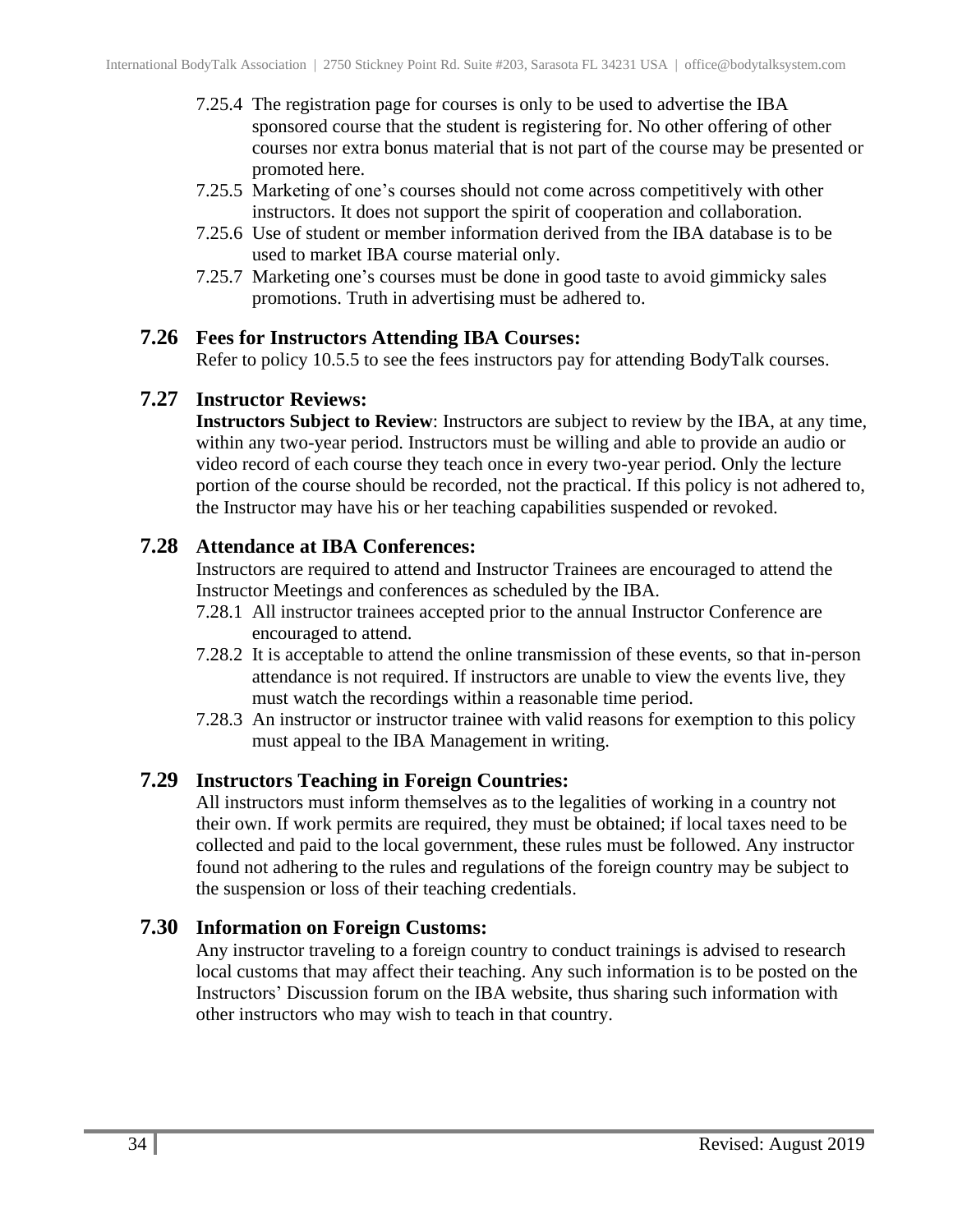7.25.4 The registration page for courses is only to be used to advertise the IBA sponsored course that the student is registering for. No other offering of other courses nor extra bonus material that is not part of the course may be presented or promoted here.

7.25.5 Marketing of one's courses should not come across competitively with other instructors. It does not support the spirit of cooperation and collaboration.

7.25.6 Use of student or member information derived from the IBA database is to be used to market IBA course material only.

7.25.7 Marketing one's courses must be done in good taste to avoid gimmicky sales promotions. Truth in advertising must be adhered to.

## 7.26 Fees for Instructors Attending IBA Courses:

Refer to policy 10.5.5 to see the fees instructors pay for attending BodyTalk courses.

## 7.27 Instructor Reviews:

**Instructors Subject to Review**: Instructors are subject to review by the IBA, at any time, within any two-year period. Instructors must be willing and able to provide an audio or video record of each course they teach once in every two-year period. Only the lecture portion of the course should be recorded, not the practical. If this policy is not adhered to, the Instructor may have his or her teaching capabilities suspended or revoked.

## 7.28 Attendance at IBA Conferences:

Instructors are required to attend and Instructor Trainees are encouraged to attend the Instructor Meetings and conferences as scheduled by the IBA.

7.28.1 All instructor trainees accepted prior to the annual Instructor Conference are encouraged to attend.

7.28.2 It is acceptable to attend the online transmission of these events, so that in-person attendance is not required. If instructors are unable to view the events live, they must watch the recordings within a reasonable time period.

7.28.3 An instructor or instructor trainee with valid reasons for exemption to this policy must appeal to the IBA Management in writing.

## 7.29 Instructors Teaching in Foreign Countries:

All instructors must inform themselves as to the legalities of working in a country not their own. If work permits are required, they must be obtained; if local taxes need to be collected and paid to the local government, these rules must be followed. Any instructor found not adhering to the rules and regulations of the foreign country may be subject to the suspension or loss of their teaching credentials.

## 7.30 Information on Foreign Customs:

Any instructor traveling to a foreign country to conduct trainings is advised to research local customs that may affect their teaching. Any such information is to be posted on the Instructors' Discussion forum on the IBA website, thus sharing such information with other instructors who may wish to teach in that country.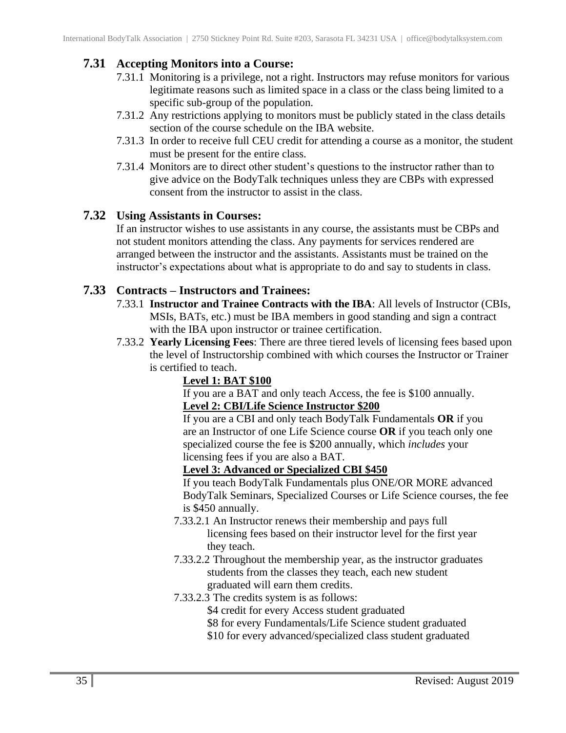## 7.31 Accepting Monitors into a Course:

7.31.1 Monitoring is a privilege, not a right. Instructors may refuse monitors for various legitimate reasons such as limited space in a class or the class being limited to a specific sub-group of the population.

7.31.2 Any restrictions applying to monitors must be publicly stated in the class details section of the course schedule on the IBA website.

7.31.3 In order to receive full CEU credit for attending a course as a monitor, the student must be present for the entire class.

7.31.4 Monitors are to direct other student's questions to the instructor rather than to give advice on the BodyTalk techniques unless they are CBPs with expressed consent from the instructor to assist in the class.

## 7.32 Using Assistants in Courses:

If an instructor wishes to use assistants in any course, the assistants must be CBPs and not student monitors attending the class. Any payments for services rendered are arranged between the instructor and the assistants. Assistants must be trained on the instructor's expectations about what is appropriate to do and say to students in class.

## 7.33 Contracts – Instructors and Trainees:

7.33.1 **Instructor and Trainee Contracts with the IBA**: All levels of Instructor (CBIs, MSIs, BATs, etc.) must be IBA members in good standing and sign a contract with the IBA upon instructor or trainee certification.

7.33.2 **Yearly Licensing Fees**: There are three tiered levels of licensing fees based upon the level of Instructorship combined with which courses the Instructor or Trainer is certified to teach.

**Level 1: BAT $100**

If you are a BAT and only teach Access, the fee is $100 annually.

**Level 2: CBI/Life Science Instructor $200**

If you are a CBI and only teach BodyTalk Fundamentals **OR** if you are an Instructor of one Life Science course **OR** if you teach only one specialized course the fee is $200 annually, which *includes* your licensing fees if you are also a BAT.

**Level 3: Advanced or Specialized CBI $450**

If you teach BodyTalk Fundamentals plus ONE/OR MORE advanced BodyTalk Seminars, Specialized Courses or Life Science courses, the fee is $450 annually.

7.33.2.1 An Instructor renews their membership and pays full licensing fees based on their instructor level for the first year they teach.

7.33.2.2 Throughout the membership year, as the instructor graduates students from the classes they teach, each new student graduated will earn them credits.

7.33.2.3 The credits system is as follows:

$4 credit for every Access student graduated
$8 for every Fundamentals/Life Science student graduated
$10 for every advanced/specialized class student graduated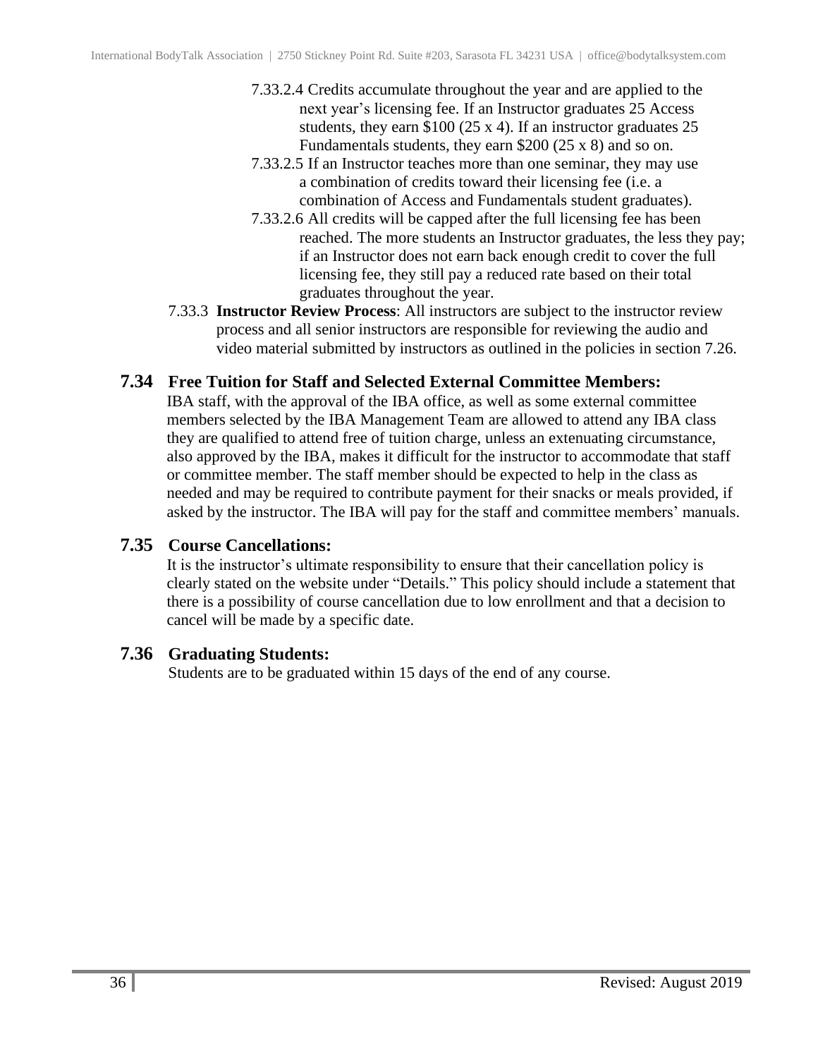7.33.2.4 Credits accumulate throughout the year and are applied to the next year's licensing fee. If an Instructor graduates 25 Access students, they earn $100 (25 x 4). If an instructor graduates 25 Fundamentals students, they earn $200 (25 x 8) and so on.

7.33.2.5 If an Instructor teaches more than one seminar, they may use a combination of credits toward their licensing fee (i.e. a combination of Access and Fundamentals student graduates).

7.33.2.6 All credits will be capped after the full licensing fee has been reached. The more students an Instructor graduates, the less they pay; if an Instructor does not earn back enough credit to cover the full licensing fee, they still pay a reduced rate based on their total graduates throughout the year.

7.33.3 **Instructor Review Process**: All instructors are subject to the instructor review process and all senior instructors are responsible for reviewing the audio and video material submitted by instructors as outlined in the policies in section 7.26.

## 7.34 Free Tuition for Staff and Selected External Committee Members:

IBA staff, with the approval of the IBA office, as well as some external committee members selected by the IBA Management Team are allowed to attend any IBA class they are qualified to attend free of tuition charge, unless an extenuating circumstance, also approved by the IBA, makes it difficult for the instructor to accommodate that staff or committee member. The staff member should be expected to help in the class as needed and may be required to contribute payment for their snacks or meals provided, if asked by the instructor. The IBA will pay for the staff and committee members' manuals.

## 7.35 Course Cancellations:

It is the instructor's ultimate responsibility to ensure that their cancellation policy is clearly stated on the website under "Details." This policy should include a statement that there is a possibility of course cancellation due to low enrollment and that a decision to cancel will be made by a specific date.

## 7.36 Graduating Students:

Students are to be graduated within 15 days of the end of any course.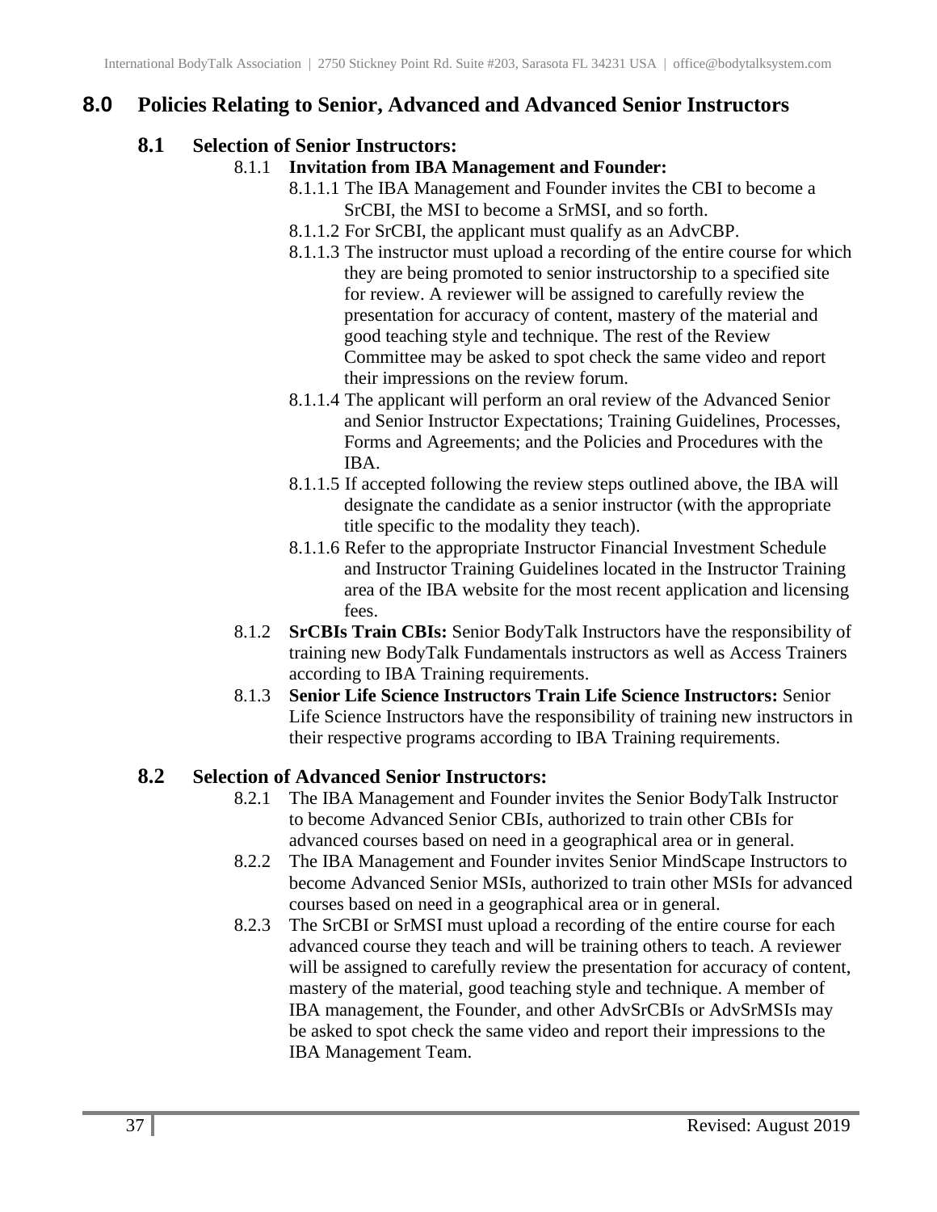## 8.0 Policies Relating to Senior, Advanced and Advanced Senior Instructors

### 8.1 Selection of Senior Instructors:

8.1.1 **Invitation from IBA Management and Founder:**

8.1.1.1 The IBA Management and Founder invites the CBI to become a SrCBI, the MSI to become a SrMSI, and so forth.

8.1.1.2 For SrCBI, the applicant must qualify as an AdvCBP.

8.1.1.3 The instructor must upload a recording of the entire course for which they are being promoted to senior instructorship to a specified site for review. A reviewer will be assigned to carefully review the presentation for accuracy of content, mastery of the material and good teaching style and technique. The rest of the Review Committee may be asked to spot check the same video and report their impressions on the review forum.

8.1.1.4 The applicant will perform an oral review of the Advanced Senior and Senior Instructor Expectations; Training Guidelines, Processes, Forms and Agreements; and the Policies and Procedures with the IBA.

8.1.1.5 If accepted following the review steps outlined above, the IBA will designate the candidate as a senior instructor (with the appropriate title specific to the modality they teach).

8.1.1.6 Refer to the appropriate Instructor Financial Investment Schedule and Instructor Training Guidelines located in the Instructor Training area of the IBA website for the most recent application and licensing fees.

8.1.2 **SrCBIs Train CBIs:** Senior BodyTalk Instructors have the responsibility of training new BodyTalk Fundamentals instructors as well as Access Trainers according to IBA Training requirements.

8.1.3 **Senior Life Science Instructors Train Life Science Instructors:** Senior Life Science Instructors have the responsibility of training new instructors in their respective programs according to IBA Training requirements.

### 8.2 Selection of Advanced Senior Instructors:

8.2.1 The IBA Management and Founder invites the Senior BodyTalk Instructor to become Advanced Senior CBIs, authorized to train other CBIs for advanced courses based on need in a geographical area or in general.

8.2.2 The IBA Management and Founder invites Senior MindScape Instructors to become Advanced Senior MSIs, authorized to train other MSIs for advanced courses based on need in a geographical area or in general.

8.2.3 The SrCBI or SrMSI must upload a recording of the entire course for each advanced course they teach and will be training others to teach. A reviewer will be assigned to carefully review the presentation for accuracy of content, mastery of the material, good teaching style and technique. A member of IBA management, the Founder, and other AdvSrCBIs or AdvSrMSIs may be asked to spot check the same video and report their impressions to the IBA Management Team.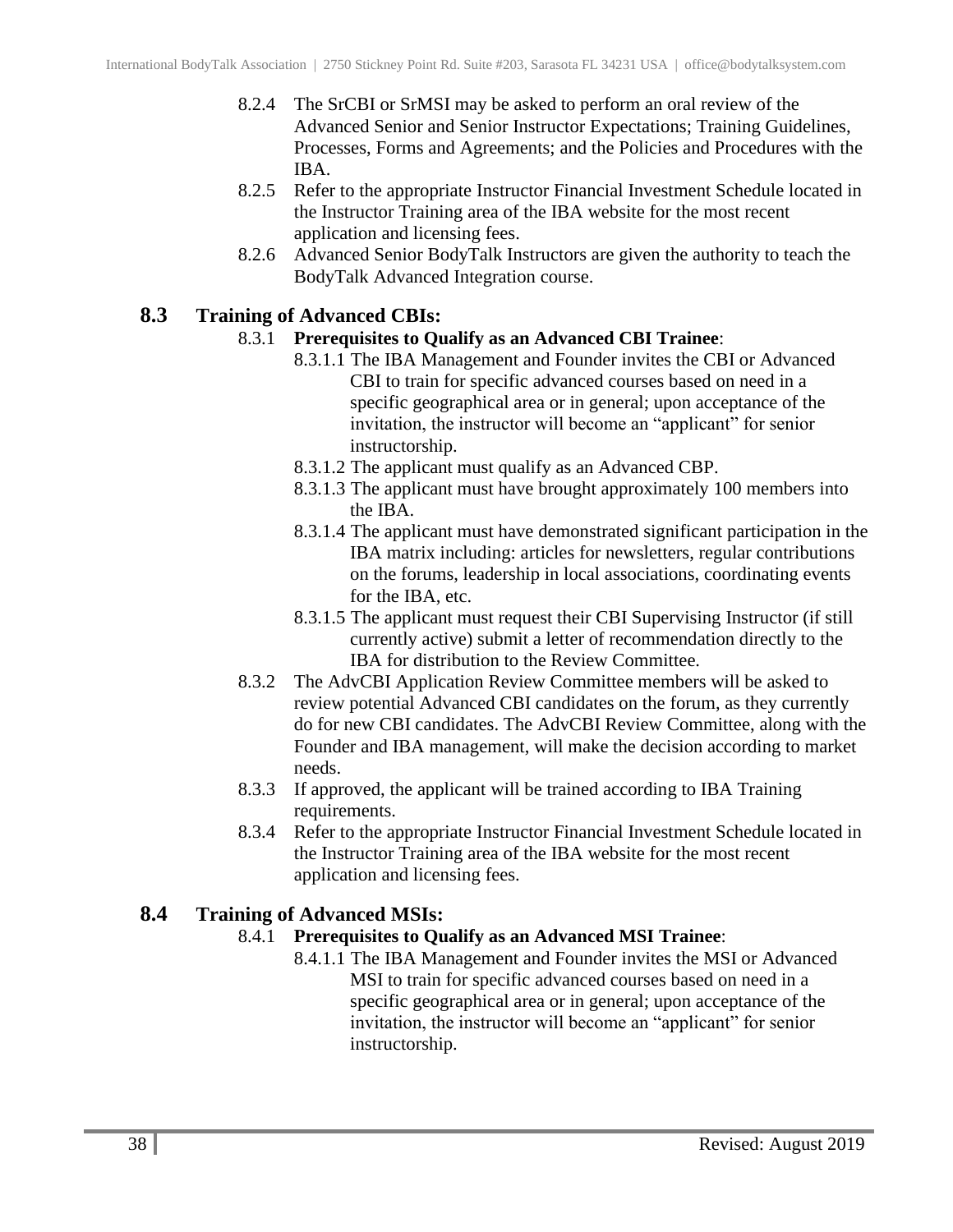8.2.4 The SrCBI or SrMSI may be asked to perform an oral review of the Advanced Senior and Senior Instructor Expectations; Training Guidelines, Processes, Forms and Agreements; and the Policies and Procedures with the IBA.

8.2.5 Refer to the appropriate Instructor Financial Investment Schedule located in the Instructor Training area of the IBA website for the most recent application and licensing fees.

8.2.6 Advanced Senior BodyTalk Instructors are given the authority to teach the BodyTalk Advanced Integration course.

## 8.3 Training of Advanced CBIs:

8.3.1 **Prerequisites to Qualify as an Advanced CBI Trainee**:

8.3.1.1 The IBA Management and Founder invites the CBI or Advanced CBI to train for specific advanced courses based on need in a specific geographical area or in general; upon acceptance of the invitation, the instructor will become an "applicant" for senior instructorship.

8.3.1.2 The applicant must qualify as an Advanced CBP.

8.3.1.3 The applicant must have brought approximately 100 members into the IBA.

8.3.1.4 The applicant must have demonstrated significant participation in the IBA matrix including: articles for newsletters, regular contributions on the forums, leadership in local associations, coordinating events for the IBA, etc.

8.3.1.5 The applicant must request their CBI Supervising Instructor (if still currently active) submit a letter of recommendation directly to the IBA for distribution to the Review Committee.

8.3.2 The AdvCBI Application Review Committee members will be asked to review potential Advanced CBI candidates on the forum, as they currently do for new CBI candidates. The AdvCBI Review Committee, along with the Founder and IBA management, will make the decision according to market needs.

8.3.3 If approved, the applicant will be trained according to IBA Training requirements.

8.3.4 Refer to the appropriate Instructor Financial Investment Schedule located in the Instructor Training area of the IBA website for the most recent application and licensing fees.

## 8.4 Training of Advanced MSIs:

8.4.1 **Prerequisites to Qualify as an Advanced MSI Trainee**:

8.4.1.1 The IBA Management and Founder invites the MSI or Advanced MSI to train for specific advanced courses based on need in a specific geographical area or in general; upon acceptance of the invitation, the instructor will become an "applicant" for senior instructorship.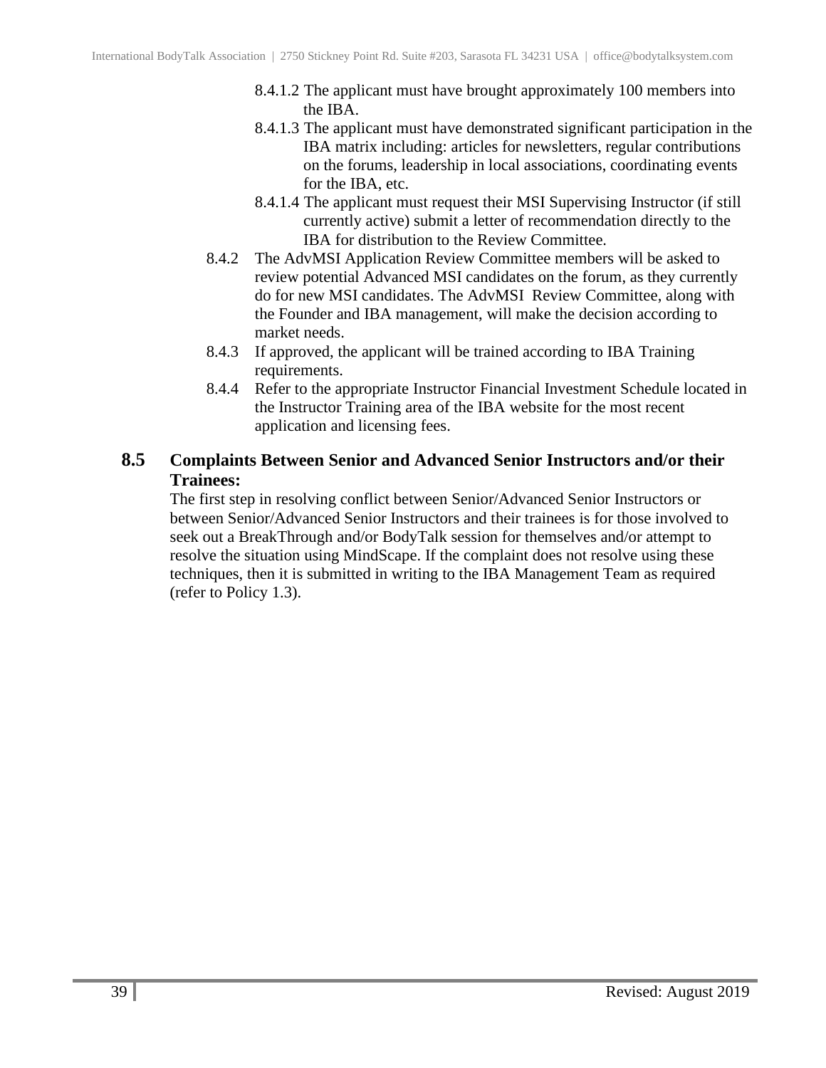- 8.4.1.2 The applicant must have brought approximately 100 members into the IBA.
- 8.4.1.3 The applicant must have demonstrated significant participation in the IBA matrix including: articles for newsletters, regular contributions on the forums, leadership in local associations, coordinating events for the IBA, etc.
- 8.4.1.4 The applicant must request their MSI Supervising Instructor (if still currently active) submit a letter of recommendation directly to the IBA for distribution to the Review Committee.

8.4.2 The AdvMSI Application Review Committee members will be asked to review potential Advanced MSI candidates on the forum, as they currently do for new MSI candidates. The AdvMSI Review Committee, along with the Founder and IBA management, will make the decision according to market needs.

8.4.3 If approved, the applicant will be trained according to IBA Training requirements.

8.4.4 Refer to the appropriate Instructor Financial Investment Schedule located in the Instructor Training area of the IBA website for the most recent application and licensing fees.

## 8.5 Complaints Between Senior and Advanced Senior Instructors and/or their Trainees:

The first step in resolving conflict between Senior/Advanced Senior Instructors or between Senior/Advanced Senior Instructors and their trainees is for those involved to seek out a BreakThrough and/or BodyTalk session for themselves and/or attempt to resolve the situation using MindScape. If the complaint does not resolve using these techniques, then it is submitted in writing to the IBA Management Team as required (refer to Policy 1.3).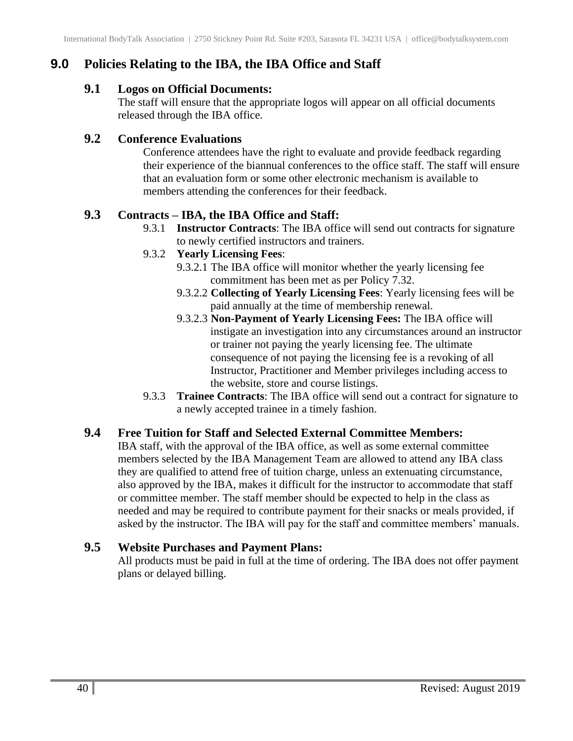## 9.0 Policies Relating to the IBA, the IBA Office and Staff

### 9.1 Logos on Official Documents:

The staff will ensure that the appropriate logos will appear on all official documents released through the IBA office.

### 9.2 Conference Evaluations

Conference attendees have the right to evaluate and provide feedback regarding their experience of the biannual conferences to the office staff. The staff will ensure that an evaluation form or some other electronic mechanism is available to members attending the conferences for their feedback.

### 9.3 Contracts – IBA, the IBA Office and Staff:

- 9.3.1 **Instructor Contracts**: The IBA office will send out contracts for signature to newly certified instructors and trainers.
- 9.3.2 **Yearly Licensing Fees**:
  - 9.3.2.1 The IBA office will monitor whether the yearly licensing fee commitment has been met as per Policy 7.32.
  - 9.3.2.2 **Collecting of Yearly Licensing Fees**: Yearly licensing fees will be paid annually at the time of membership renewal.
  - 9.3.2.3 **Non-Payment of Yearly Licensing Fees:** The IBA office will instigate an investigation into any circumstances around an instructor or trainer not paying the yearly licensing fee. The ultimate consequence of not paying the licensing fee is a revoking of all Instructor, Practitioner and Member privileges including access to the website, store and course listings.
- 9.3.3 **Trainee Contracts**: The IBA office will send out a contract for signature to a newly accepted trainee in a timely fashion.

### 9.4 Free Tuition for Staff and Selected External Committee Members:

IBA staff, with the approval of the IBA office, as well as some external committee members selected by the IBA Management Team are allowed to attend any IBA class they are qualified to attend free of tuition charge, unless an extenuating circumstance, also approved by the IBA, makes it difficult for the instructor to accommodate that staff or committee member. The staff member should be expected to help in the class as needed and may be required to contribute payment for their snacks or meals provided, if asked by the instructor. The IBA will pay for the staff and committee members' manuals.

### 9.5 Website Purchases and Payment Plans:

All products must be paid in full at the time of ordering. The IBA does not offer payment plans or delayed billing.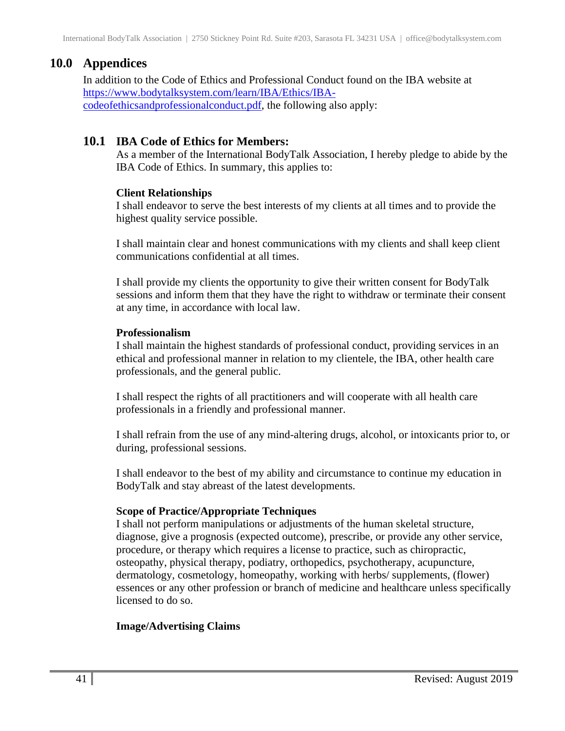## 10.0 Appendices

In addition to the Code of Ethics and Professional Conduct found on the IBA website at [https://www.bodytalksystem.com/learn/IBA/Ethics/IBA-codeofethicsandprofessionalconduct.pdf](https://www.bodytalksystem.com/learn/IBA/Ethics/IBA-codeofethicsandprofessionalconduct.pdf), the following also apply:

### 10.1 IBA Code of Ethics for Members:

As a member of the International BodyTalk Association, I hereby pledge to abide by the IBA Code of Ethics. In summary, this applies to:

**Client Relationships**

I shall endeavor to serve the best interests of my clients at all times and to provide the highest quality service possible.

I shall maintain clear and honest communications with my clients and shall keep client communications confidential at all times.

I shall provide my clients the opportunity to give their written consent for BodyTalk sessions and inform them that they have the right to withdraw or terminate their consent at any time, in accordance with local law.

**Professionalism**

I shall maintain the highest standards of professional conduct, providing services in an ethical and professional manner in relation to my clientele, the IBA, other health care professionals, and the general public.

I shall respect the rights of all practitioners and will cooperate with all health care professionals in a friendly and professional manner.

I shall refrain from the use of any mind-altering drugs, alcohol, or intoxicants prior to, or during, professional sessions.

I shall endeavor to the best of my ability and circumstance to continue my education in BodyTalk and stay abreast of the latest developments.

**Scope of Practice/Appropriate Techniques**

I shall not perform manipulations or adjustments of the human skeletal structure, diagnose, give a prognosis (expected outcome), prescribe, or provide any other service, procedure, or therapy which requires a license to practice, such as chiropractic, osteopathy, physical therapy, podiatry, orthopedics, psychotherapy, acupuncture, dermatology, cosmetology, homeopathy, working with herbs/ supplements, (flower) essences or any other profession or branch of medicine and healthcare unless specifically licensed to do so.

**Image/Advertising Claims**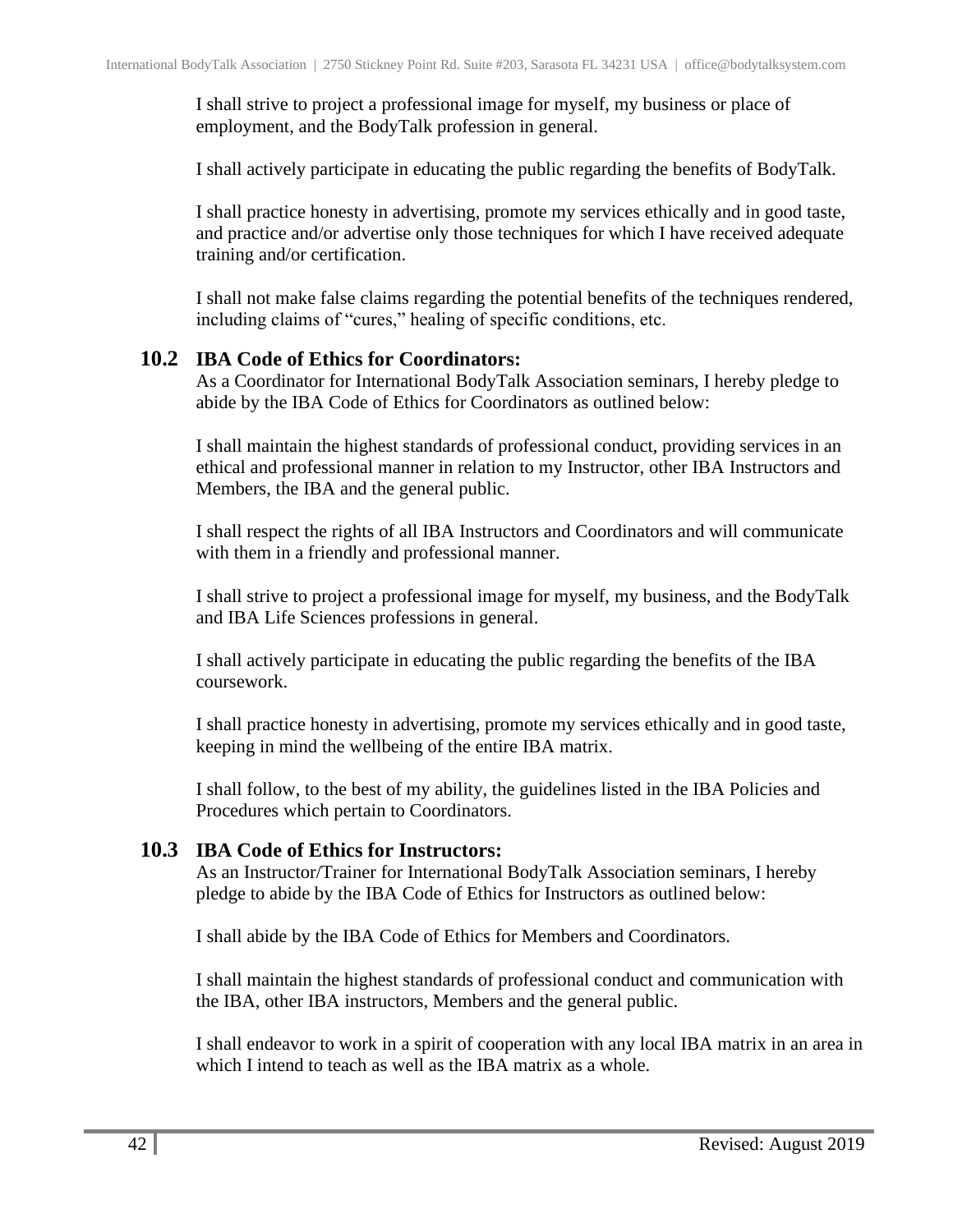I shall strive to project a professional image for myself, my business or place of employment, and the BodyTalk profession in general.

I shall actively participate in educating the public regarding the benefits of BodyTalk.

I shall practice honesty in advertising, promote my services ethically and in good taste, and practice and/or advertise only those techniques for which I have received adequate training and/or certification.

I shall not make false claims regarding the potential benefits of the techniques rendered, including claims of "cures," healing of specific conditions, etc.

## 10.2 IBA Code of Ethics for Coordinators:

As a Coordinator for International BodyTalk Association seminars, I hereby pledge to abide by the IBA Code of Ethics for Coordinators as outlined below:

I shall maintain the highest standards of professional conduct, providing services in an ethical and professional manner in relation to my Instructor, other IBA Instructors and Members, the IBA and the general public.

I shall respect the rights of all IBA Instructors and Coordinators and will communicate with them in a friendly and professional manner.

I shall strive to project a professional image for myself, my business, and the BodyTalk and IBA Life Sciences professions in general.

I shall actively participate in educating the public regarding the benefits of the IBA coursework.

I shall practice honesty in advertising, promote my services ethically and in good taste, keeping in mind the wellbeing of the entire IBA matrix.

I shall follow, to the best of my ability, the guidelines listed in the IBA Policies and Procedures which pertain to Coordinators.

## 10.3 IBA Code of Ethics for Instructors:

As an Instructor/Trainer for International BodyTalk Association seminars, I hereby pledge to abide by the IBA Code of Ethics for Instructors as outlined below:

I shall abide by the IBA Code of Ethics for Members and Coordinators.

I shall maintain the highest standards of professional conduct and communication with the IBA, other IBA instructors, Members and the general public.

I shall endeavor to work in a spirit of cooperation with any local IBA matrix in an area in which I intend to teach as well as the IBA matrix as a whole.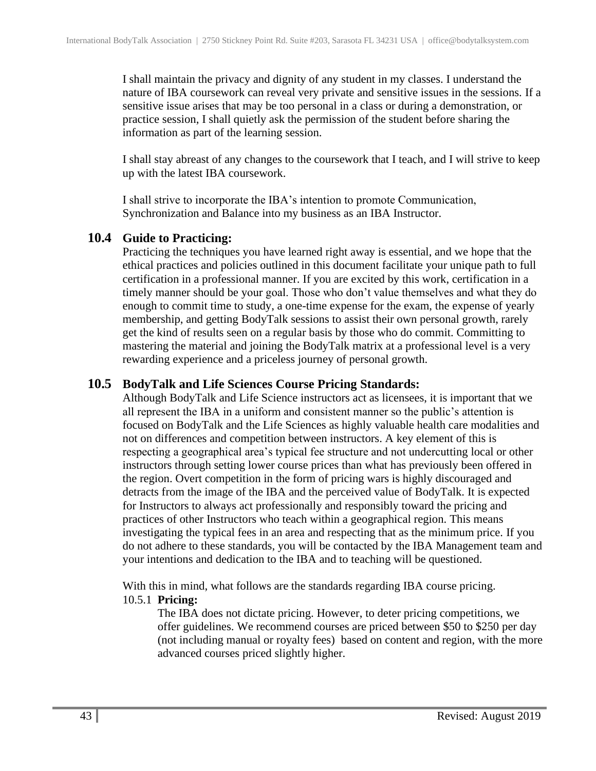I shall maintain the privacy and dignity of any student in my classes. I understand the nature of IBA coursework can reveal very private and sensitive issues in the sessions. If a sensitive issue arises that may be too personal in a class or during a demonstration, or practice session, I shall quietly ask the permission of the student before sharing the information as part of the learning session.

I shall stay abreast of any changes to the coursework that I teach, and I will strive to keep up with the latest IBA coursework.

I shall strive to incorporate the IBA's intention to promote Communication, Synchronization and Balance into my business as an IBA Instructor.

## 10.4 Guide to Practicing:

Practicing the techniques you have learned right away is essential, and we hope that the ethical practices and policies outlined in this document facilitate your unique path to full certification in a professional manner. If you are excited by this work, certification in a timely manner should be your goal. Those who don't value themselves and what they do enough to commit time to study, a one-time expense for the exam, the expense of yearly membership, and getting BodyTalk sessions to assist their own personal growth, rarely get the kind of results seen on a regular basis by those who do commit. Committing to mastering the material and joining the BodyTalk matrix at a professional level is a very rewarding experience and a priceless journey of personal growth.

## 10.5 BodyTalk and Life Sciences Course Pricing Standards:

Although BodyTalk and Life Science instructors act as licensees, it is important that we all represent the IBA in a uniform and consistent manner so the public's attention is focused on BodyTalk and the Life Sciences as highly valuable health care modalities and not on differences and competition between instructors. A key element of this is respecting a geographical area's typical fee structure and not undercutting local or other instructors through setting lower course prices than what has previously been offered in the region. Overt competition in the form of pricing wars is highly discouraged and detracts from the image of the IBA and the perceived value of BodyTalk. It is expected for Instructors to always act professionally and responsibly toward the pricing and practices of other Instructors who teach within a geographical region. This means investigating the typical fees in an area and respecting that as the minimum price. If you do not adhere to these standards, you will be contacted by the IBA Management team and your intentions and dedication to the IBA and to teaching will be questioned.

With this in mind, what follows are the standards regarding IBA course pricing.

### 10.5.1 Pricing:

The IBA does not dictate pricing. However, to deter pricing competitions, we offer guidelines. We recommend courses are priced between $50 to $250 per day (not including manual or royalty fees) based on content and region, with the more advanced courses priced slightly higher.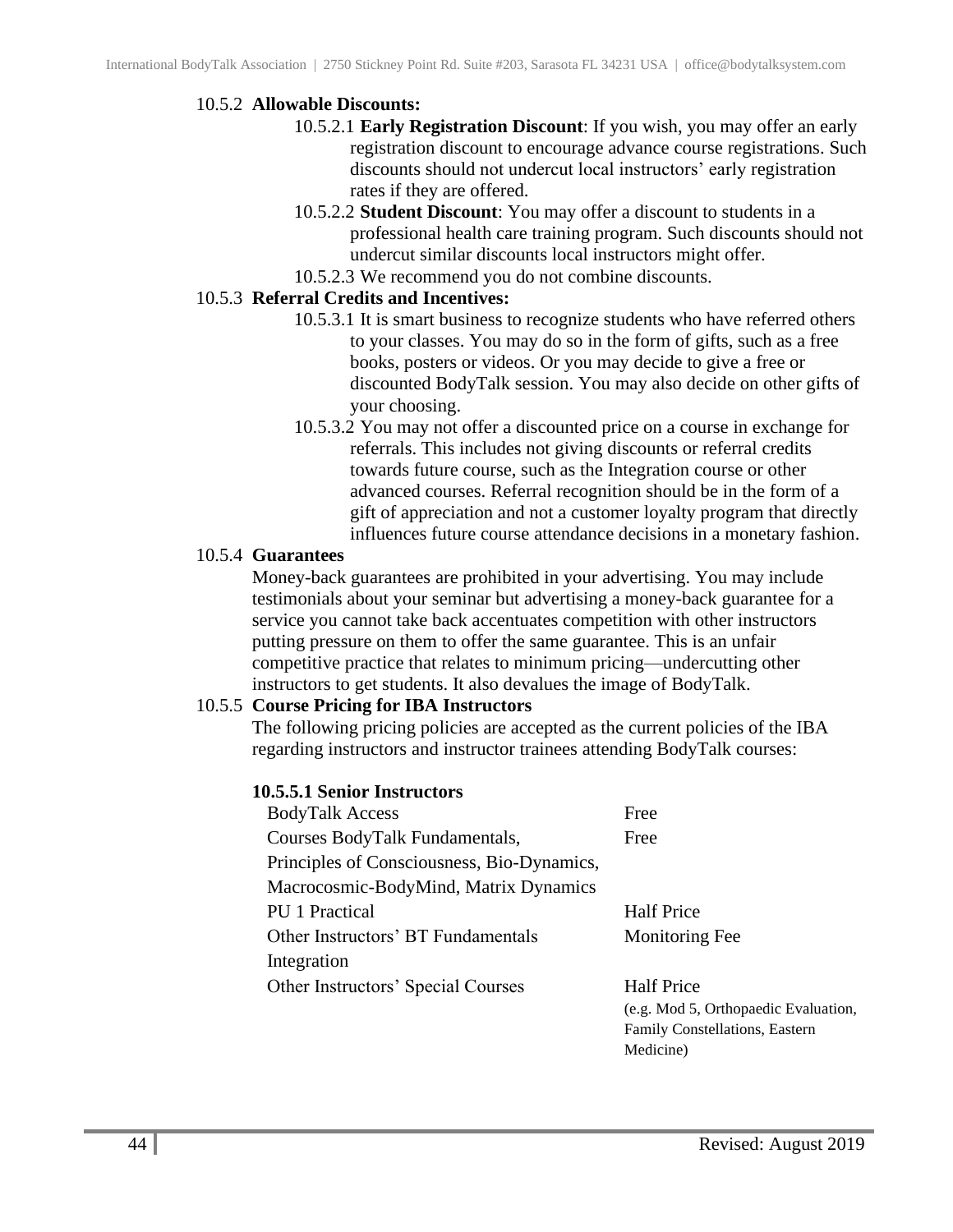### 10.5.2 **Allowable Discounts:**

10.5.2.1 **Early Registration Discount**: If you wish, you may offer an early registration discount to encourage advance course registrations. Such discounts should not undercut local instructors' early registration rates if they are offered.

10.5.2.2 **Student Discount**: You may offer a discount to students in a professional health care training program. Such discounts should not undercut similar discounts local instructors might offer.

10.5.2.3 We recommend you do not combine discounts.

### 10.5.3 **Referral Credits and Incentives:**

10.5.3.1 It is smart business to recognize students who have referred others to your classes. You may do so in the form of gifts, such as a free books, posters or videos. Or you may decide to give a free or discounted BodyTalk session. You may also decide on other gifts of your choosing.

10.5.3.2 You may not offer a discounted price on a course in exchange for referrals. This includes not giving discounts or referral credits towards future course, such as the Integration course or other advanced courses. Referral recognition should be in the form of a gift of appreciation and not a customer loyalty program that directly influences future course attendance decisions in a monetary fashion.

### 10.5.4 **Guarantees**

Money-back guarantees are prohibited in your advertising. You may include testimonials about your seminar but advertising a money-back guarantee for a service you cannot take back accentuates competition with other instructors putting pressure on them to offer the same guarantee. This is an unfair competitive practice that relates to minimum pricing—undercutting other instructors to get students. It also devalues the image of BodyTalk.

### 10.5.5 **Course Pricing for IBA Instructors**

The following pricing policies are accepted as the current policies of the IBA regarding instructors and instructor trainees attending BodyTalk courses:

**10.5.5.1 Senior Instructors**

| | |
|---|---|
| BodyTalk Access | Free |
| Courses BodyTalk Fundamentals, Principles of Consciousness, Bio-Dynamics, Macrocosmic-BodyMind, Matrix Dynamics | Free |
| PU 1 Practical | Half Price |
| Other Instructors' BT Fundamentals Integration | Monitoring Fee |
| Other Instructors' Special Courses | Half Price (e.g. Mod 5, Orthopaedic Evaluation, Family Constellations, Eastern Medicine) |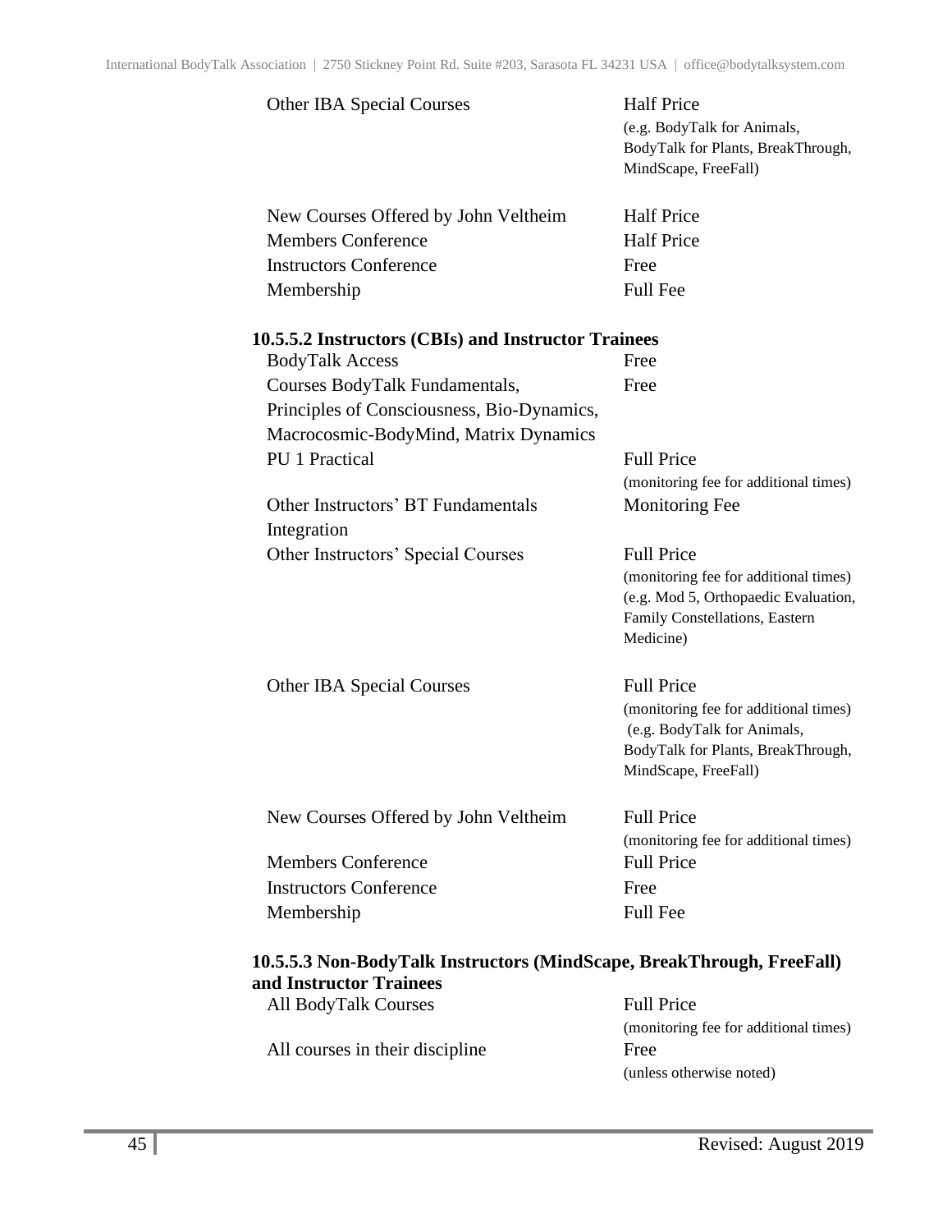| | |
|---|---|
| Other IBA Special Courses | Half Price (e.g. BodyTalk for Animals, BodyTalk for Plants, BreakThrough, MindScape, FreeFall) |
| New Courses Offered by John Veltheim | Half Price |
| Members Conference | Half Price |
| Instructors Conference | Free |
| Membership | Full Fee |

#### 10.5.5.2 Instructors (CBIs) and Instructor Trainees

| | |
|---|---|
| BodyTalk Access | Free |
| Courses BodyTalk Fundamentals, Principles of Consciousness, Bio-Dynamics, Macrocosmic-BodyMind, Matrix Dynamics | Free |
| PU 1 Practical | Full Price (monitoring fee for additional times) |
| Other Instructors' BT Fundamentals Integration | Monitoring Fee |
| Other Instructors' Special Courses | Full Price (monitoring fee for additional times) (e.g. Mod 5, Orthopaedic Evaluation, Family Constellations, Eastern Medicine) |
| Other IBA Special Courses | Full Price (monitoring fee for additional times) (e.g. BodyTalk for Animals, BodyTalk for Plants, BreakThrough, MindScape, FreeFall) |
| New Courses Offered by John Veltheim | Full Price (monitoring fee for additional times) |
| Members Conference | Full Price |
| Instructors Conference | Free |
| Membership | Full Fee |

#### 10.5.5.3 Non-BodyTalk Instructors (MindScape, BreakThrough, FreeFall) and Instructor Trainees

| | |
|---|---|
| All BodyTalk Courses | Full Price (monitoring fee for additional times) |
| All courses in their discipline | Free (unless otherwise noted) |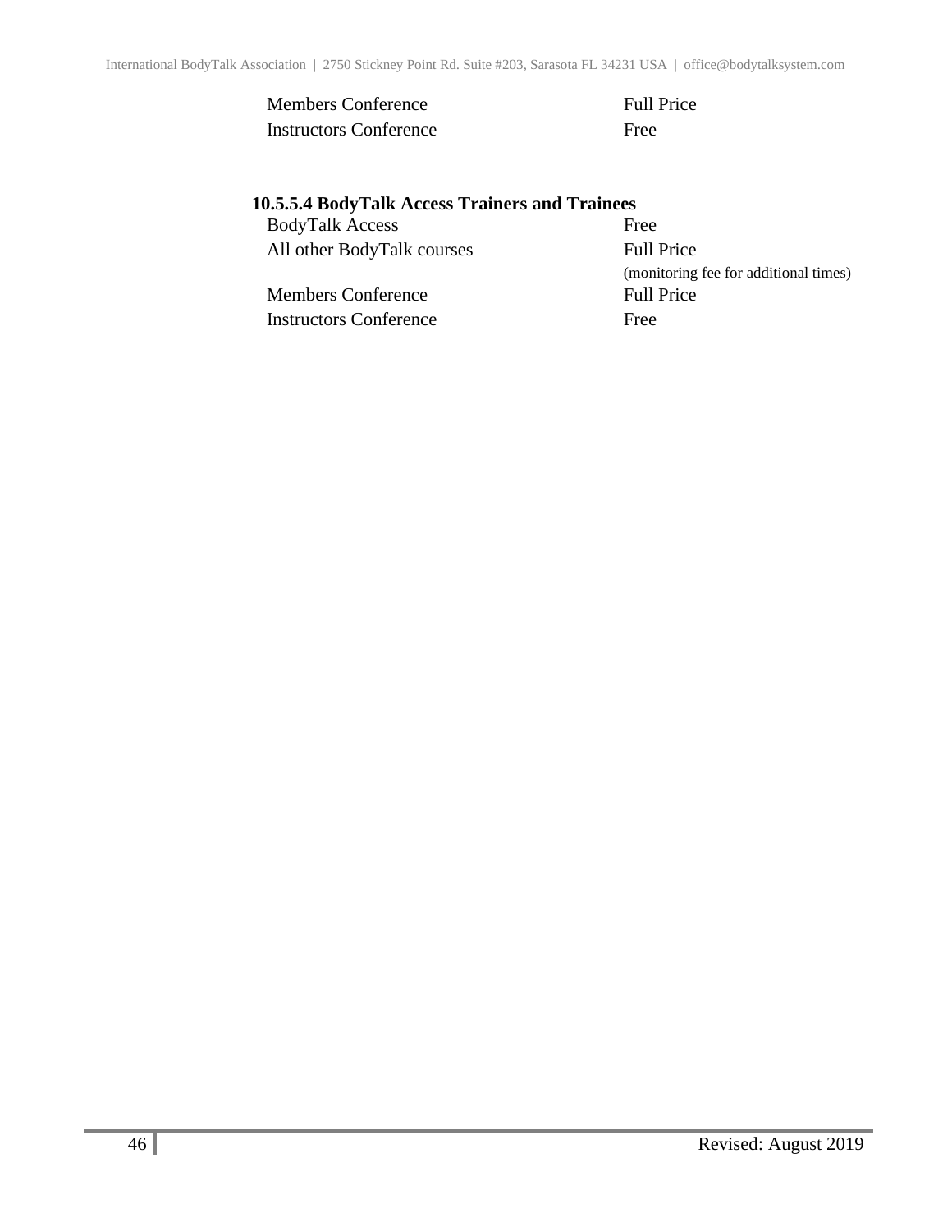| | |
|---|---|
| Members Conference | Full Price |
| Instructors Conference | Free |

#### 10.5.5.4 BodyTalk Access Trainers and Trainees

| | |
|---|---|
| BodyTalk Access | Free |
| All other BodyTalk courses | Full Price (monitoring fee for additional times) |
| Members Conference | Full Price |
| Instructors Conference | Free |